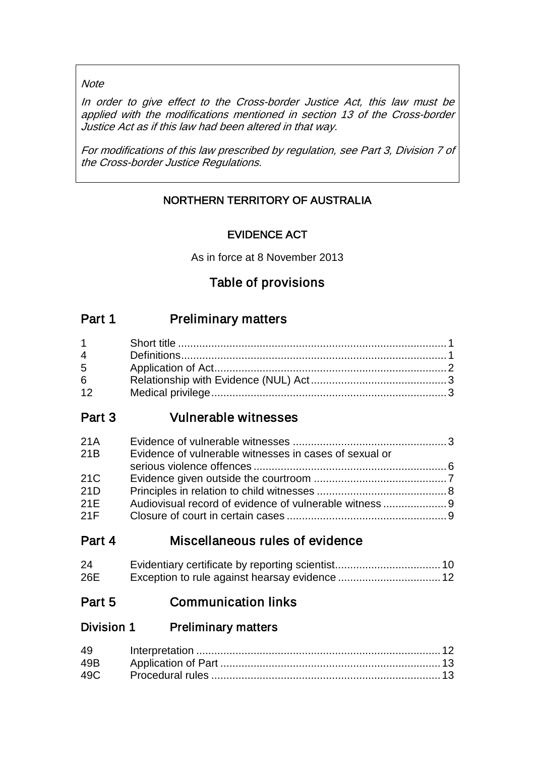*Note*

*In order to give effect to the Cross-border Justice Act, this law must be applied with the modifications mentioned in section 13 of the Cross-border Justice Act as if this law had been altered in that way.*

*For modifications of this law prescribed by regulation, see Part 3, Division 7 of the Cross-border Justice Regulations.*

NORTHERN TERRITORY OF AUSTRALIA

# EVIDENCE ACT

As in force at 8 November 2013

## Table of provisions

### Part 1 Preliminary matters

| | | |
|---|---|---|
| 1 | Short title | 1 |
| 4 | Definitions | 1 |
| 5 | Application of Act | 2 |
| 6 | Relationship with Evidence (NUL) Act | 3 |
| 12 | Medical privilege | 3 |

### Part 3 Vulnerable witnesses

| | | |
|---|---|---|
| 21A | Evidence of vulnerable witnesses | 3 |
| 21B | Evidence of vulnerable witnesses in cases of sexual or serious violence offences | 6 |
| 21C | Evidence given outside the courtroom | 7 |
| 21D | Principles in relation to child witnesses | 8 |
| 21E | Audiovisual record of evidence of vulnerable witness | 9 |
| 21F | Closure of court in certain cases | 9 |

### Part 4 Miscellaneous rules of evidence

| | | |
|---|---|---|
| 24 | Evidentiary certificate by reporting scientist | 10 |
| 26E | Exception to rule against hearsay evidence | 12 |

### Part 5 Communication links

#### Division 1 Preliminary matters

| | | |
|---|---|---|
| 49 | Interpretation | 12 |
| 49B | Application of Part | 13 |
| 49C | Procedural rules | 13 |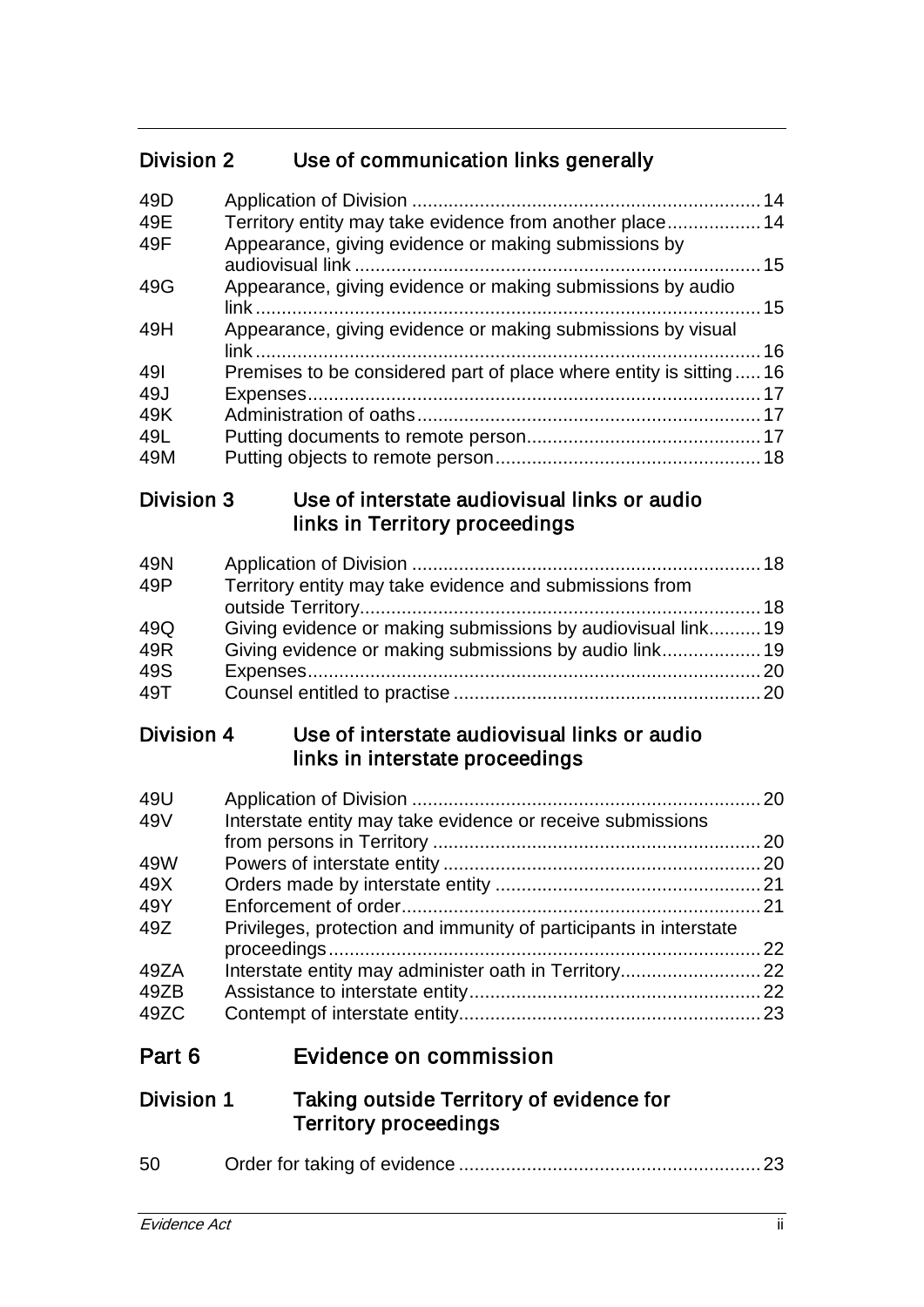## Division 2 Use of communication links generally

| | | |
|---|---|---|
| 49D | Application of Division | 14 |
| 49E | Territory entity may take evidence from another place | 14 |
| 49F | Appearance, giving evidence or making submissions by audiovisual link | 15 |
| 49G | Appearance, giving evidence or making submissions by audio link | 15 |
| 49H | Appearance, giving evidence or making submissions by visual link | 16 |
| 49I | Premises to be considered part of place where entity is sitting | 16 |
| 49J | Expenses | 17 |
| 49K | Administration of oaths | 17 |
| 49L | Putting documents to remote person | 17 |
| 49M | Putting objects to remote person | 18 |

## Division 3 Use of interstate audiovisual links or audio links in Territory proceedings

| | | |
|---|---|---|
| 49N | Application of Division | 18 |
| 49P | Territory entity may take evidence and submissions from outside Territory | 18 |
| 49Q | Giving evidence or making submissions by audiovisual link | 19 |
| 49R | Giving evidence or making submissions by audio link | 19 |
| 49S | Expenses | 20 |
| 49T | Counsel entitled to practise | 20 |

## Division 4 Use of interstate audiovisual links or audio links in interstate proceedings

| | | |
|---|---|---|
| 49U | Application of Division | 20 |
| 49V | Interstate entity may take evidence or receive submissions from persons in Territory | 20 |
| 49W | Powers of interstate entity | 20 |
| 49X | Orders made by interstate entity | 21 |
| 49Y | Enforcement of order | 21 |
| 49Z | Privileges, protection and immunity of participants in interstate proceedings | 22 |
| 49ZA | Interstate entity may administer oath in Territory | 22 |
| 49ZB | Assistance to interstate entity | 22 |
| 49ZC | Contempt of interstate entity | 23 |

# Part 6 Evidence on commission

## Division 1 Taking outside Territory of evidence for Territory proceedings

| | | |
|---|---|---|
| 50 | Order for taking of evidence | 23 |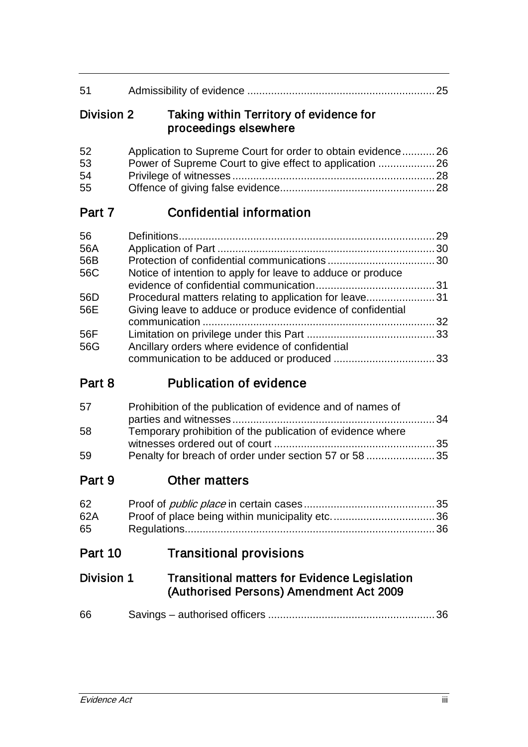| | | |
|---|---|---|
| 51 | Admissibility of evidence | 25 |

### Division 2 Taking within Territory of evidence for proceedings elsewhere

| | | |
|---|---|---|
| 52 | Application to Supreme Court for order to obtain evidence | 26 |
| 53 | Power of Supreme Court to give effect to application | 26 |
| 54 | Privilege of witnesses | 28 |
| 55 | Offence of giving false evidence | 28 |

## Part 7 Confidential information

| | | |
|---|---|---|
| 56 | Definitions | 29 |
| 56A | Application of Part | 30 |
| 56B | Protection of confidential communications | 30 |
| 56C | Notice of intention to apply for leave to adduce or produce evidence of confidential communication | 31 |
| 56D | Procedural matters relating to application for leave | 31 |
| 56E | Giving leave to adduce or produce evidence of confidential communication | 32 |
| 56F | Limitation on privilege under this Part | 33 |
| 56G | Ancillary orders where evidence of confidential communication to be adduced or produced | 33 |

## Part 8 Publication of evidence

| | | |
|---|---|---|
| 57 | Prohibition of the publication of evidence and of names of parties and witnesses | 34 |
| 58 | Temporary prohibition of the publication of evidence where witnesses ordered out of court | 35 |
| 59 | Penalty for breach of order under section 57 or 58 | 35 |

## Part 9 Other matters

| | | |
|---|---|---|
| 62 | Proof of *public place* in certain cases | 35 |
| 62A | Proof of place being within municipality etc. | 36 |
| 65 | Regulations | 36 |

## Part 10 Transitional provisions

### Division 1 Transitional matters for Evidence Legislation (Authorised Persons) Amendment Act 2009

| | | |
|---|---|---|
| 66 | Savings – authorised officers | 36 |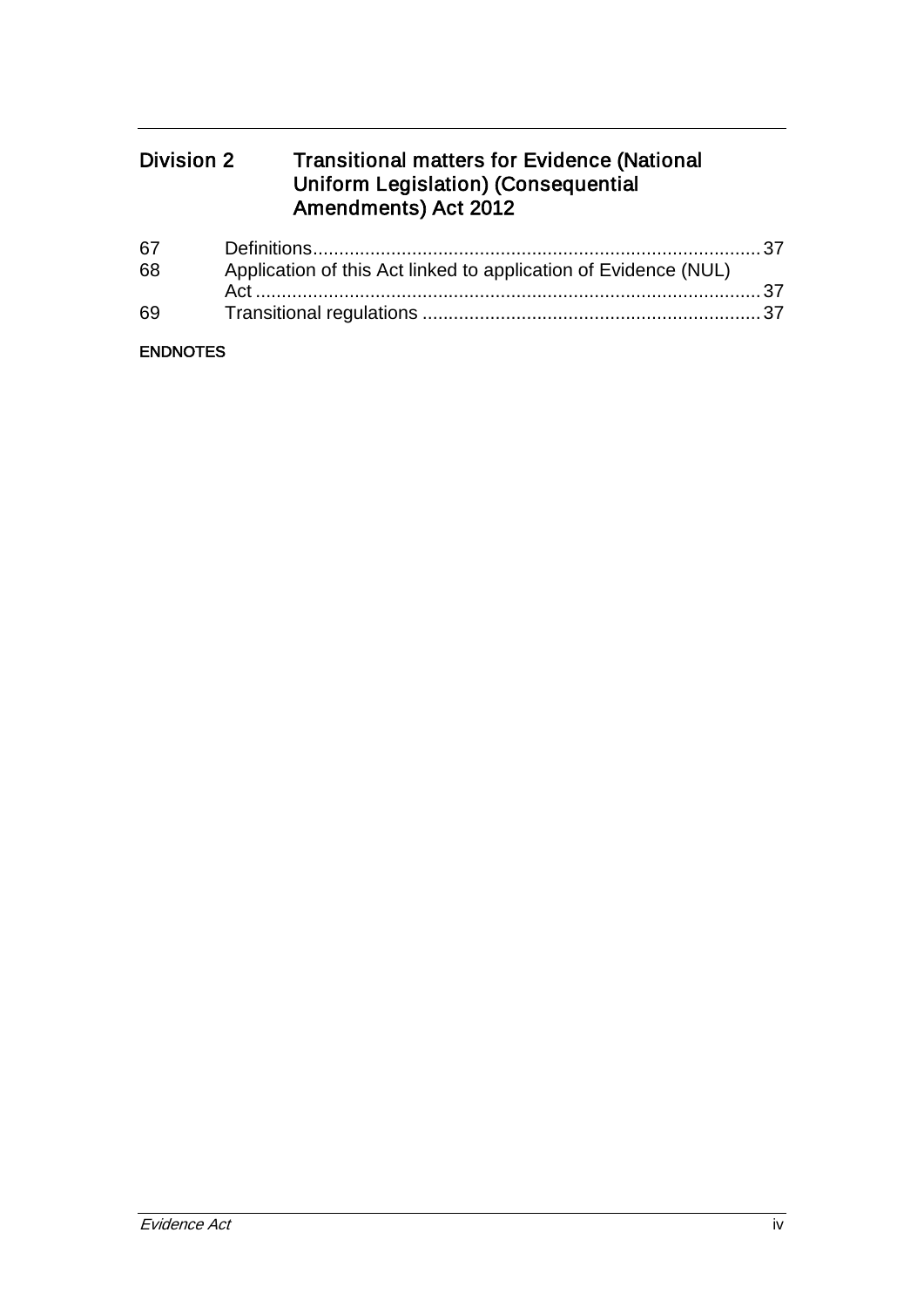### Division 2 Transitional matters for Evidence (National Uniform Legislation) (Consequential Amendments) Act 2012

| | | |
|---|---|---|
| 67 | Definitions | 37 |
| 68 | Application of this Act linked to application of Evidence (NUL) Act | 37 |
| 69 | Transitional regulations | 37 |

**ENDNOTES**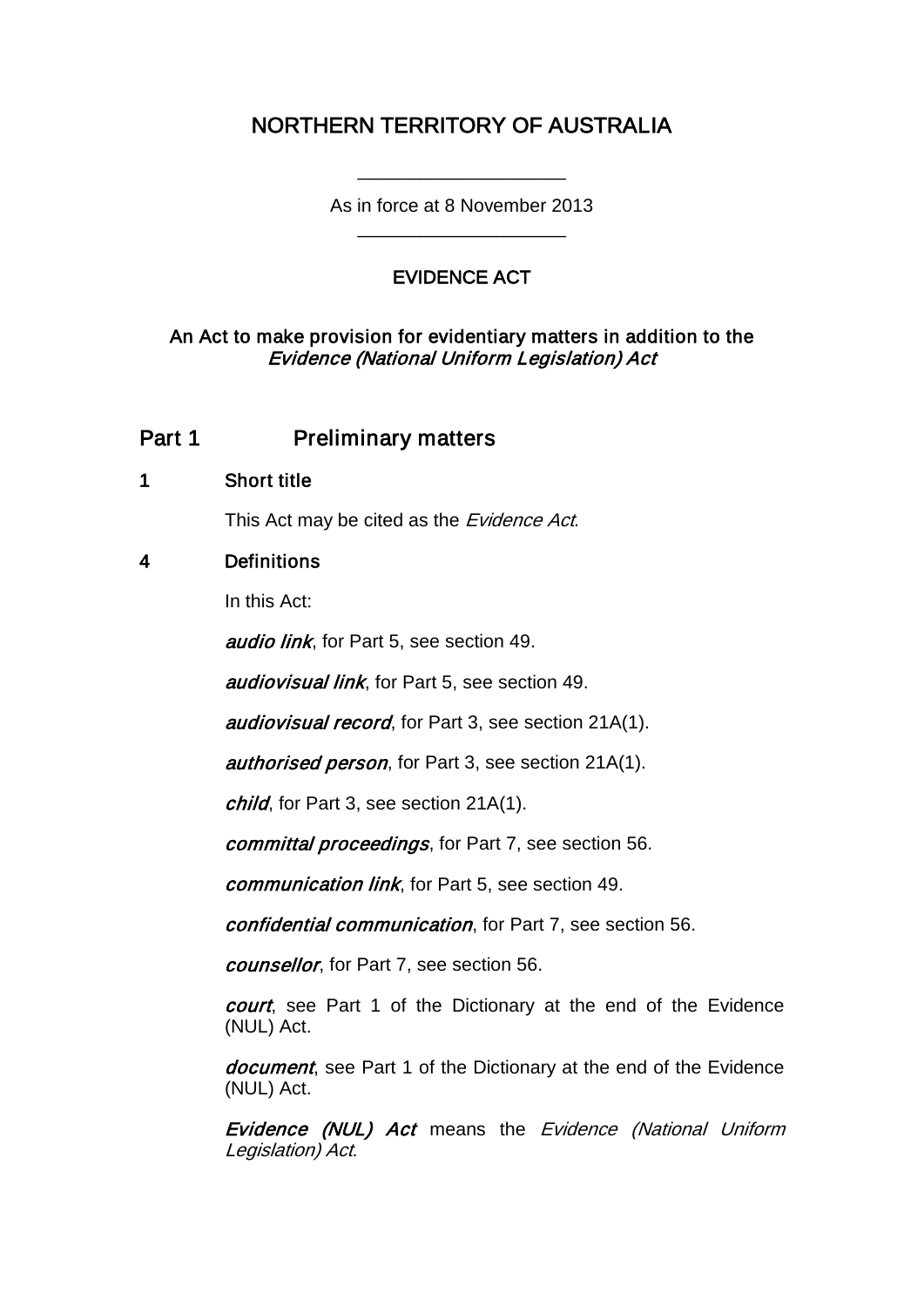# NORTHERN TERRITORY OF AUSTRALIA

\_\_\_\_\_\_\_\_\_\_\_\_\_\_\_\_\_\_\_\_

As in force at 8 November 2013

\_\_\_\_\_\_\_\_\_\_\_\_\_\_\_\_\_\_\_\_

## EVIDENCE ACT

**An Act to make provision for evidentiary matters in addition to the *Evidence (National Uniform Legislation) Act***

## Part 1 Preliminary matters

### 1 Short title

This Act may be cited as the *Evidence Act*.

### 4 Definitions

In this Act:

***audio link***, for Part 5, see section 49.

***audiovisual link***, for Part 5, see section 49.

***audiovisual record***, for Part 3, see section 21A(1).

***authorised person***, for Part 3, see section 21A(1).

***child***, for Part 3, see section 21A(1).

***committal proceedings***, for Part 7, see section 56.

***communication link***, for Part 5, see section 49.

***confidential communication***, for Part 7, see section 56.

***counsellor***, for Part 7, see section 56.

***court***, see Part 1 of the Dictionary at the end of the Evidence (NUL) Act.

***document***, see Part 1 of the Dictionary at the end of the Evidence (NUL) Act.

***Evidence (NUL) Act*** means the *Evidence (National Uniform Legislation) Act*.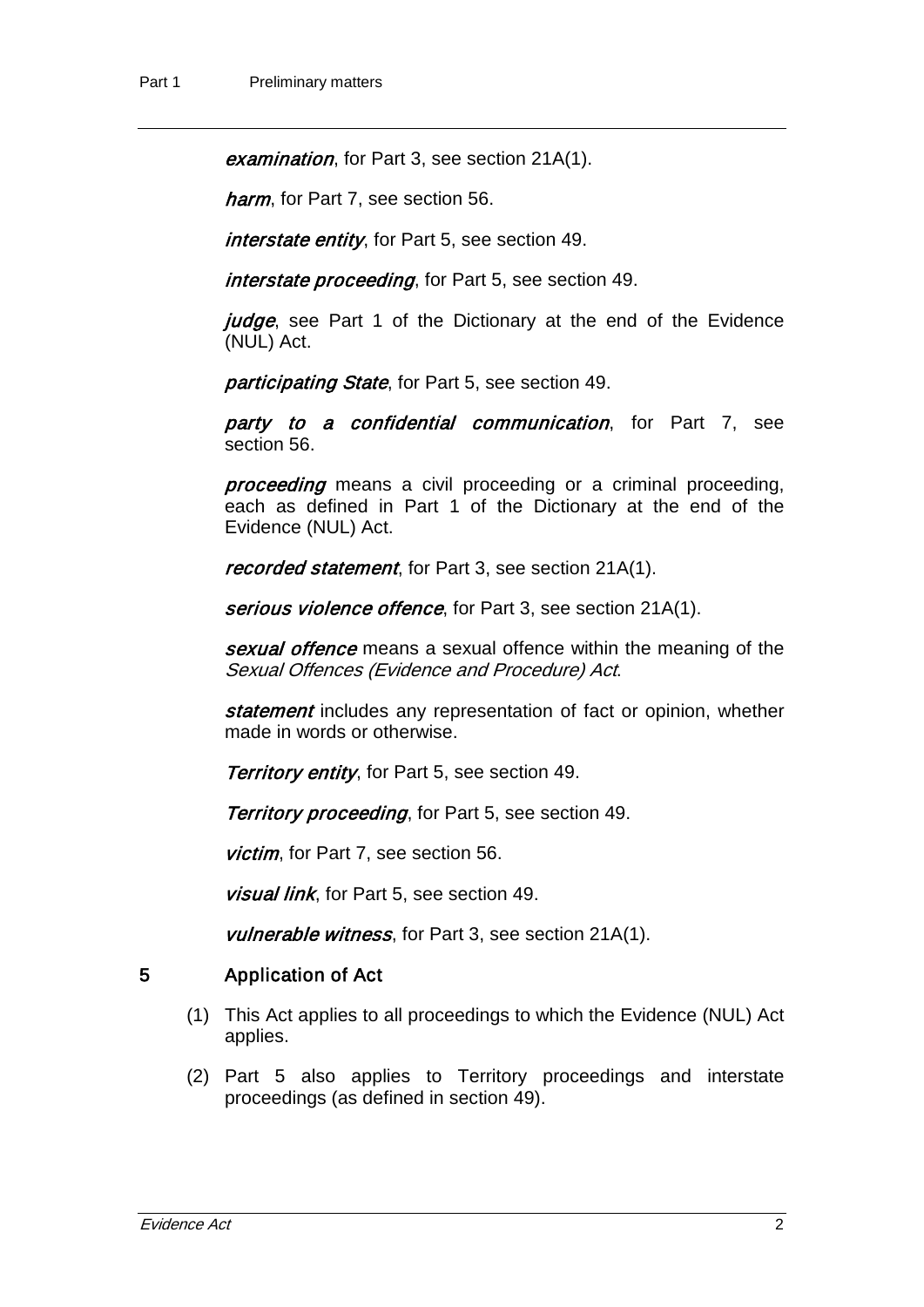***examination***, for Part 3, see section 21A(1).

***harm***, for Part 7, see section 56.

***interstate entity***, for Part 5, see section 49.

***interstate proceeding***, for Part 5, see section 49.

***judge***, see Part 1 of the Dictionary at the end of the Evidence (NUL) Act.

***participating State***, for Part 5, see section 49.

***party to a confidential communication***, for Part 7, see section 56.

***proceeding*** means a civil proceeding or a criminal proceeding, each as defined in Part 1 of the Dictionary at the end of the Evidence (NUL) Act.

***recorded statement***, for Part 3, see section 21A(1).

***serious violence offence***, for Part 3, see section 21A(1).

***sexual offence*** means a sexual offence within the meaning of the *Sexual Offences (Evidence and Procedure) Act*.

***statement*** includes any representation of fact or opinion, whether made in words or otherwise.

***Territory entity***, for Part 5, see section 49.

***Territory proceeding***, for Part 5, see section 49.

***victim***, for Part 7, see section 56.

***visual link***, for Part 5, see section 49.

***vulnerable witness***, for Part 3, see section 21A(1).

## 5 Application of Act

(1) This Act applies to all proceedings to which the Evidence (NUL) Act applies.

(2) Part 5 also applies to Territory proceedings and interstate proceedings (as defined in section 49).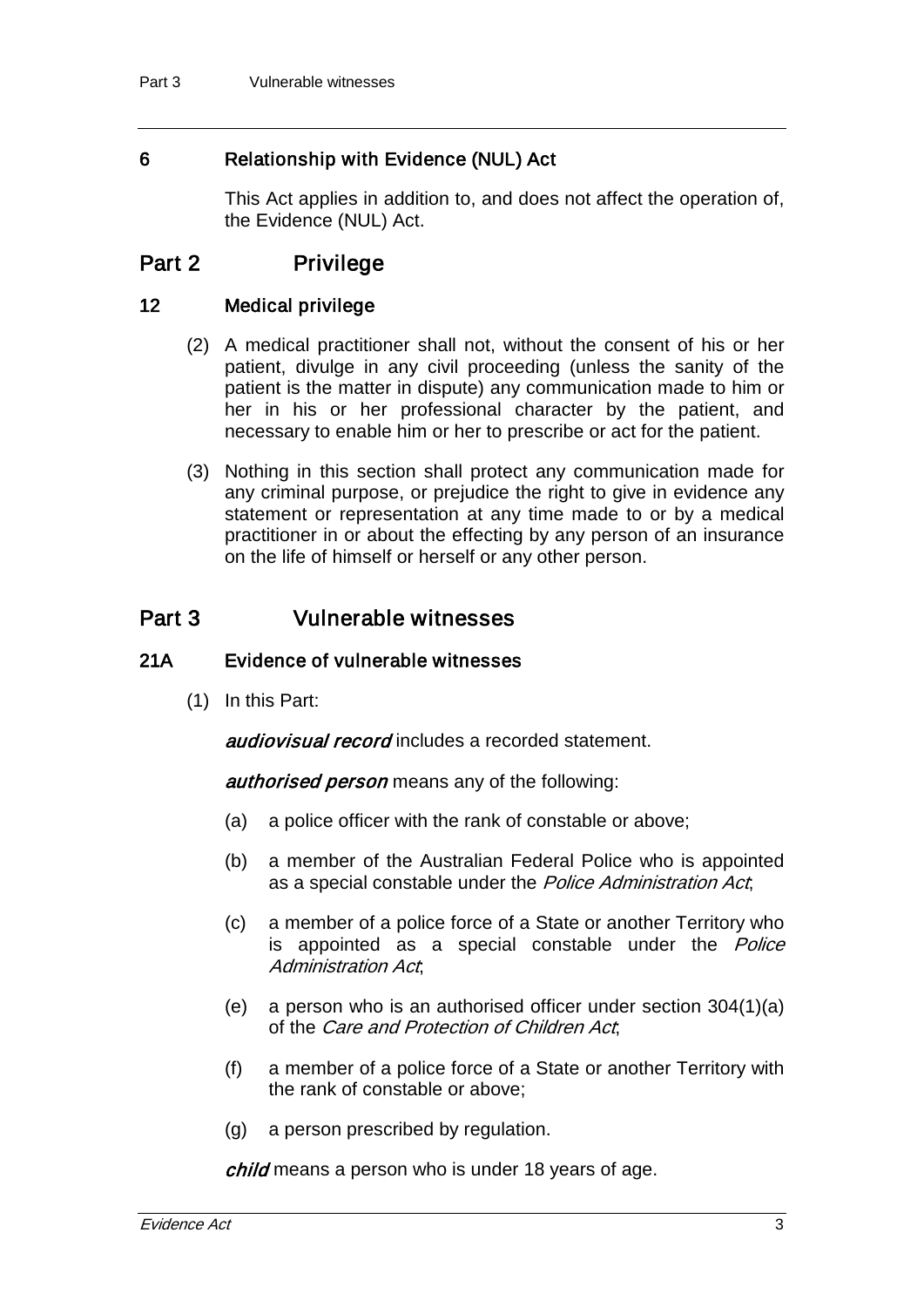### 6 Relationship with Evidence (NUL) Act

This Act applies in addition to, and does not affect the operation of, the Evidence (NUL) Act.

## Part 2 Privilege

### 12 Medical privilege

(2) A medical practitioner shall not, without the consent of his or her patient, divulge in any civil proceeding (unless the sanity of the patient is the matter in dispute) any communication made to him or her in his or her professional character by the patient, and necessary to enable him or her to prescribe or act for the patient.

(3) Nothing in this section shall protect any communication made for any criminal purpose, or prejudice the right to give in evidence any statement or representation at any time made to or by a medical practitioner in or about the effecting by any person of an insurance on the life of himself or herself or any other person.

## Part 3 Vulnerable witnesses

### 21A Evidence of vulnerable witnesses

(1) In this Part:

***audiovisual record*** includes a recorded statement.

***authorised person*** means any of the following:

- (a) a police officer with the rank of constable or above;
- (b) a member of the Australian Federal Police who is appointed as a special constable under the *Police Administration Act*;
- (c) a member of a police force of a State or another Territory who is appointed as a special constable under the *Police Administration Act*;
- (e) a person who is an authorised officer under section 304(1)(a) of the *Care and Protection of Children Act*;
- (f) a member of a police force of a State or another Territory with the rank of constable or above;
- (g) a person prescribed by regulation.

***child*** means a person who is under 18 years of age.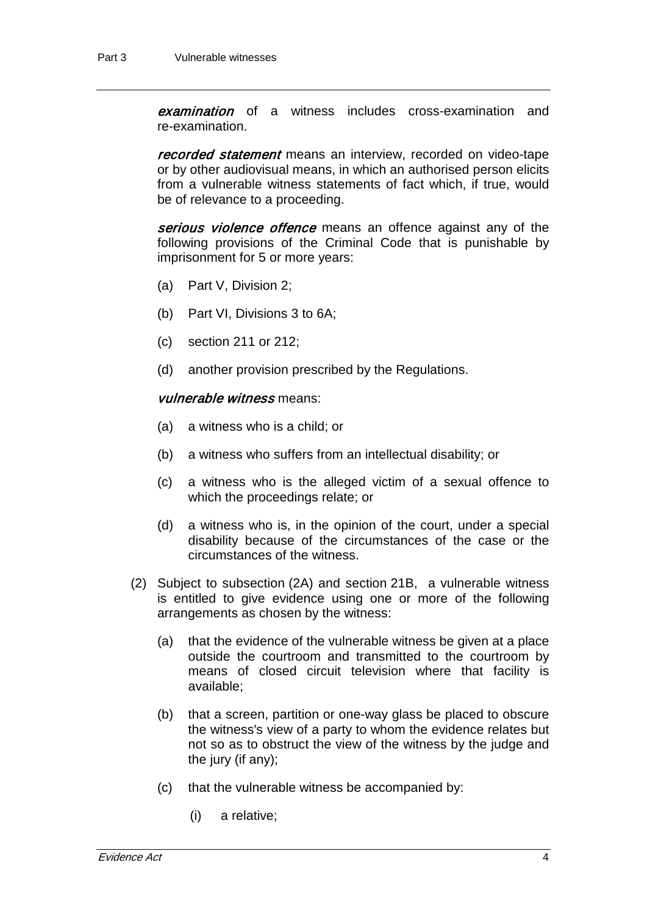***examination*** of a witness includes cross-examination and re-examination.

***recorded statement*** means an interview, recorded on video-tape or by other audiovisual means, in which an authorised person elicits from a vulnerable witness statements of fact which, if true, would be of relevance to a proceeding.

***serious violence offence*** means an offence against any of the following provisions of the Criminal Code that is punishable by imprisonment for 5 or more years:

(a) Part V, Division 2;

(b) Part VI, Divisions 3 to 6A;

(c) section 211 or 212;

(d) another provision prescribed by the Regulations.

***vulnerable witness*** means:

(a) a witness who is a child; or

(b) a witness who suffers from an intellectual disability; or

(c) a witness who is the alleged victim of a sexual offence to which the proceedings relate; or

(d) a witness who is, in the opinion of the court, under a special disability because of the circumstances of the case or the circumstances of the witness.

(2) Subject to subsection (2A) and section 21B, a vulnerable witness is entitled to give evidence using one or more of the following arrangements as chosen by the witness:

(a) that the evidence of the vulnerable witness be given at a place outside the courtroom and transmitted to the courtroom by means of closed circuit television where that facility is available;

(b) that a screen, partition or one-way glass be placed to obscure the witness's view of a party to whom the evidence relates but not so as to obstruct the view of the witness by the judge and the jury (if any);

(c) that the vulnerable witness be accompanied by:

(i) a relative;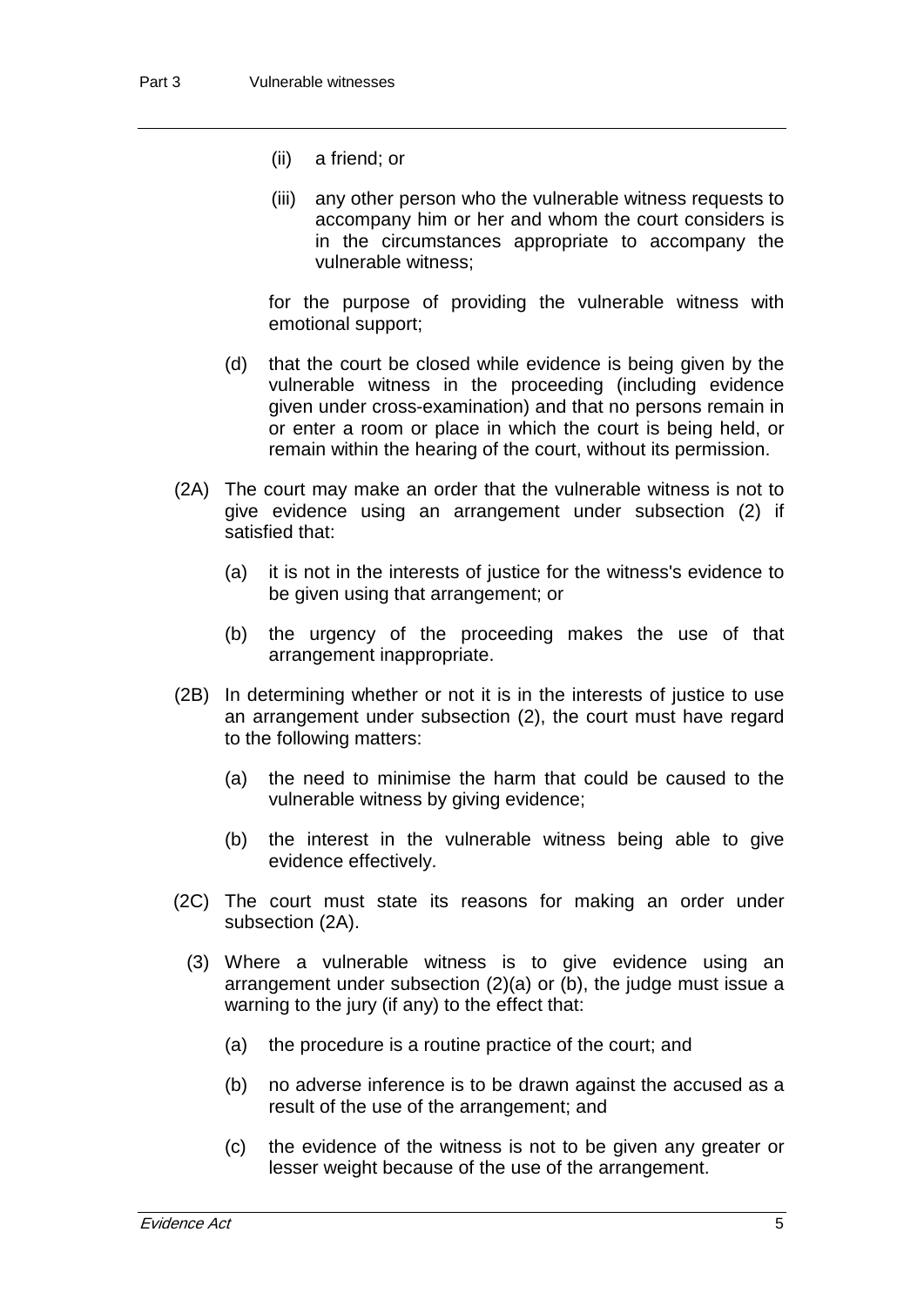(ii) a friend; or

(iii) any other person who the vulnerable witness requests to accompany him or her and whom the court considers is in the circumstances appropriate to accompany the vulnerable witness;

for the purpose of providing the vulnerable witness with emotional support;

(d) that the court be closed while evidence is being given by the vulnerable witness in the proceeding (including evidence given under cross-examination) and that no persons remain in or enter a room or place in which the court is being held, or remain within the hearing of the court, without its permission.

(2A) The court may make an order that the vulnerable witness is not to give evidence using an arrangement under subsection (2) if satisfied that:

(a) it is not in the interests of justice for the witness's evidence to be given using that arrangement; or

(b) the urgency of the proceeding makes the use of that arrangement inappropriate.

(2B) In determining whether or not it is in the interests of justice to use an arrangement under subsection (2), the court must have regard to the following matters:

(a) the need to minimise the harm that could be caused to the vulnerable witness by giving evidence;

(b) the interest in the vulnerable witness being able to give evidence effectively.

(2C) The court must state its reasons for making an order under subsection (2A).

(3) Where a vulnerable witness is to give evidence using an arrangement under subsection (2)(a) or (b), the judge must issue a warning to the jury (if any) to the effect that:

(a) the procedure is a routine practice of the court; and

(b) no adverse inference is to be drawn against the accused as a result of the use of the arrangement; and

(c) the evidence of the witness is not to be given any greater or lesser weight because of the use of the arrangement.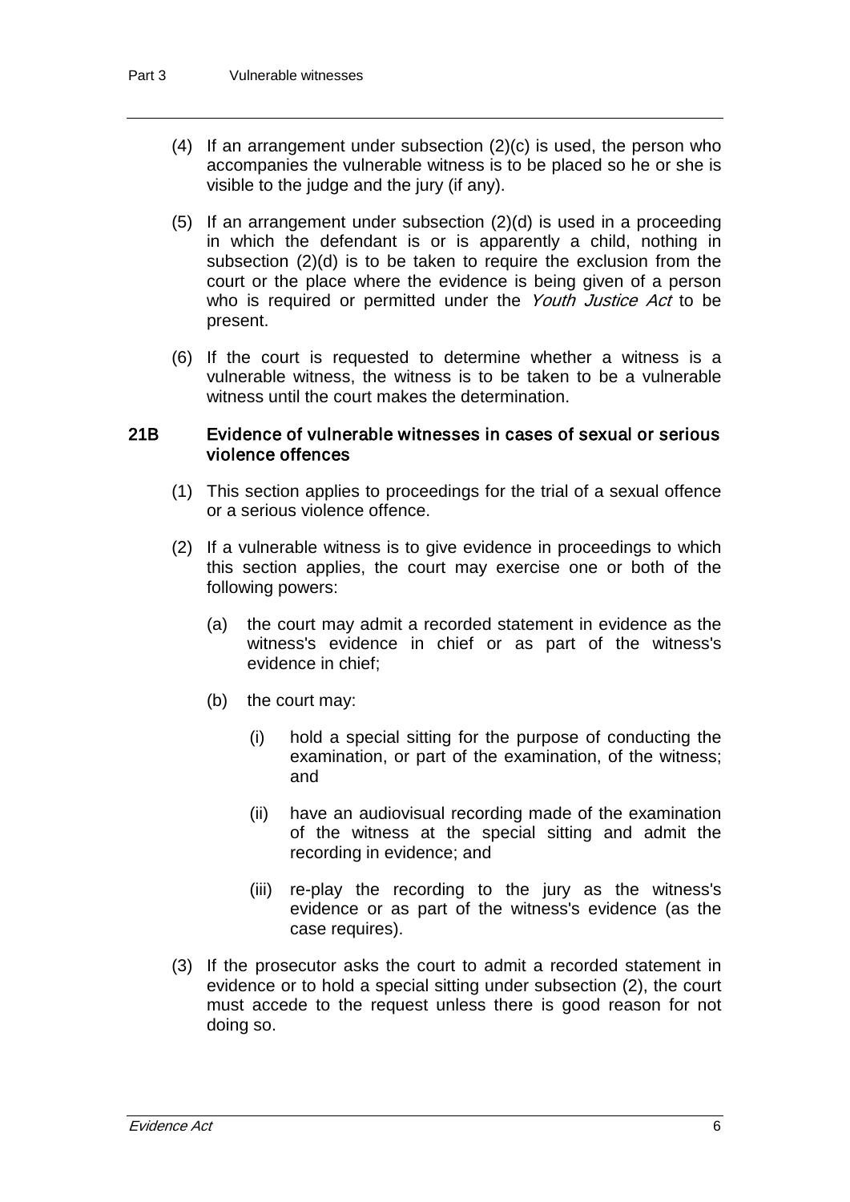(4) If an arrangement under subsection (2)(c) is used, the person who accompanies the vulnerable witness is to be placed so he or she is visible to the judge and the jury (if any).

(5) If an arrangement under subsection (2)(d) is used in a proceeding in which the defendant is or is apparently a child, nothing in subsection (2)(d) is to be taken to require the exclusion from the court or the place where the evidence is being given of a person who is required or permitted under the *Youth Justice Act* to be present.

(6) If the court is requested to determine whether a witness is a vulnerable witness, the witness is to be taken to be a vulnerable witness until the court makes the determination.

### 21B Evidence of vulnerable witnesses in cases of sexual or serious violence offences

(1) This section applies to proceedings for the trial of a sexual offence or a serious violence offence.

(2) If a vulnerable witness is to give evidence in proceedings to which this section applies, the court may exercise one or both of the following powers:

(a) the court may admit a recorded statement in evidence as the witness's evidence in chief or as part of the witness's evidence in chief;

(b) the court may:

(i) hold a special sitting for the purpose of conducting the examination, or part of the examination, of the witness; and

(ii) have an audiovisual recording made of the examination of the witness at the special sitting and admit the recording in evidence; and

(iii) re-play the recording to the jury as the witness's evidence or as part of the witness's evidence (as the case requires).

(3) If the prosecutor asks the court to admit a recorded statement in evidence or to hold a special sitting under subsection (2), the court must accede to the request unless there is good reason for not doing so.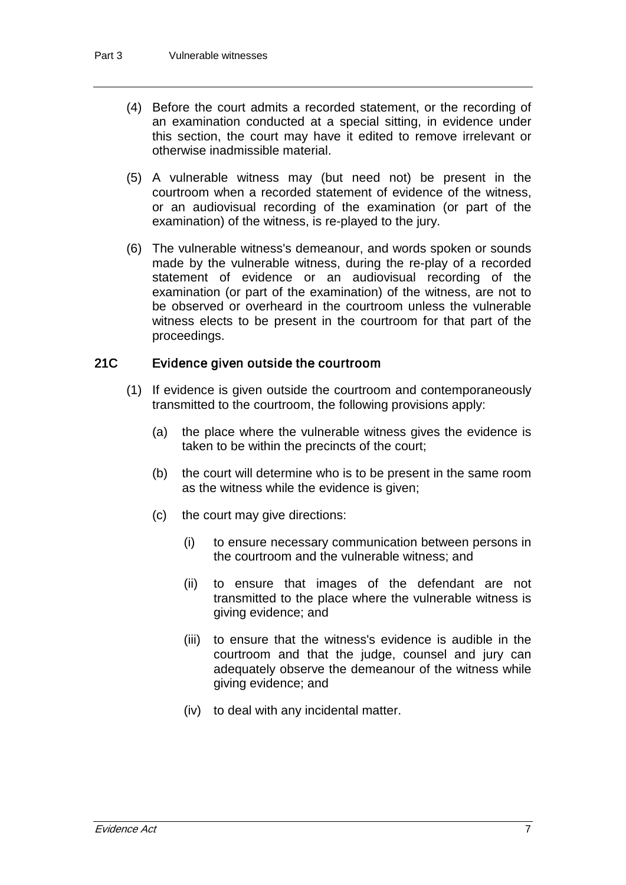(4) Before the court admits a recorded statement, or the recording of an examination conducted at a special sitting, in evidence under this section, the court may have it edited to remove irrelevant or otherwise inadmissible material.

(5) A vulnerable witness may (but need not) be present in the courtroom when a recorded statement of evidence of the witness, or an audiovisual recording of the examination (or part of the examination) of the witness, is re-played to the jury.

(6) The vulnerable witness's demeanour, and words spoken or sounds made by the vulnerable witness, during the re-play of a recorded statement of evidence or an audiovisual recording of the examination (or part of the examination) of the witness, are not to be observed or overheard in the courtroom unless the vulnerable witness elects to be present in the courtroom for that part of the proceedings.

### 21C Evidence given outside the courtroom

(1) If evidence is given outside the courtroom and contemporaneously transmitted to the courtroom, the following provisions apply:

(a) the place where the vulnerable witness gives the evidence is taken to be within the precincts of the court;

(b) the court will determine who is to be present in the same room as the witness while the evidence is given;

(c) the court may give directions:

(i) to ensure necessary communication between persons in the courtroom and the vulnerable witness; and

(ii) to ensure that images of the defendant are not transmitted to the place where the vulnerable witness is giving evidence; and

(iii) to ensure that the witness's evidence is audible in the courtroom and that the judge, counsel and jury can adequately observe the demeanour of the witness while giving evidence; and

(iv) to deal with any incidental matter.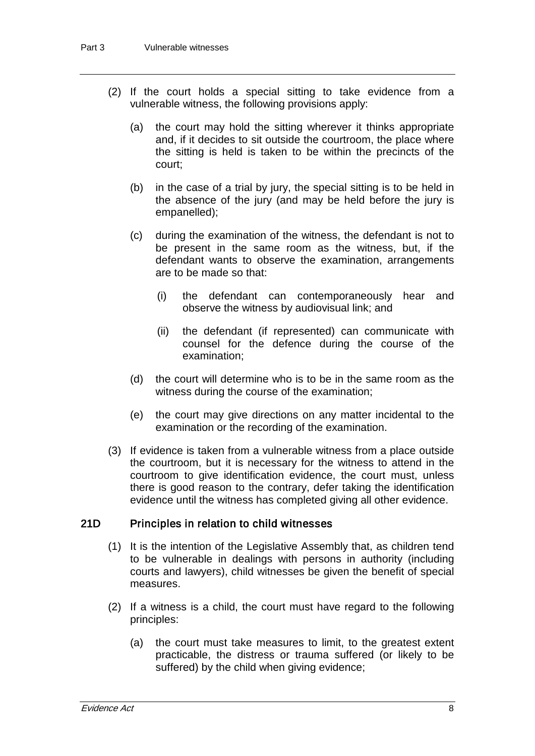(2) If the court holds a special sitting to take evidence from a vulnerable witness, the following provisions apply:

(a) the court may hold the sitting wherever it thinks appropriate and, if it decides to sit outside the courtroom, the place where the sitting is held is taken to be within the precincts of the court;

(b) in the case of a trial by jury, the special sitting is to be held in the absence of the jury (and may be held before the jury is empanelled);

(c) during the examination of the witness, the defendant is not to be present in the same room as the witness, but, if the defendant wants to observe the examination, arrangements are to be made so that:

(i) the defendant can contemporaneously hear and observe the witness by audiovisual link; and

(ii) the defendant (if represented) can communicate with counsel for the defence during the course of the examination;

(d) the court will determine who is to be in the same room as the witness during the course of the examination;

(e) the court may give directions on any matter incidental to the examination or the recording of the examination.

(3) If evidence is taken from a vulnerable witness from a place outside the courtroom, but it is necessary for the witness to attend in the courtroom to give identification evidence, the court must, unless there is good reason to the contrary, defer taking the identification evidence until the witness has completed giving all other evidence.

### 21D Principles in relation to child witnesses

(1) It is the intention of the Legislative Assembly that, as children tend to be vulnerable in dealings with persons in authority (including courts and lawyers), child witnesses be given the benefit of special measures.

(2) If a witness is a child, the court must have regard to the following principles:

(a) the court must take measures to limit, to the greatest extent practicable, the distress or trauma suffered (or likely to be suffered) by the child when giving evidence;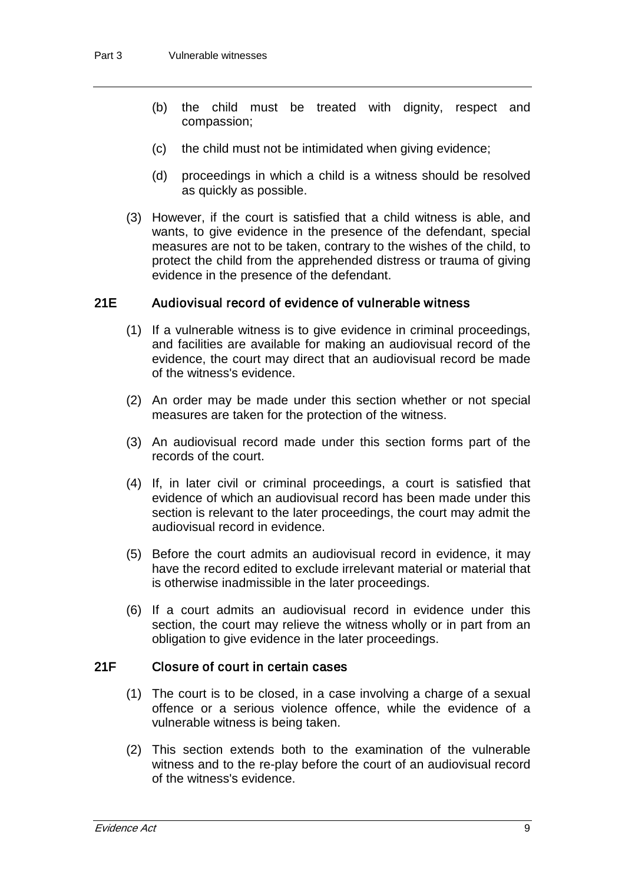(b) the child must be treated with dignity, respect and compassion;

(c) the child must not be intimidated when giving evidence;

(d) proceedings in which a child is a witness should be resolved as quickly as possible.

(3) However, if the court is satisfied that a child witness is able, and wants, to give evidence in the presence of the defendant, special measures are not to be taken, contrary to the wishes of the child, to protect the child from the apprehended distress or trauma of giving evidence in the presence of the defendant.

### 21E Audiovisual record of evidence of vulnerable witness

(1) If a vulnerable witness is to give evidence in criminal proceedings, and facilities are available for making an audiovisual record of the evidence, the court may direct that an audiovisual record be made of the witness's evidence.

(2) An order may be made under this section whether or not special measures are taken for the protection of the witness.

(3) An audiovisual record made under this section forms part of the records of the court.

(4) If, in later civil or criminal proceedings, a court is satisfied that evidence of which an audiovisual record has been made under this section is relevant to the later proceedings, the court may admit the audiovisual record in evidence.

(5) Before the court admits an audiovisual record in evidence, it may have the record edited to exclude irrelevant material or material that is otherwise inadmissible in the later proceedings.

(6) If a court admits an audiovisual record in evidence under this section, the court may relieve the witness wholly or in part from an obligation to give evidence in the later proceedings.

### 21F Closure of court in certain cases

(1) The court is to be closed, in a case involving a charge of a sexual offence or a serious violence offence, while the evidence of a vulnerable witness is being taken.

(2) This section extends both to the examination of the vulnerable witness and to the re-play before the court of an audiovisual record of the witness's evidence.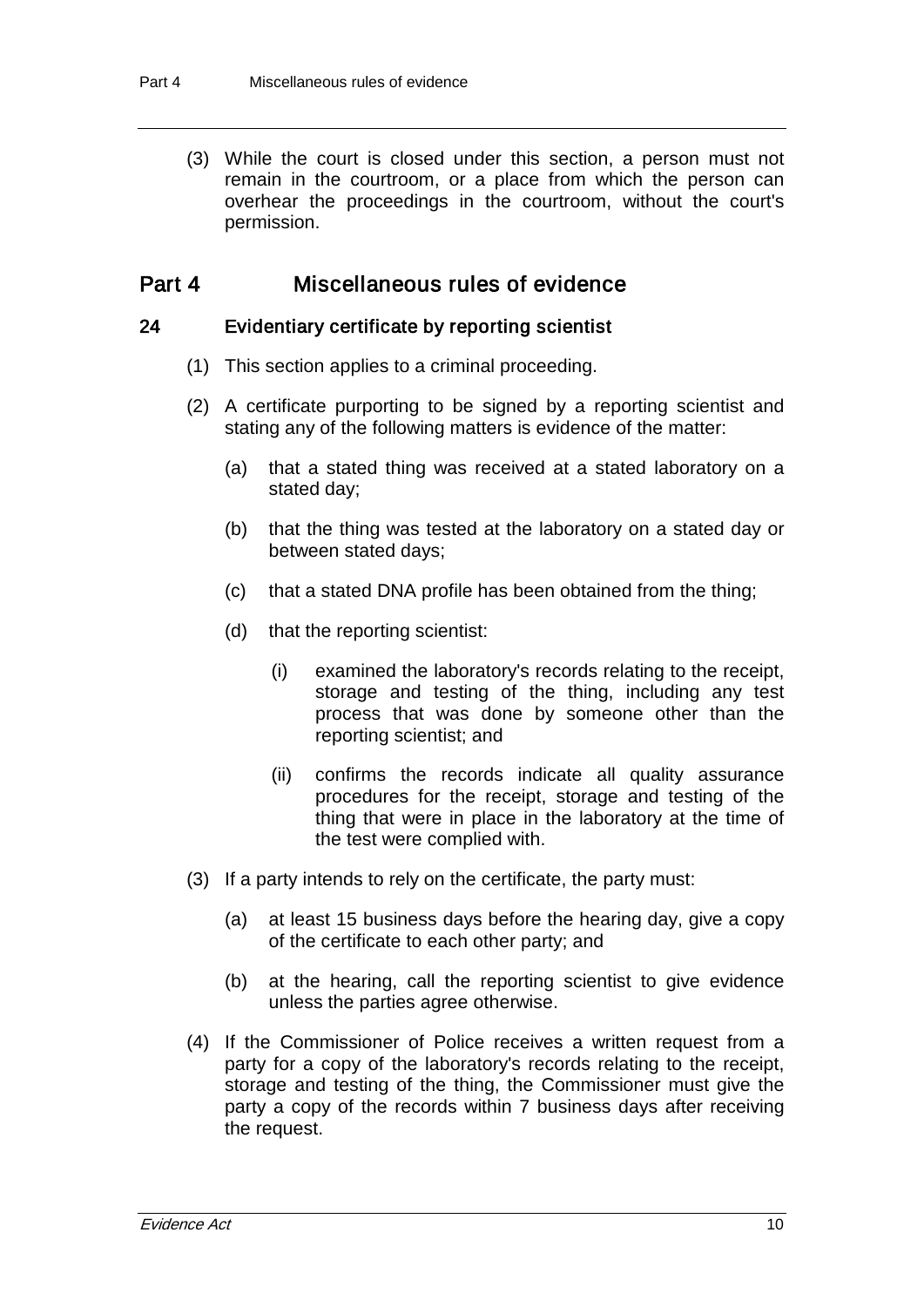(3) While the court is closed under this section, a person must not remain in the courtroom, or a place from which the person can overhear the proceedings in the courtroom, without the court's permission.

## Part 4 Miscellaneous rules of evidence

### 24 Evidentiary certificate by reporting scientist

(1) This section applies to a criminal proceeding.

(2) A certificate purporting to be signed by a reporting scientist and stating any of the following matters is evidence of the matter:

(a) that a stated thing was received at a stated laboratory on a stated day;

(b) that the thing was tested at the laboratory on a stated day or between stated days;

(c) that a stated DNA profile has been obtained from the thing;

(d) that the reporting scientist:

(i) examined the laboratory's records relating to the receipt, storage and testing of the thing, including any test process that was done by someone other than the reporting scientist; and

(ii) confirms the records indicate all quality assurance procedures for the receipt, storage and testing of the thing that were in place in the laboratory at the time of the test were complied with.

(3) If a party intends to rely on the certificate, the party must:

(a) at least 15 business days before the hearing day, give a copy of the certificate to each other party; and

(b) at the hearing, call the reporting scientist to give evidence unless the parties agree otherwise.

(4) If the Commissioner of Police receives a written request from a party for a copy of the laboratory's records relating to the receipt, storage and testing of the thing, the Commissioner must give the party a copy of the records within 7 business days after receiving the request.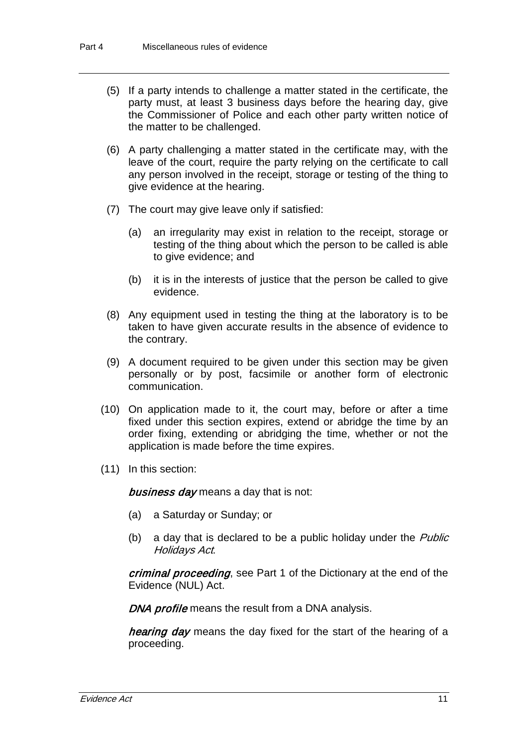(5) If a party intends to challenge a matter stated in the certificate, the party must, at least 3 business days before the hearing day, give the Commissioner of Police and each other party written notice of the matter to be challenged.

(6) A party challenging a matter stated in the certificate may, with the leave of the court, require the party relying on the certificate to call any person involved in the receipt, storage or testing of the thing to give evidence at the hearing.

(7) The court may give leave only if satisfied:

(a) an irregularity may exist in relation to the receipt, storage or testing of the thing about which the person to be called is able to give evidence; and

(b) it is in the interests of justice that the person be called to give evidence.

(8) Any equipment used in testing the thing at the laboratory is to be taken to have given accurate results in the absence of evidence to the contrary.

(9) A document required to be given under this section may be given personally or by post, facsimile or another form of electronic communication.

(10) On application made to it, the court may, before or after a time fixed under this section expires, extend or abridge the time by an order fixing, extending or abridging the time, whether or not the application is made before the time expires.

(11) In this section:

***business day*** means a day that is not:

(a) a Saturday or Sunday; or

(b) a day that is declared to be a public holiday under the *Public Holidays Act*.

***criminal proceeding***, see Part 1 of the Dictionary at the end of the Evidence (NUL) Act.

***DNA profile*** means the result from a DNA analysis.

***hearing day*** means the day fixed for the start of the hearing of a proceeding.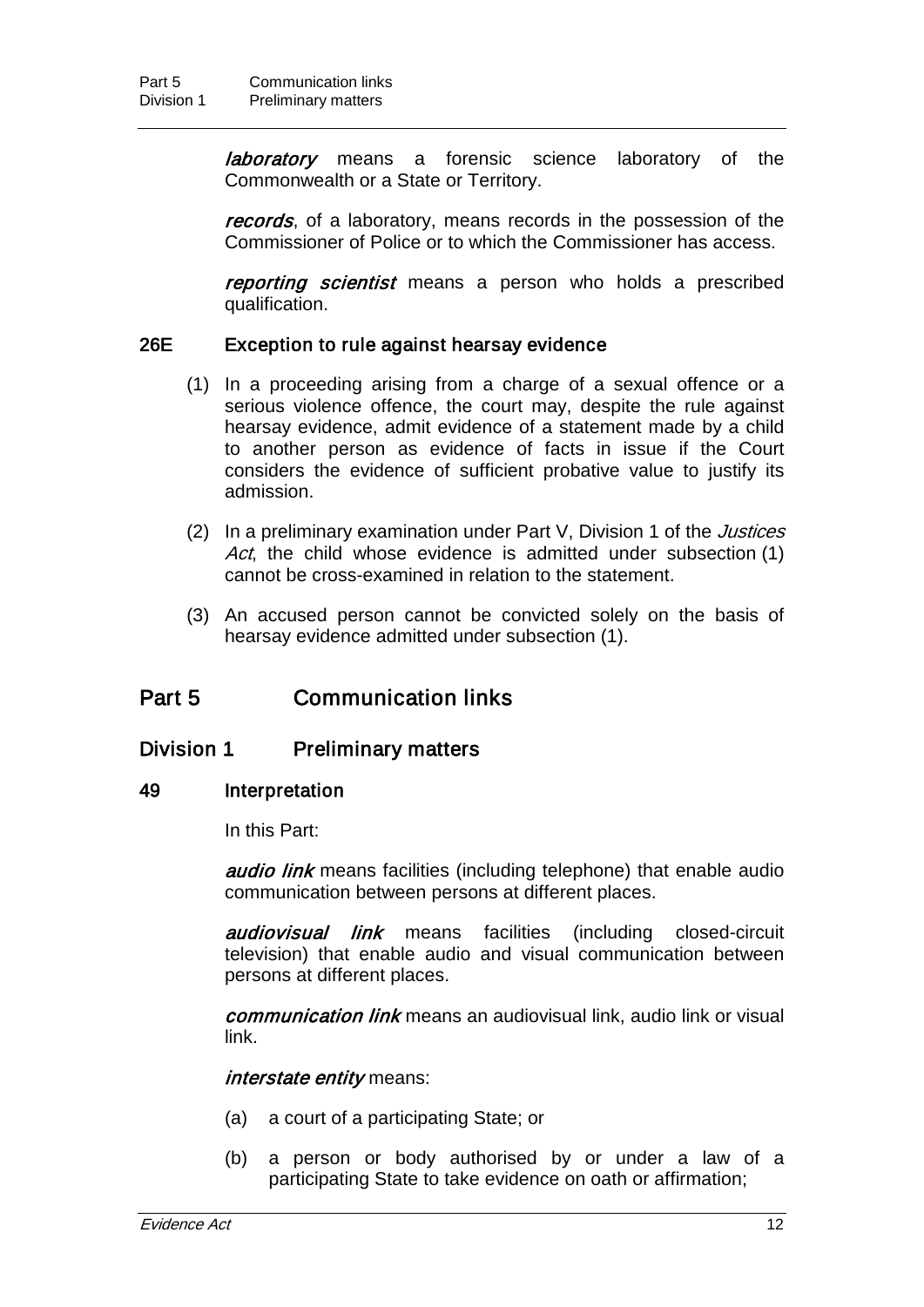***laboratory*** means a forensic science laboratory of the Commonwealth or a State or Territory.

***records***, of a laboratory, means records in the possession of the Commissioner of Police or to which the Commissioner has access.

***reporting scientist*** means a person who holds a prescribed qualification.

### 26E Exception to rule against hearsay evidence

(1) In a proceeding arising from a charge of a sexual offence or a serious violence offence, the court may, despite the rule against hearsay evidence, admit evidence of a statement made by a child to another person as evidence of facts in issue if the Court considers the evidence of sufficient probative value to justify its admission.

(2) In a preliminary examination under Part V, Division 1 of the *Justices Act*, the child whose evidence is admitted under subsection (1) cannot be cross-examined in relation to the statement.

(3) An accused person cannot be convicted solely on the basis of hearsay evidence admitted under subsection (1).

# Part 5 Communication links

## Division 1 Preliminary matters

### 49 Interpretation

In this Part:

***audio link*** means facilities (including telephone) that enable audio communication between persons at different places.

***audiovisual link*** means facilities (including closed-circuit television) that enable audio and visual communication between persons at different places.

***communication link*** means an audiovisual link, audio link or visual link.

***interstate entity*** means:

(a) a court of a participating State; or

(b) a person or body authorised by or under a law of a participating State to take evidence on oath or affirmation;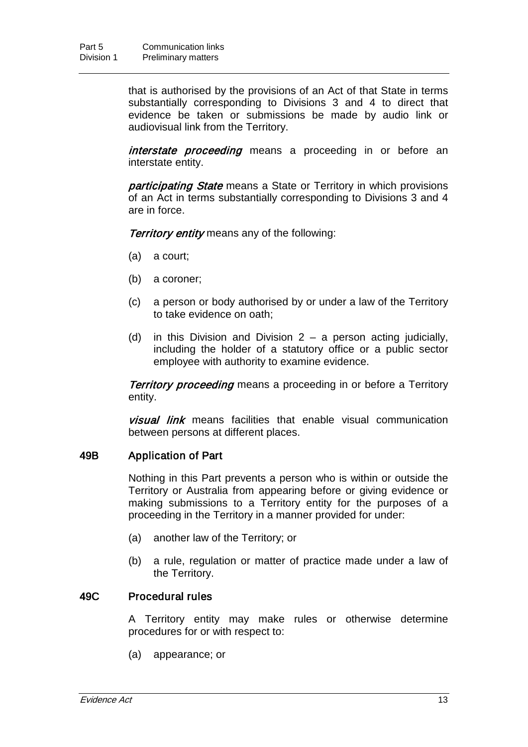that is authorised by the provisions of an Act of that State in terms substantially corresponding to Divisions 3 and 4 to direct that evidence be taken or submissions be made by audio link or audiovisual link from the Territory.

***interstate proceeding*** means a proceeding in or before an interstate entity.

***participating State*** means a State or Territory in which provisions of an Act in terms substantially corresponding to Divisions 3 and 4 are in force.

***Territory entity*** means any of the following:

(a) a court;

(b) a coroner;

(c) a person or body authorised by or under a law of the Territory to take evidence on oath;

(d) in this Division and Division 2 – a person acting judicially, including the holder of a statutory office or a public sector employee with authority to examine evidence.

***Territory proceeding*** means a proceeding in or before a Territory entity.

***visual link*** means facilities that enable visual communication between persons at different places.

### 49B Application of Part

Nothing in this Part prevents a person who is within or outside the Territory or Australia from appearing before or giving evidence or making submissions to a Territory entity for the purposes of a proceeding in the Territory in a manner provided for under:

(a) another law of the Territory; or

(b) a rule, regulation or matter of practice made under a law of the Territory.

### 49C Procedural rules

A Territory entity may make rules or otherwise determine procedures for or with respect to:

(a) appearance; or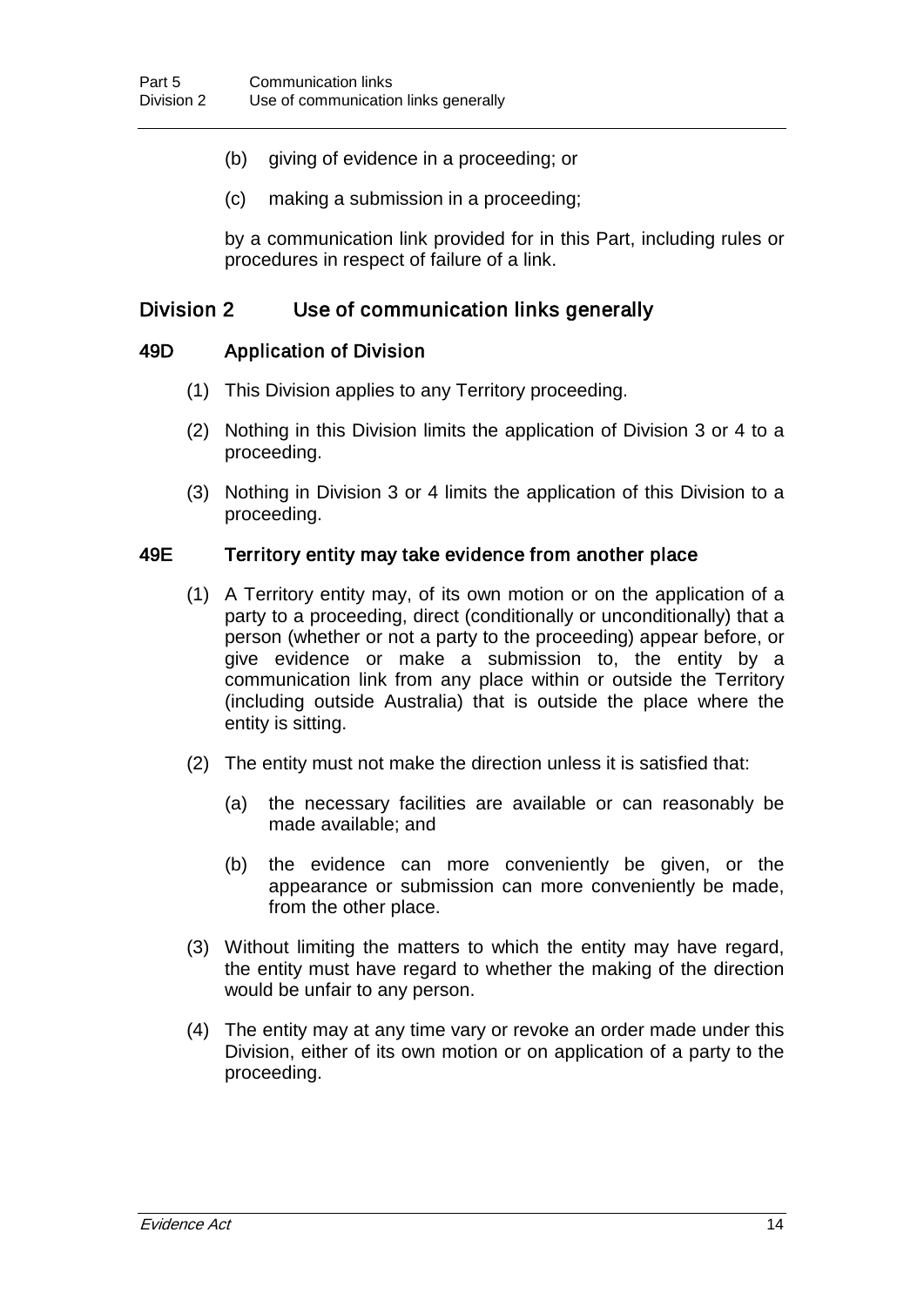(b) giving of evidence in a proceeding; or

(c) making a submission in a proceeding;

by a communication link provided for in this Part, including rules or procedures in respect of failure of a link.

## Division 2 Use of communication links generally

### 49D Application of Division

(1) This Division applies to any Territory proceeding.

(2) Nothing in this Division limits the application of Division 3 or 4 to a proceeding.

(3) Nothing in Division 3 or 4 limits the application of this Division to a proceeding.

### 49E Territory entity may take evidence from another place

(1) A Territory entity may, of its own motion or on the application of a party to a proceeding, direct (conditionally or unconditionally) that a person (whether or not a party to the proceeding) appear before, or give evidence or make a submission to, the entity by a communication link from any place within or outside the Territory (including outside Australia) that is outside the place where the entity is sitting.

(2) The entity must not make the direction unless it is satisfied that:

(a) the necessary facilities are available or can reasonably be made available; and

(b) the evidence can more conveniently be given, or the appearance or submission can more conveniently be made, from the other place.

(3) Without limiting the matters to which the entity may have regard, the entity must have regard to whether the making of the direction would be unfair to any person.

(4) The entity may at any time vary or revoke an order made under this Division, either of its own motion or on application of a party to the proceeding.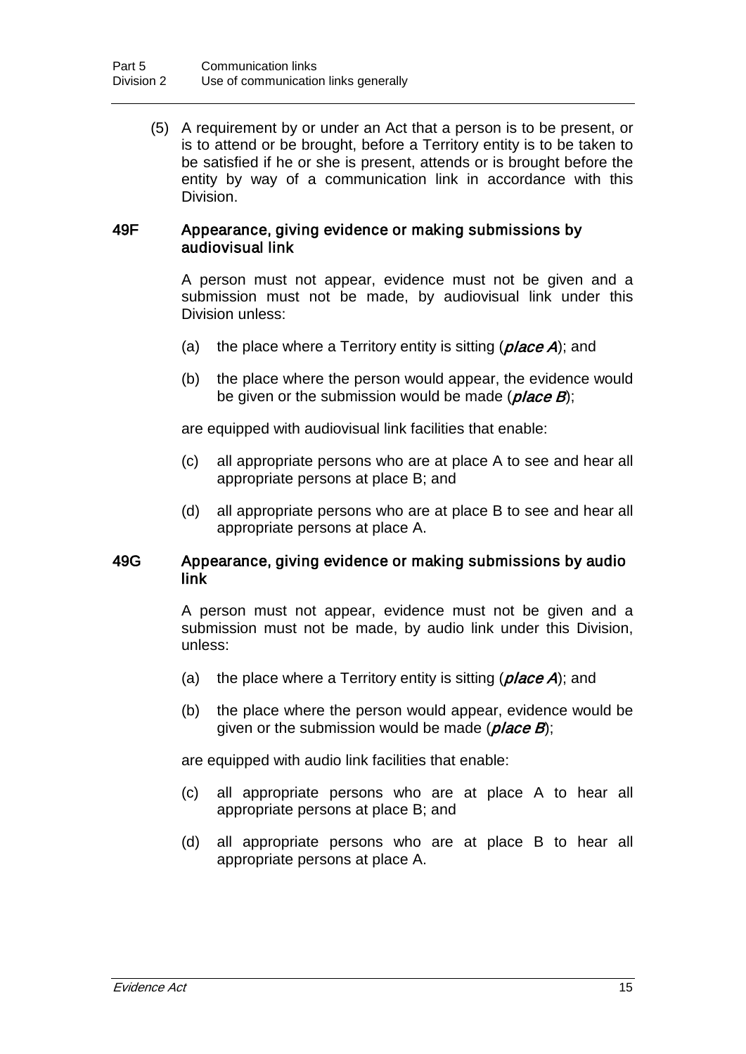(5) A requirement by or under an Act that a person is to be present, or is to attend or be brought, before a Territory entity is to be taken to be satisfied if he or she is present, attends or is brought before the entity by way of a communication link in accordance with this Division.

### 49F Appearance, giving evidence or making submissions by audiovisual link

A person must not appear, evidence must not be given and a submission must not be made, by audiovisual link under this Division unless:

(a) the place where a Territory entity is sitting (***place A***); and

(b) the place where the person would appear, the evidence would be given or the submission would be made (***place B***);

are equipped with audiovisual link facilities that enable:

(c) all appropriate persons who are at place A to see and hear all appropriate persons at place B; and

(d) all appropriate persons who are at place B to see and hear all appropriate persons at place A.

### 49G Appearance, giving evidence or making submissions by audio link

A person must not appear, evidence must not be given and a submission must not be made, by audio link under this Division, unless:

(a) the place where a Territory entity is sitting (***place A***); and

(b) the place where the person would appear, evidence would be given or the submission would be made (***place B***);

are equipped with audio link facilities that enable:

(c) all appropriate persons who are at place A to hear all appropriate persons at place B; and

(d) all appropriate persons who are at place B to hear all appropriate persons at place A.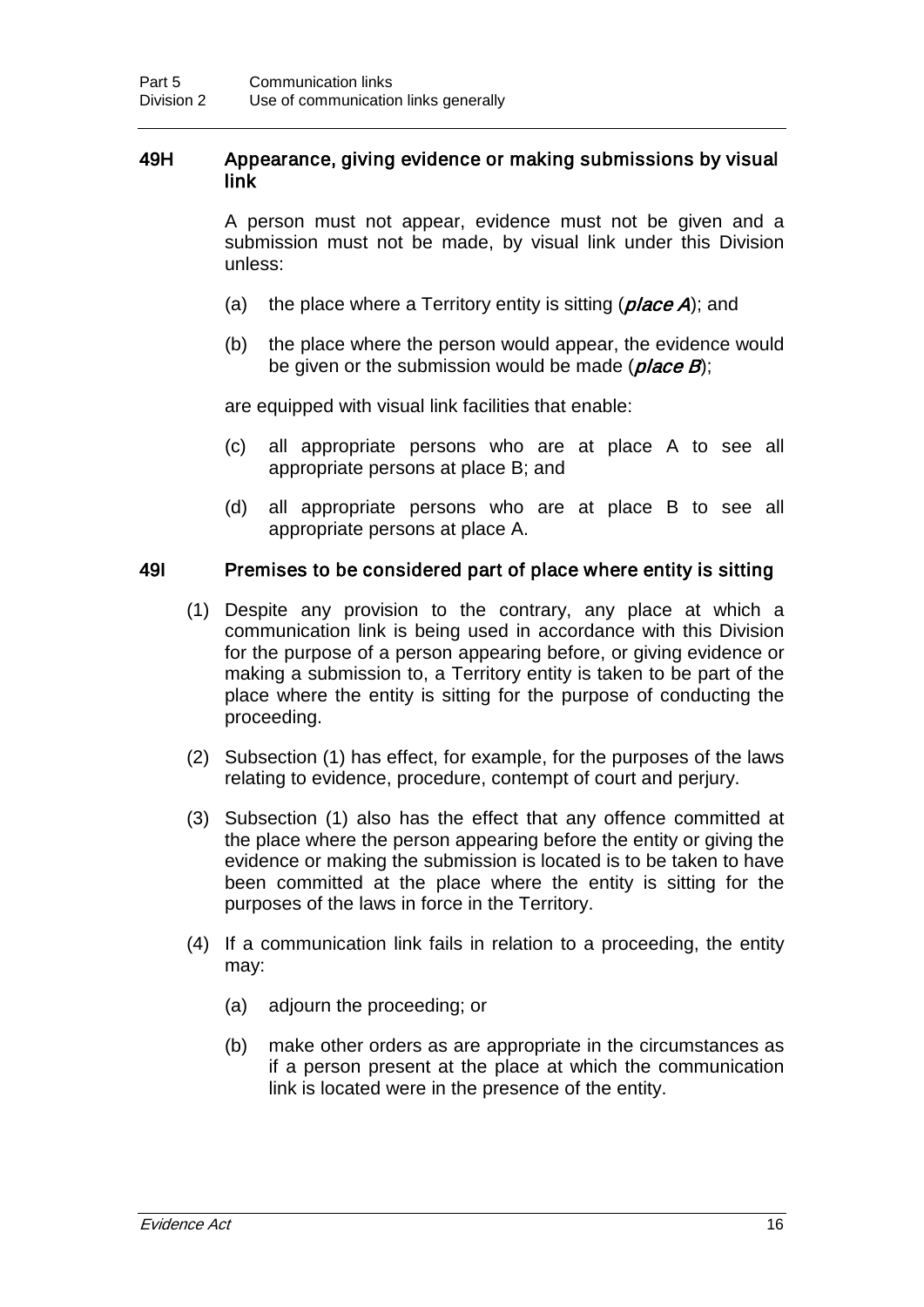### 49H Appearance, giving evidence or making submissions by visual link

A person must not appear, evidence must not be given and a submission must not be made, by visual link under this Division unless:

(a) the place where a Territory entity is sitting (***place A***); and

(b) the place where the person would appear, the evidence would be given or the submission would be made (***place B***);

are equipped with visual link facilities that enable:

(c) all appropriate persons who are at place A to see all appropriate persons at place B; and

(d) all appropriate persons who are at place B to see all appropriate persons at place A.

### 49I Premises to be considered part of place where entity is sitting

(1) Despite any provision to the contrary, any place at which a communication link is being used in accordance with this Division for the purpose of a person appearing before, or giving evidence or making a submission to, a Territory entity is taken to be part of the place where the entity is sitting for the purpose of conducting the proceeding.

(2) Subsection (1) has effect, for example, for the purposes of the laws relating to evidence, procedure, contempt of court and perjury.

(3) Subsection (1) also has the effect that any offence committed at the place where the person appearing before the entity or giving the evidence or making the submission is located is to be taken to have been committed at the place where the entity is sitting for the purposes of the laws in force in the Territory.

(4) If a communication link fails in relation to a proceeding, the entity may:

(a) adjourn the proceeding; or

(b) make other orders as are appropriate in the circumstances as if a person present at the place at which the communication link is located were in the presence of the entity.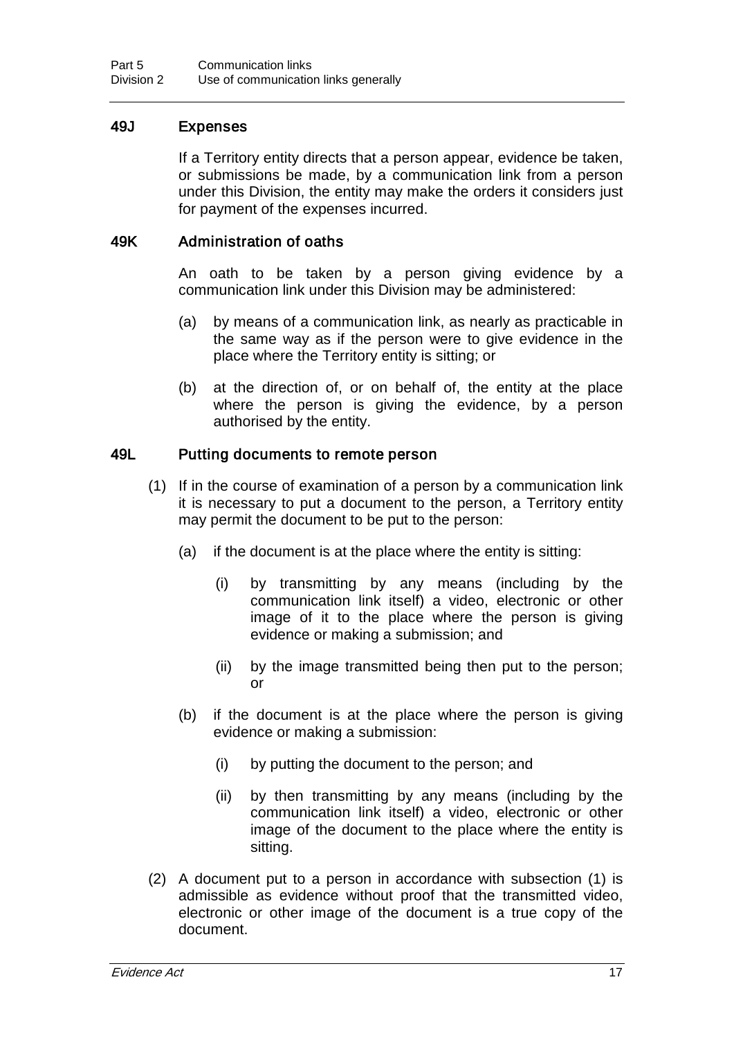### 49J Expenses

If a Territory entity directs that a person appear, evidence be taken, or submissions be made, by a communication link from a person under this Division, the entity may make the orders it considers just for payment of the expenses incurred.

### 49K Administration of oaths

An oath to be taken by a person giving evidence by a communication link under this Division may be administered:

- (a) by means of a communication link, as nearly as practicable in the same way as if the person were to give evidence in the place where the Territory entity is sitting; or
- (b) at the direction of, or on behalf of, the entity at the place where the person is giving the evidence, by a person authorised by the entity.

### 49L Putting documents to remote person

(1) If in the course of examination of a person by a communication link it is necessary to put a document to the person, a Territory entity may permit the document to be put to the person:

- (a) if the document is at the place where the entity is sitting:
  - (i) by transmitting by any means (including by the communication link itself) a video, electronic or other image of it to the place where the person is giving evidence or making a submission; and
  - (ii) by the image transmitted being then put to the person; or
- (b) if the document is at the place where the person is giving evidence or making a submission:
  - (i) by putting the document to the person; and
  - (ii) by then transmitting by any means (including by the communication link itself) a video, electronic or other image of the document to the place where the entity is sitting.

(2) A document put to a person in accordance with subsection (1) is admissible as evidence without proof that the transmitted video, electronic or other image of the document is a true copy of the document.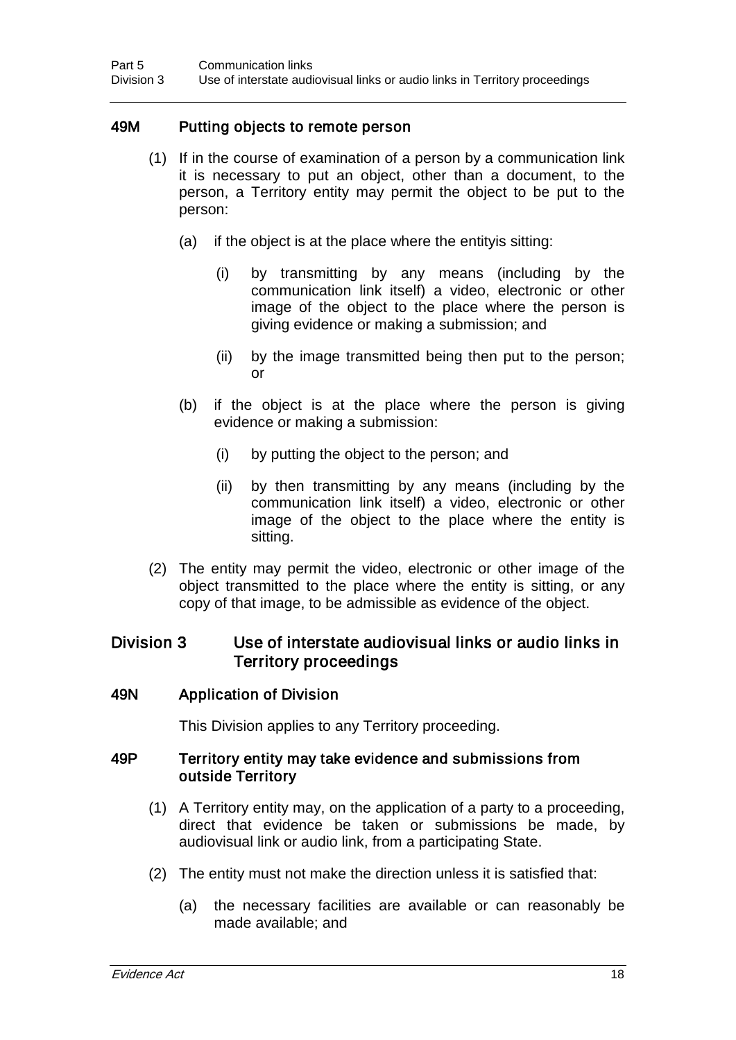### 49M Putting objects to remote person

(1) If in the course of examination of a person by a communication link it is necessary to put an object, other than a document, to the person, a Territory entity may permit the object to be put to the person:

(a) if the object is at the place where the entityis sitting:

(i) by transmitting by any means (including by the communication link itself) a video, electronic or other image of the object to the place where the person is giving evidence or making a submission; and

(ii) by the image transmitted being then put to the person; or

(b) if the object is at the place where the person is giving evidence or making a submission:

(i) by putting the object to the person; and

(ii) by then transmitting by any means (including by the communication link itself) a video, electronic or other image of the object to the place where the entity is sitting.

(2) The entity may permit the video, electronic or other image of the object transmitted to the place where the entity is sitting, or any copy of that image, to be admissible as evidence of the object.

## Division 3 Use of interstate audiovisual links or audio links in Territory proceedings

### 49N Application of Division

This Division applies to any Territory proceeding.

### 49P Territory entity may take evidence and submissions from outside Territory

(1) A Territory entity may, on the application of a party to a proceeding, direct that evidence be taken or submissions be made, by audiovisual link or audio link, from a participating State.

(2) The entity must not make the direction unless it is satisfied that:

(a) the necessary facilities are available or can reasonably be made available; and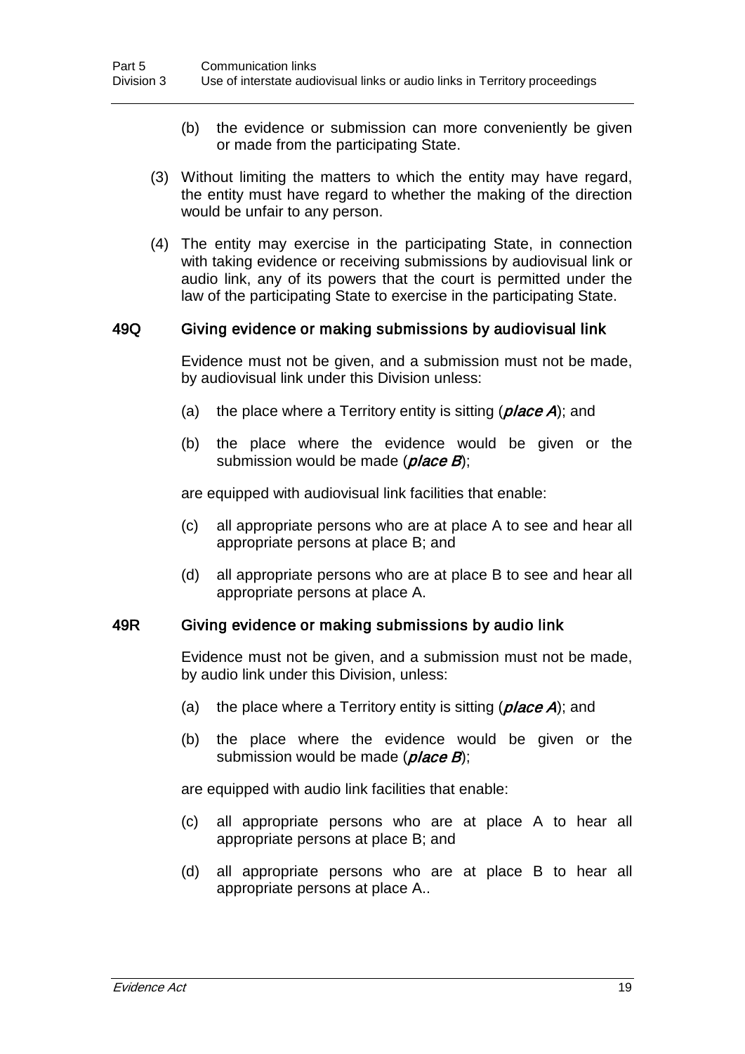(b) the evidence or submission can more conveniently be given or made from the participating State.

(3) Without limiting the matters to which the entity may have regard, the entity must have regard to whether the making of the direction would be unfair to any person.

(4) The entity may exercise in the participating State, in connection with taking evidence or receiving submissions by audiovisual link or audio link, any of its powers that the court is permitted under the law of the participating State to exercise in the participating State.

### 49Q Giving evidence or making submissions by audiovisual link

Evidence must not be given, and a submission must not be made, by audiovisual link under this Division unless:

(a) the place where a Territory entity is sitting (***place A***); and

(b) the place where the evidence would be given or the submission would be made (***place B***);

are equipped with audiovisual link facilities that enable:

(c) all appropriate persons who are at place A to see and hear all appropriate persons at place B; and

(d) all appropriate persons who are at place B to see and hear all appropriate persons at place A.

### 49R Giving evidence or making submissions by audio link

Evidence must not be given, and a submission must not be made, by audio link under this Division, unless:

(a) the place where a Territory entity is sitting (***place A***); and

(b) the place where the evidence would be given or the submission would be made (***place B***);

are equipped with audio link facilities that enable:

(c) all appropriate persons who are at place A to hear all appropriate persons at place B; and

(d) all appropriate persons who are at place B to hear all appropriate persons at place A..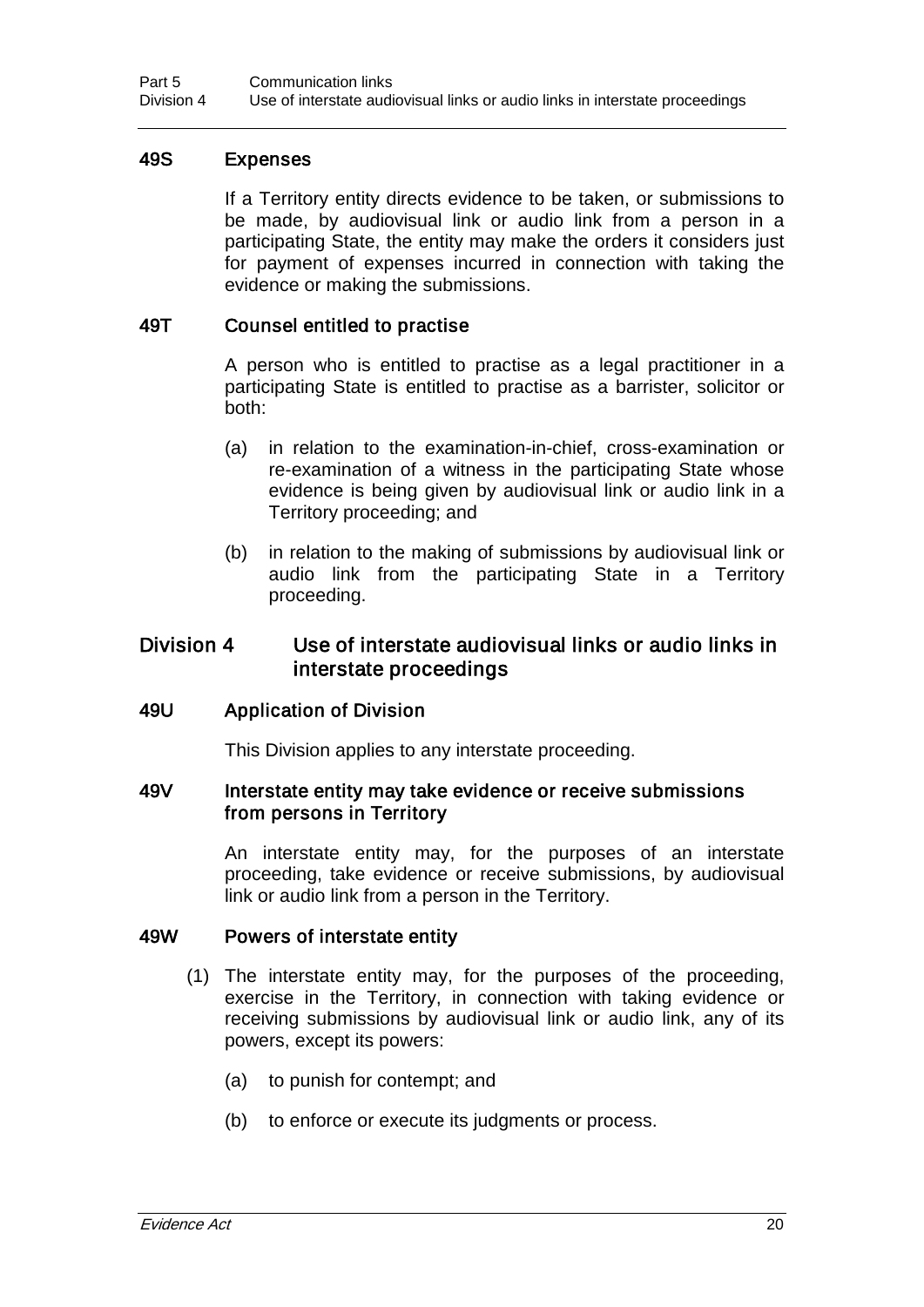### 49S Expenses

If a Territory entity directs evidence to be taken, or submissions to be made, by audiovisual link or audio link from a person in a participating State, the entity may make the orders it considers just for payment of expenses incurred in connection with taking the evidence or making the submissions.

### 49T Counsel entitled to practise

A person who is entitled to practise as a legal practitioner in a participating State is entitled to practise as a barrister, solicitor or both:

(a) in relation to the examination-in-chief, cross-examination or re-examination of a witness in the participating State whose evidence is being given by audiovisual link or audio link in a Territory proceeding; and

(b) in relation to the making of submissions by audiovisual link or audio link from the participating State in a Territory proceeding.

## Division 4 Use of interstate audiovisual links or audio links in interstate proceedings

### 49U Application of Division

This Division applies to any interstate proceeding.

### 49V Interstate entity may take evidence or receive submissions from persons in Territory

An interstate entity may, for the purposes of an interstate proceeding, take evidence or receive submissions, by audiovisual link or audio link from a person in the Territory.

### 49W Powers of interstate entity

(1) The interstate entity may, for the purposes of the proceeding, exercise in the Territory, in connection with taking evidence or receiving submissions by audiovisual link or audio link, any of its powers, except its powers:

(a) to punish for contempt; and

(b) to enforce or execute its judgments or process.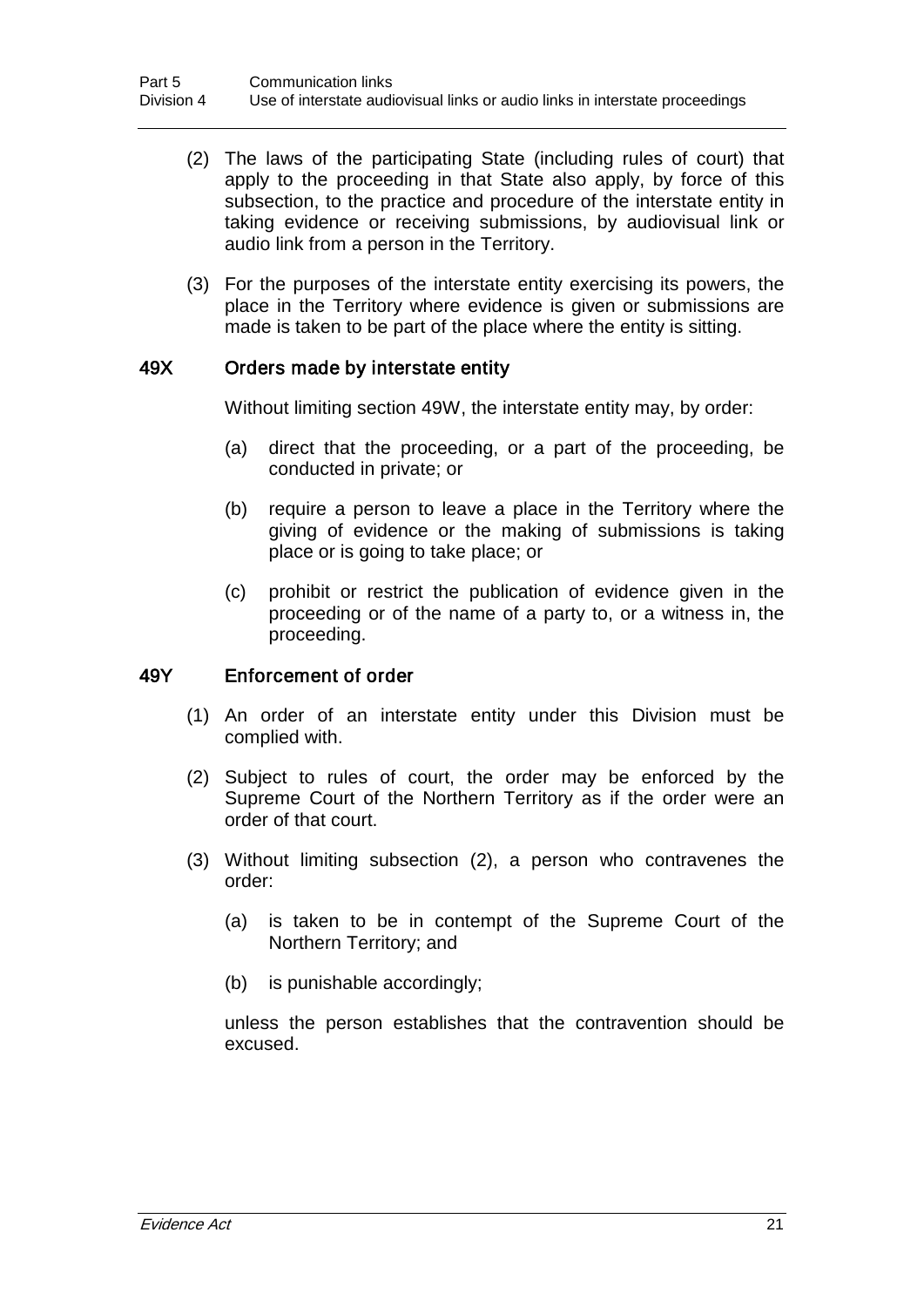(2) The laws of the participating State (including rules of court) that apply to the proceeding in that State also apply, by force of this subsection, to the practice and procedure of the interstate entity in taking evidence or receiving submissions, by audiovisual link or audio link from a person in the Territory.

(3) For the purposes of the interstate entity exercising its powers, the place in the Territory where evidence is given or submissions are made is taken to be part of the place where the entity is sitting.

### 49X Orders made by interstate entity

Without limiting section 49W, the interstate entity may, by order:

(a) direct that the proceeding, or a part of the proceeding, be conducted in private; or

(b) require a person to leave a place in the Territory where the giving of evidence or the making of submissions is taking place or is going to take place; or

(c) prohibit or restrict the publication of evidence given in the proceeding or of the name of a party to, or a witness in, the proceeding.

### 49Y Enforcement of order

(1) An order of an interstate entity under this Division must be complied with.

(2) Subject to rules of court, the order may be enforced by the Supreme Court of the Northern Territory as if the order were an order of that court.

(3) Without limiting subsection (2), a person who contravenes the order:

(a) is taken to be in contempt of the Supreme Court of the Northern Territory; and

(b) is punishable accordingly;

unless the person establishes that the contravention should be excused.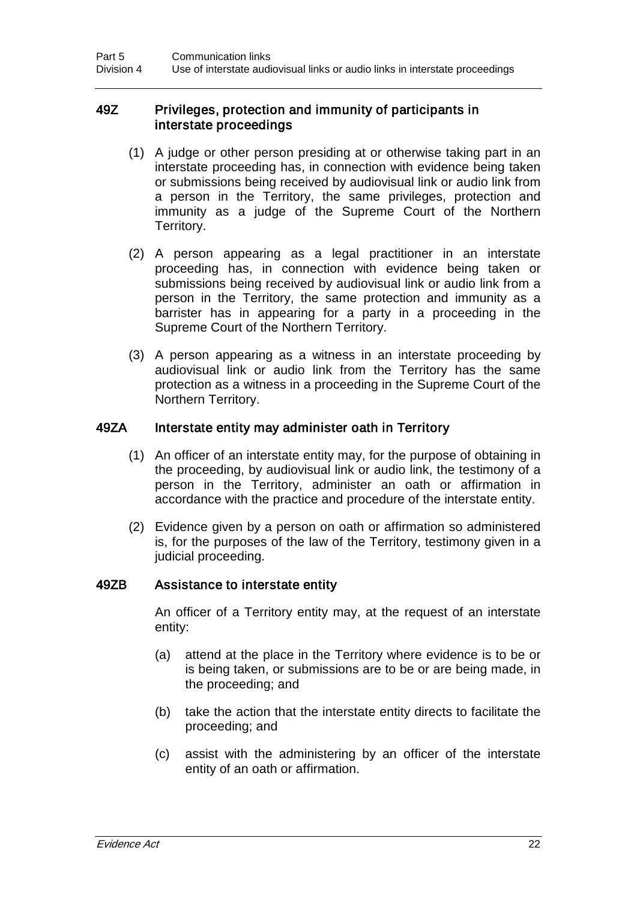### 49Z Privileges, protection and immunity of participants in interstate proceedings

(1) A judge or other person presiding at or otherwise taking part in an interstate proceeding has, in connection with evidence being taken or submissions being received by audiovisual link or audio link from a person in the Territory, the same privileges, protection and immunity as a judge of the Supreme Court of the Northern Territory.

(2) A person appearing as a legal practitioner in an interstate proceeding has, in connection with evidence being taken or submissions being received by audiovisual link or audio link from a person in the Territory, the same protection and immunity as a barrister has in appearing for a party in a proceeding in the Supreme Court of the Northern Territory.

(3) A person appearing as a witness in an interstate proceeding by audiovisual link or audio link from the Territory has the same protection as a witness in a proceeding in the Supreme Court of the Northern Territory.

### 49ZA Interstate entity may administer oath in Territory

(1) An officer of an interstate entity may, for the purpose of obtaining in the proceeding, by audiovisual link or audio link, the testimony of a person in the Territory, administer an oath or affirmation in accordance with the practice and procedure of the interstate entity.

(2) Evidence given by a person on oath or affirmation so administered is, for the purposes of the law of the Territory, testimony given in a judicial proceeding.

### 49ZB Assistance to interstate entity

An officer of a Territory entity may, at the request of an interstate entity:

(a) attend at the place in the Territory where evidence is to be or is being taken, or submissions are to be or are being made, in the proceeding; and

(b) take the action that the interstate entity directs to facilitate the proceeding; and

(c) assist with the administering by an officer of the interstate entity of an oath or affirmation.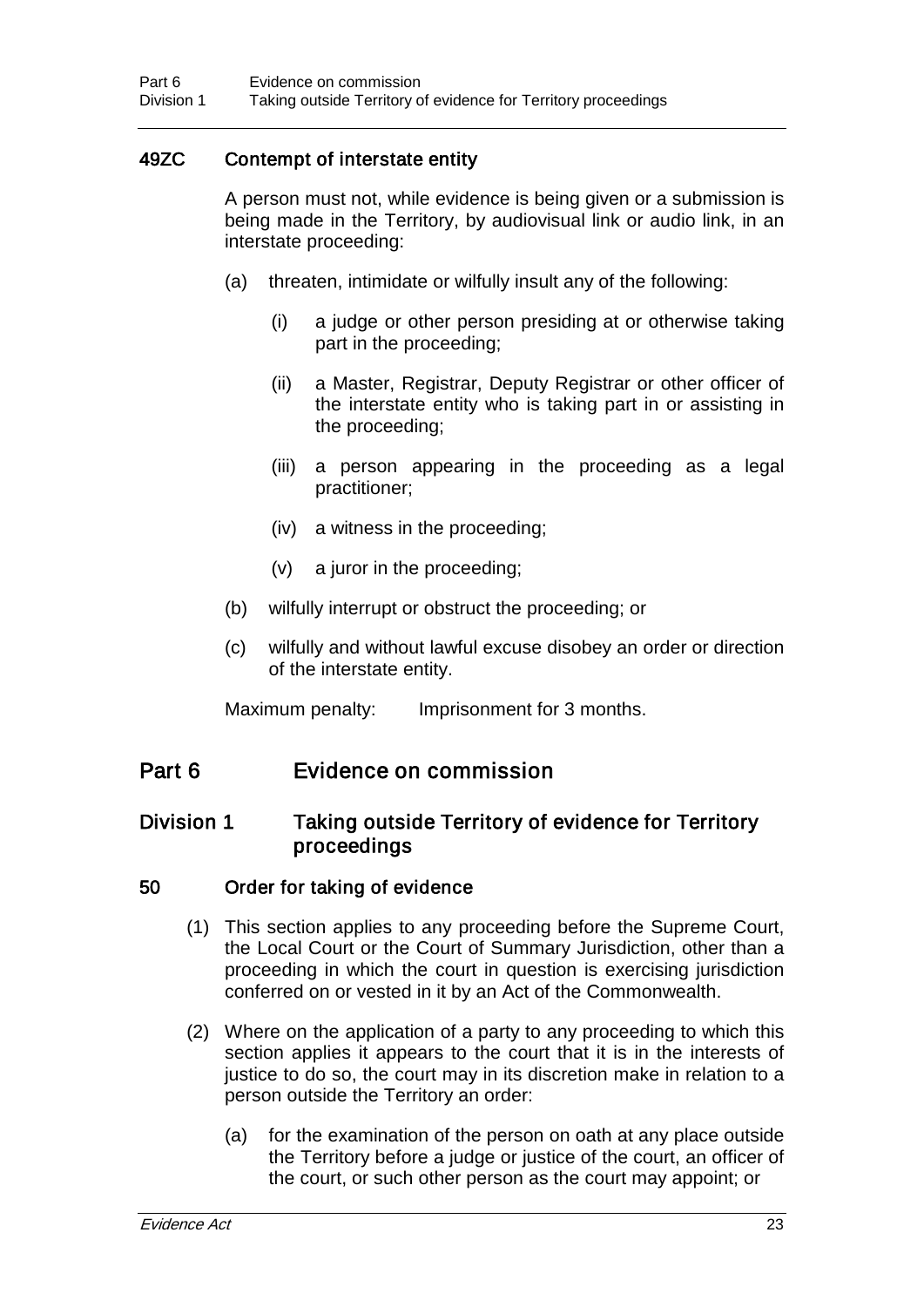### 49ZC Contempt of interstate entity

A person must not, while evidence is being given or a submission is being made in the Territory, by audiovisual link or audio link, in an interstate proceeding:

(a) threaten, intimidate or wilfully insult any of the following:

(i) a judge or other person presiding at or otherwise taking part in the proceeding;

(ii) a Master, Registrar, Deputy Registrar or other officer of the interstate entity who is taking part in or assisting in the proceeding;

(iii) a person appearing in the proceeding as a legal practitioner;

(iv) a witness in the proceeding;

(v) a juror in the proceeding;

(b) wilfully interrupt or obstruct the proceeding; or

(c) wilfully and without lawful excuse disobey an order or direction of the interstate entity.

Maximum penalty: Imprisonment for 3 months.

# Part 6 Evidence on commission

## Division 1 Taking outside Territory of evidence for Territory proceedings

### 50 Order for taking of evidence

(1) This section applies to any proceeding before the Supreme Court, the Local Court or the Court of Summary Jurisdiction, other than a proceeding in which the court in question is exercising jurisdiction conferred on or vested in it by an Act of the Commonwealth.

(2) Where on the application of a party to any proceeding to which this section applies it appears to the court that it is in the interests of justice to do so, the court may in its discretion make in relation to a person outside the Territory an order:

(a) for the examination of the person on oath at any place outside the Territory before a judge or justice of the court, an officer of the court, or such other person as the court may appoint; or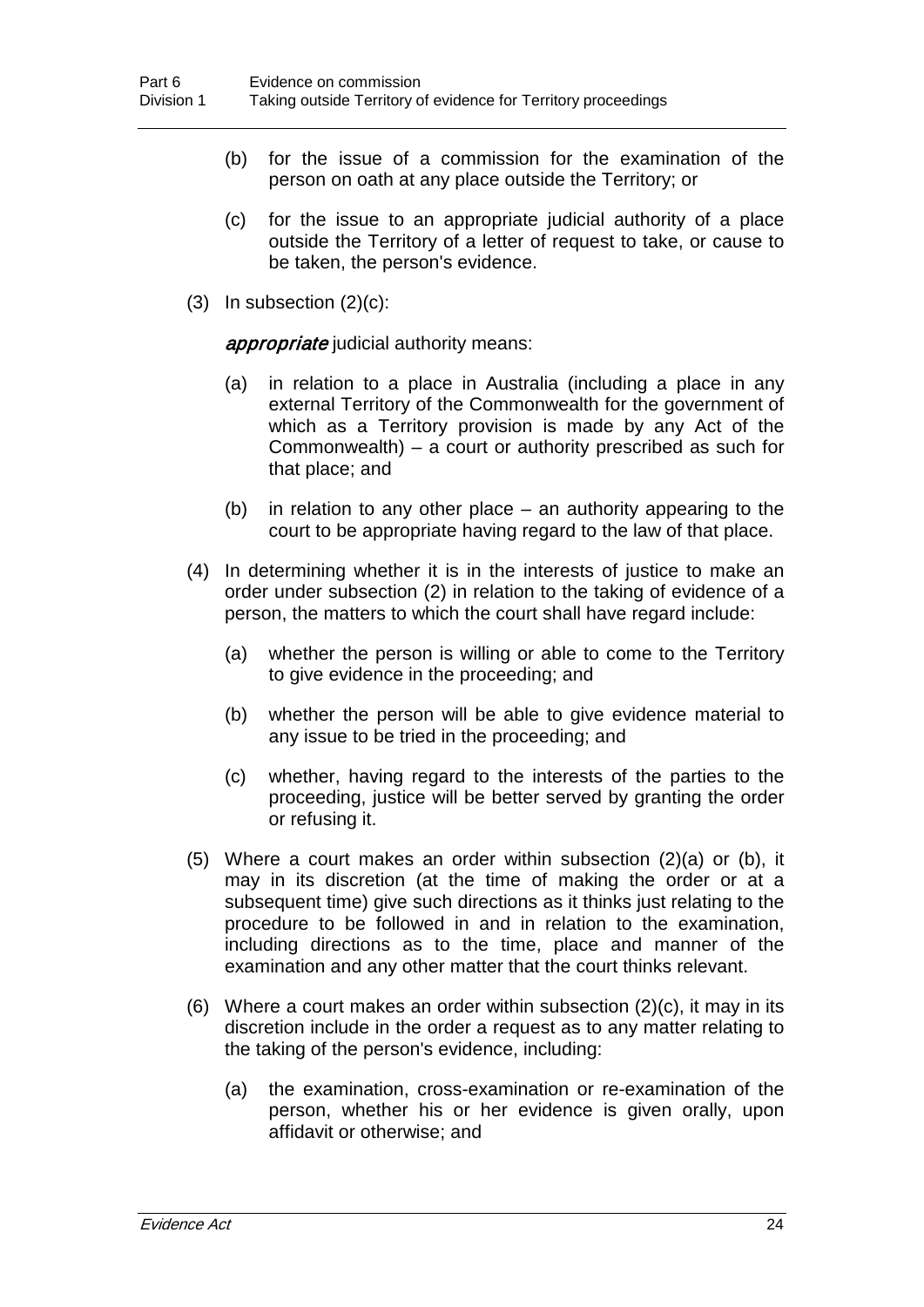(b) for the issue of a commission for the examination of the person on oath at any place outside the Territory; or

(c) for the issue to an appropriate judicial authority of a place outside the Territory of a letter of request to take, or cause to be taken, the person's evidence.

(3) In subsection (2)(c):

***appropriate*** judicial authority means:

(a) in relation to a place in Australia (including a place in any external Territory of the Commonwealth for the government of which as a Territory provision is made by any Act of the Commonwealth) – a court or authority prescribed as such for that place; and

(b) in relation to any other place – an authority appearing to the court to be appropriate having regard to the law of that place.

(4) In determining whether it is in the interests of justice to make an order under subsection (2) in relation to the taking of evidence of a person, the matters to which the court shall have regard include:

(a) whether the person is willing or able to come to the Territory to give evidence in the proceeding; and

(b) whether the person will be able to give evidence material to any issue to be tried in the proceeding; and

(c) whether, having regard to the interests of the parties to the proceeding, justice will be better served by granting the order or refusing it.

(5) Where a court makes an order within subsection (2)(a) or (b), it may in its discretion (at the time of making the order or at a subsequent time) give such directions as it thinks just relating to the procedure to be followed in and in relation to the examination, including directions as to the time, place and manner of the examination and any other matter that the court thinks relevant.

(6) Where a court makes an order within subsection (2)(c), it may in its discretion include in the order a request as to any matter relating to the taking of the person's evidence, including:

(a) the examination, cross-examination or re-examination of the person, whether his or her evidence is given orally, upon affidavit or otherwise; and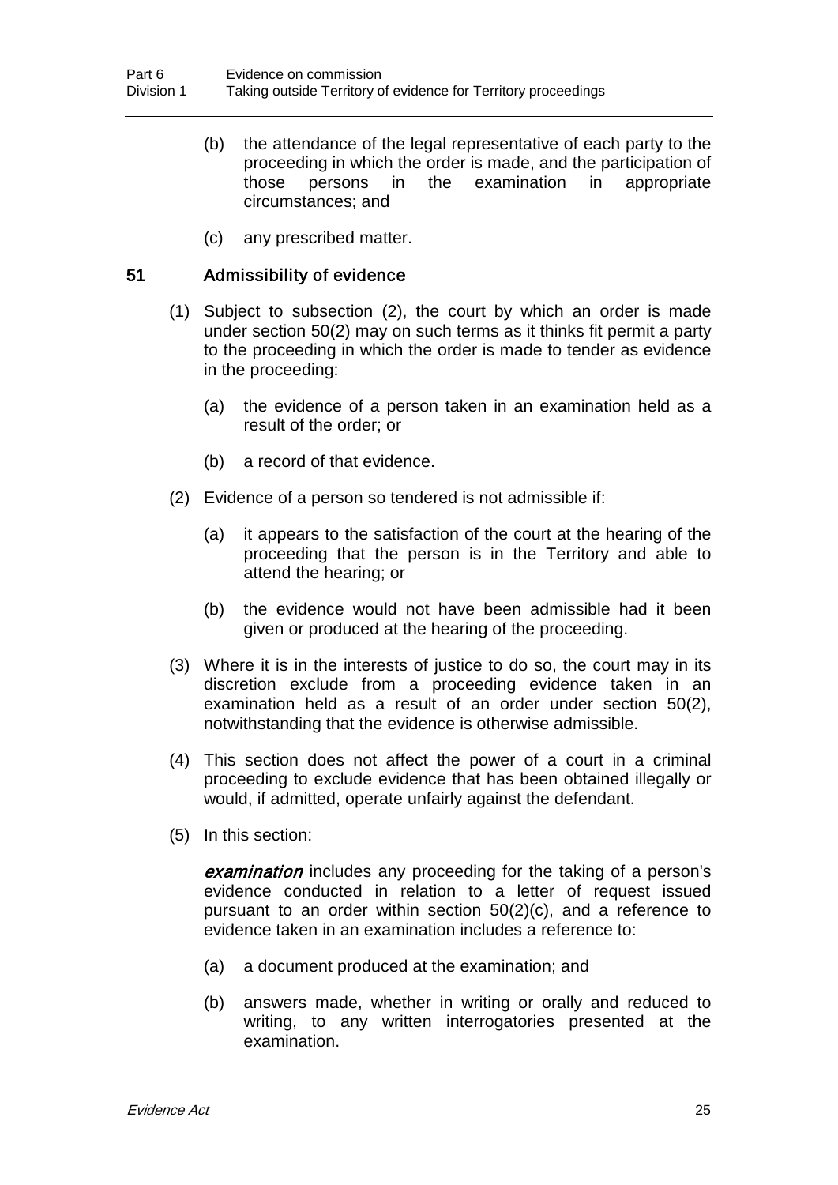(b) the attendance of the legal representative of each party to the proceeding in which the order is made, and the participation of those persons in the examination in appropriate circumstances; and

(c) any prescribed matter.

### 51 Admissibility of evidence

(1) Subject to subsection (2), the court by which an order is made under section 50(2) may on such terms as it thinks fit permit a party to the proceeding in which the order is made to tender as evidence in the proceeding:

(a) the evidence of a person taken in an examination held as a result of the order; or

(b) a record of that evidence.

(2) Evidence of a person so tendered is not admissible if:

(a) it appears to the satisfaction of the court at the hearing of the proceeding that the person is in the Territory and able to attend the hearing; or

(b) the evidence would not have been admissible had it been given or produced at the hearing of the proceeding.

(3) Where it is in the interests of justice to do so, the court may in its discretion exclude from a proceeding evidence taken in an examination held as a result of an order under section 50(2), notwithstanding that the evidence is otherwise admissible.

(4) This section does not affect the power of a court in a criminal proceeding to exclude evidence that has been obtained illegally or would, if admitted, operate unfairly against the defendant.

(5) In this section:

***examination*** includes any proceeding for the taking of a person's evidence conducted in relation to a letter of request issued pursuant to an order within section 50(2)(c), and a reference to evidence taken in an examination includes a reference to:

(a) a document produced at the examination; and

(b) answers made, whether in writing or orally and reduced to writing, to any written interrogatories presented at the examination.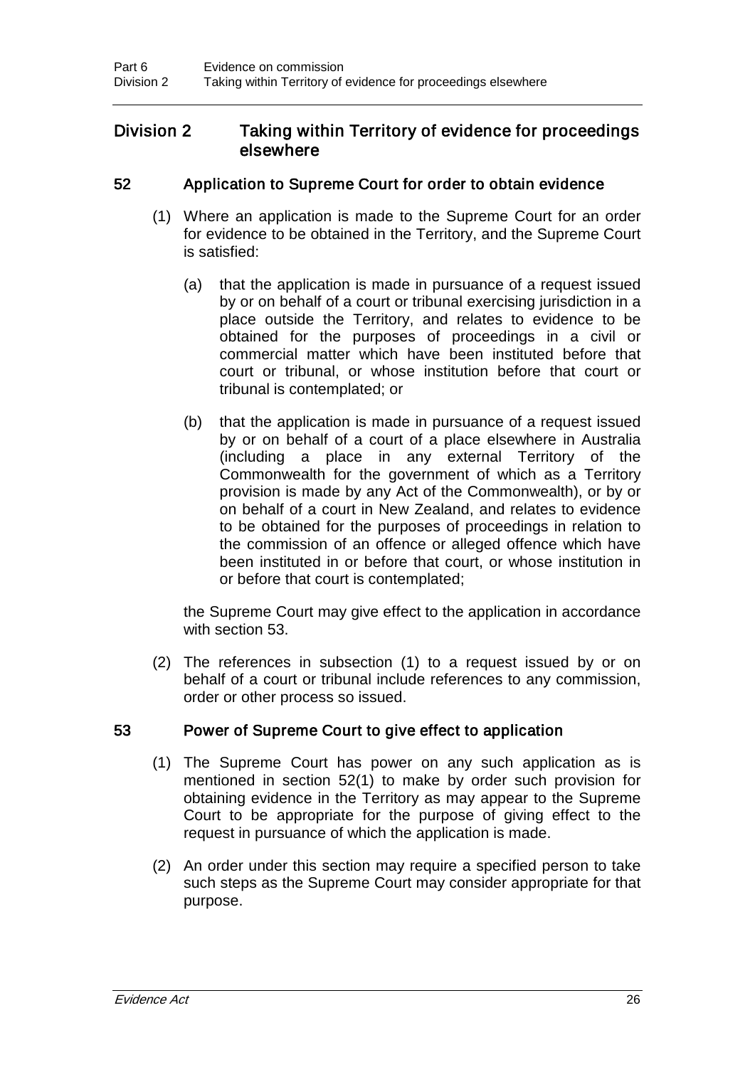## Division 2 Taking within Territory of evidence for proceedings elsewhere

### 52 Application to Supreme Court for order to obtain evidence

(1) Where an application is made to the Supreme Court for an order for evidence to be obtained in the Territory, and the Supreme Court is satisfied:

(a) that the application is made in pursuance of a request issued by or on behalf of a court or tribunal exercising jurisdiction in a place outside the Territory, and relates to evidence to be obtained for the purposes of proceedings in a civil or commercial matter which have been instituted before that court or tribunal, or whose institution before that court or tribunal is contemplated; or

(b) that the application is made in pursuance of a request issued by or on behalf of a court of a place elsewhere in Australia (including a place in any external Territory of the Commonwealth for the government of which as a Territory provision is made by any Act of the Commonwealth), or by or on behalf of a court in New Zealand, and relates to evidence to be obtained for the purposes of proceedings in relation to the commission of an offence or alleged offence which have been instituted in or before that court, or whose institution in or before that court is contemplated;

the Supreme Court may give effect to the application in accordance with section 53.

(2) The references in subsection (1) to a request issued by or on behalf of a court or tribunal include references to any commission, order or other process so issued.

### 53 Power of Supreme Court to give effect to application

(1) The Supreme Court has power on any such application as is mentioned in section 52(1) to make by order such provision for obtaining evidence in the Territory as may appear to the Supreme Court to be appropriate for the purpose of giving effect to the request in pursuance of which the application is made.

(2) An order under this section may require a specified person to take such steps as the Supreme Court may consider appropriate for that purpose.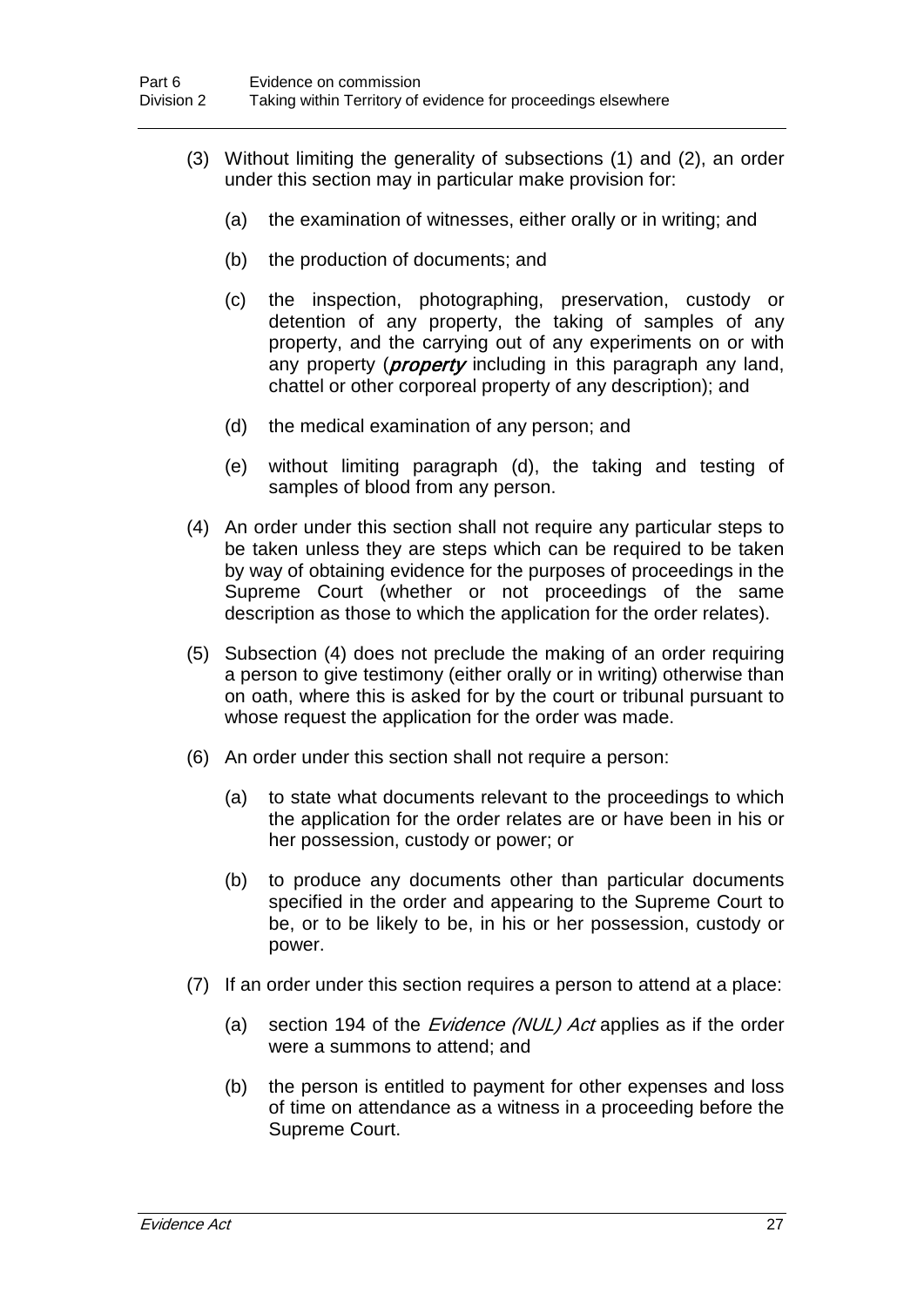(3) Without limiting the generality of subsections (1) and (2), an order under this section may in particular make provision for:

(a) the examination of witnesses, either orally or in writing; and

(b) the production of documents; and

(c) the inspection, photographing, preservation, custody or detention of any property, the taking of samples of any property, and the carrying out of any experiments on or with any property (***property*** including in this paragraph any land, chattel or other corporeal property of any description); and

(d) the medical examination of any person; and

(e) without limiting paragraph (d), the taking and testing of samples of blood from any person.

(4) An order under this section shall not require any particular steps to be taken unless they are steps which can be required to be taken by way of obtaining evidence for the purposes of proceedings in the Supreme Court (whether or not proceedings of the same description as those to which the application for the order relates).

(5) Subsection (4) does not preclude the making of an order requiring a person to give testimony (either orally or in writing) otherwise than on oath, where this is asked for by the court or tribunal pursuant to whose request the application for the order was made.

(6) An order under this section shall not require a person:

(a) to state what documents relevant to the proceedings to which the application for the order relates are or have been in his or her possession, custody or power; or

(b) to produce any documents other than particular documents specified in the order and appearing to the Supreme Court to be, or to be likely to be, in his or her possession, custody or power.

(7) If an order under this section requires a person to attend at a place:

(a) section 194 of the *Evidence (NUL) Act* applies as if the order were a summons to attend; and

(b) the person is entitled to payment for other expenses and loss of time on attendance as a witness in a proceeding before the Supreme Court.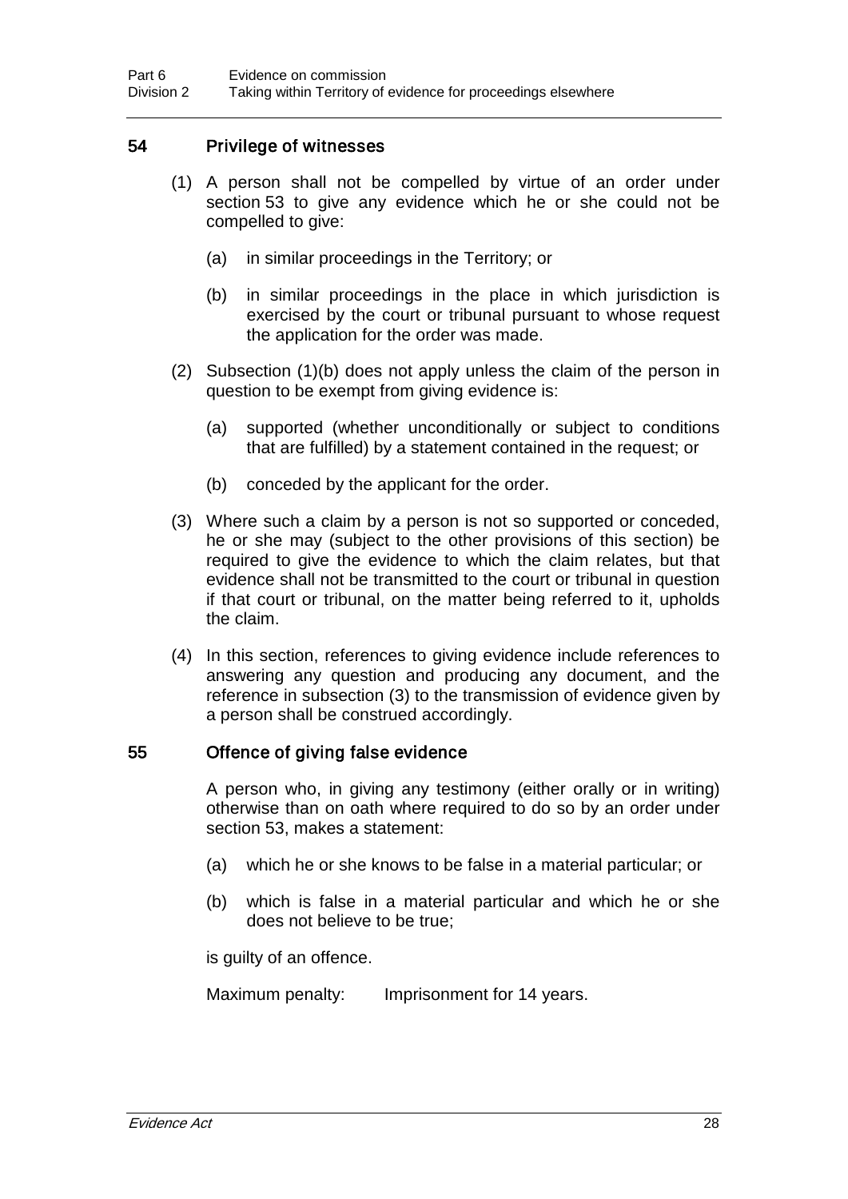## 54 Privilege of witnesses

(1) A person shall not be compelled by virtue of an order under section 53 to give any evidence which he or she could not be compelled to give:

(a) in similar proceedings in the Territory; or

(b) in similar proceedings in the place in which jurisdiction is exercised by the court or tribunal pursuant to whose request the application for the order was made.

(2) Subsection (1)(b) does not apply unless the claim of the person in question to be exempt from giving evidence is:

(a) supported (whether unconditionally or subject to conditions that are fulfilled) by a statement contained in the request; or

(b) conceded by the applicant for the order.

(3) Where such a claim by a person is not so supported or conceded, he or she may (subject to the other provisions of this section) be required to give the evidence to which the claim relates, but that evidence shall not be transmitted to the court or tribunal in question if that court or tribunal, on the matter being referred to it, upholds the claim.

(4) In this section, references to giving evidence include references to answering any question and producing any document, and the reference in subsection (3) to the transmission of evidence given by a person shall be construed accordingly.

## 55 Offence of giving false evidence

A person who, in giving any testimony (either orally or in writing) otherwise than on oath where required to do so by an order under section 53, makes a statement:

(a) which he or she knows to be false in a material particular; or

(b) which is false in a material particular and which he or she does not believe to be true;

is guilty of an offence.

Maximum penalty: Imprisonment for 14 years.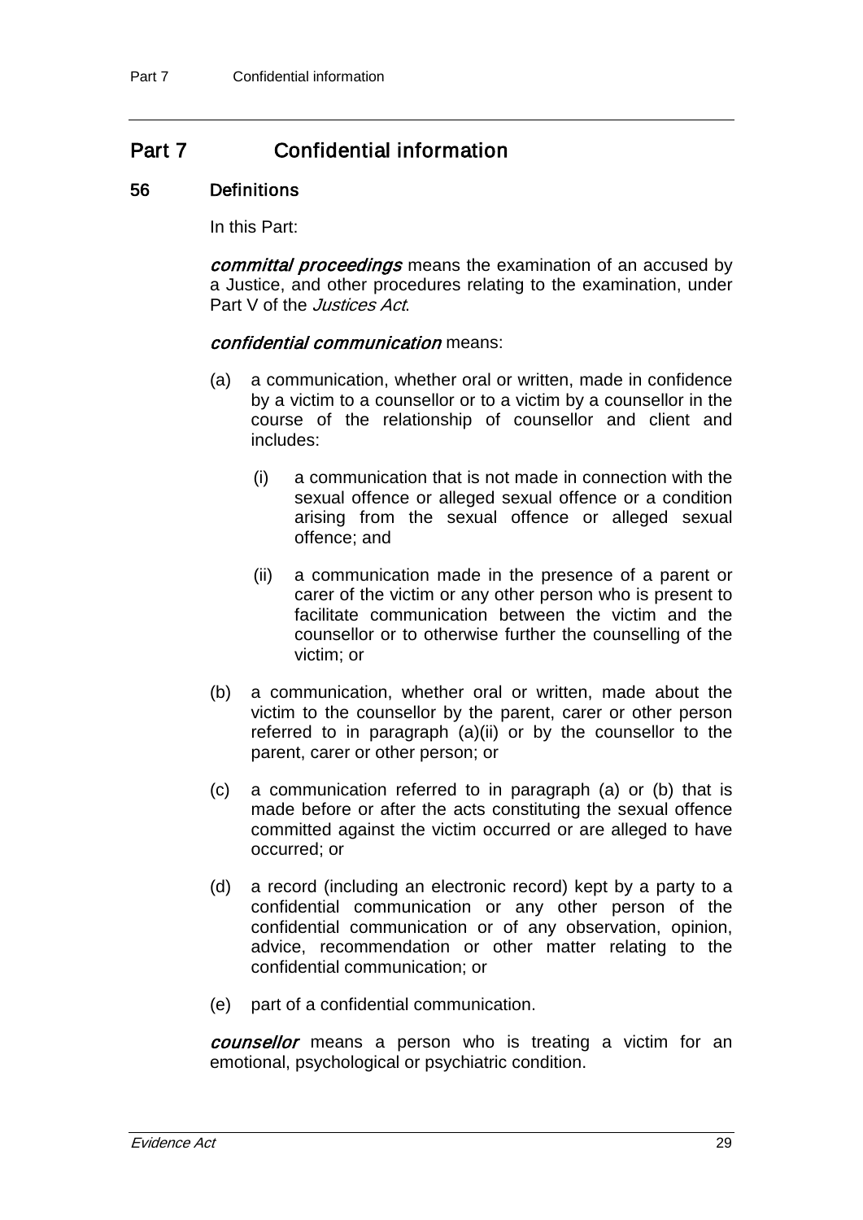# Part 7 Confidential information

## 56 Definitions

In this Part:

***committal proceedings*** means the examination of an accused by a Justice, and other procedures relating to the examination, under Part V of the *Justices Act*.

***confidential communication*** means:

(a) a communication, whether oral or written, made in confidence by a victim to a counsellor or to a victim by a counsellor in the course of the relationship of counsellor and client and includes:

  (i) a communication that is not made in connection with the sexual offence or alleged sexual offence or a condition arising from the sexual offence or alleged sexual offence; and

  (ii) a communication made in the presence of a parent or carer of the victim or any other person who is present to facilitate communication between the victim and the counsellor or to otherwise further the counselling of the victim; or

(b) a communication, whether oral or written, made about the victim to the counsellor by the parent, carer or other person referred to in paragraph (a)(ii) or by the counsellor to the parent, carer or other person; or

(c) a communication referred to in paragraph (a) or (b) that is made before or after the acts constituting the sexual offence committed against the victim occurred or are alleged to have occurred; or

(d) a record (including an electronic record) kept by a party to a confidential communication or any other person of the confidential communication or of any observation, opinion, advice, recommendation or other matter relating to the confidential communication; or

(e) part of a confidential communication.

***counsellor*** means a person who is treating a victim for an emotional, psychological or psychiatric condition.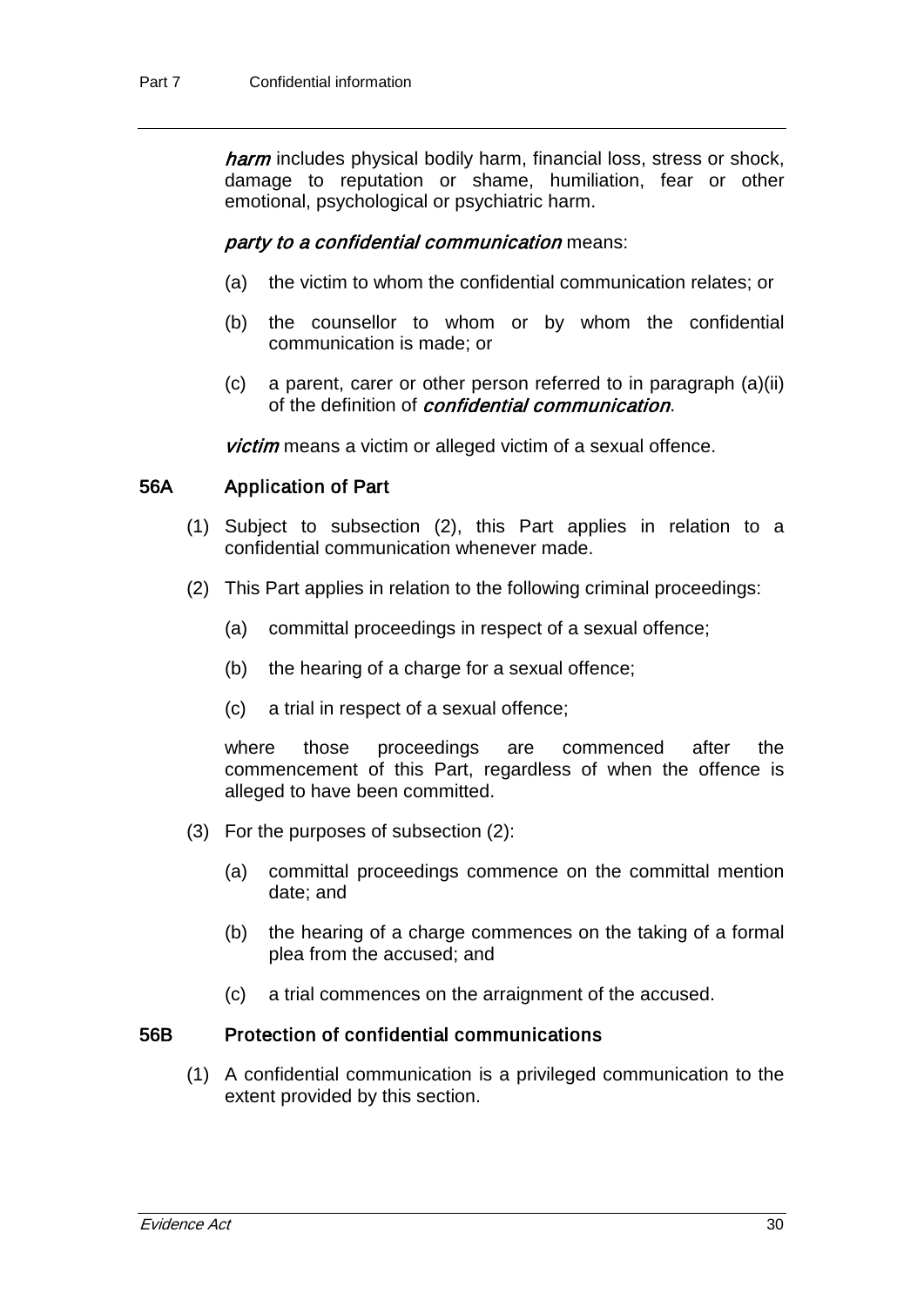***harm*** includes physical bodily harm, financial loss, stress or shock, damage to reputation or shame, humiliation, fear or other emotional, psychological or psychiatric harm.

***party to a confidential communication*** means:

(a) the victim to whom the confidential communication relates; or

(b) the counsellor to whom or by whom the confidential communication is made; or

(c) a parent, carer or other person referred to in paragraph (a)(ii) of the definition of ***confidential communication***.

***victim*** means a victim or alleged victim of a sexual offence.

### 56A Application of Part

(1) Subject to subsection (2), this Part applies in relation to a confidential communication whenever made.

(2) This Part applies in relation to the following criminal proceedings:

(a) committal proceedings in respect of a sexual offence;

(b) the hearing of a charge for a sexual offence;

(c) a trial in respect of a sexual offence;

where those proceedings are commenced after the commencement of this Part, regardless of when the offence is alleged to have been committed.

(3) For the purposes of subsection (2):

(a) committal proceedings commence on the committal mention date; and

(b) the hearing of a charge commences on the taking of a formal plea from the accused; and

(c) a trial commences on the arraignment of the accused.

### 56B Protection of confidential communications

(1) A confidential communication is a privileged communication to the extent provided by this section.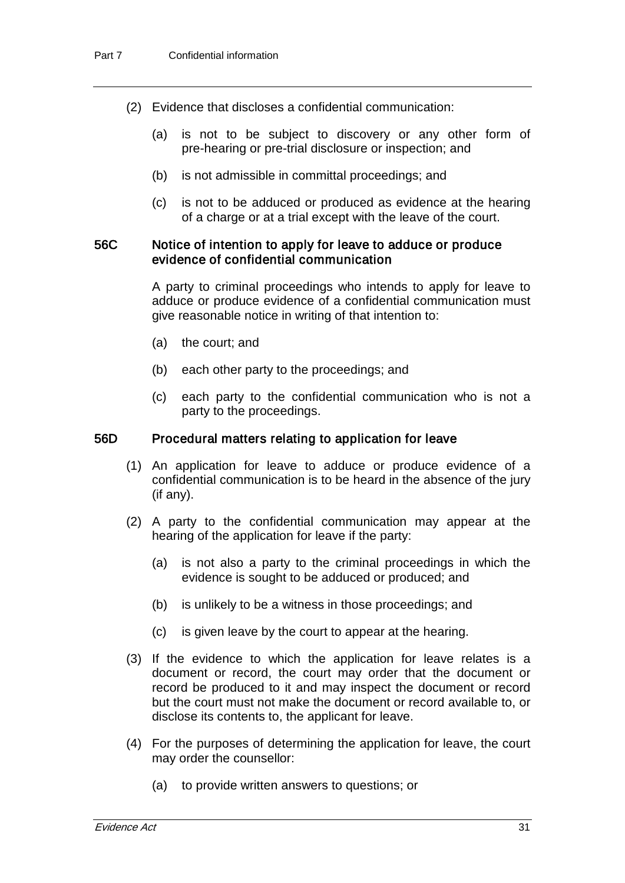(2) Evidence that discloses a confidential communication:

(a) is not to be subject to discovery or any other form of pre-hearing or pre-trial disclosure or inspection; and

(b) is not admissible in committal proceedings; and

(c) is not to be adduced or produced as evidence at the hearing of a charge or at a trial except with the leave of the court.

### 56C Notice of intention to apply for leave to adduce or produce evidence of confidential communication

A party to criminal proceedings who intends to apply for leave to adduce or produce evidence of a confidential communication must give reasonable notice in writing of that intention to:

(a) the court; and

(b) each other party to the proceedings; and

(c) each party to the confidential communication who is not a party to the proceedings.

### 56D Procedural matters relating to application for leave

(1) An application for leave to adduce or produce evidence of a confidential communication is to be heard in the absence of the jury (if any).

(2) A party to the confidential communication may appear at the hearing of the application for leave if the party:

(a) is not also a party to the criminal proceedings in which the evidence is sought to be adduced or produced; and

(b) is unlikely to be a witness in those proceedings; and

(c) is given leave by the court to appear at the hearing.

(3) If the evidence to which the application for leave relates is a document or record, the court may order that the document or record be produced to it and may inspect the document or record but the court must not make the document or record available to, or disclose its contents to, the applicant for leave.

(4) For the purposes of determining the application for leave, the court may order the counsellor:

(a) to provide written answers to questions; or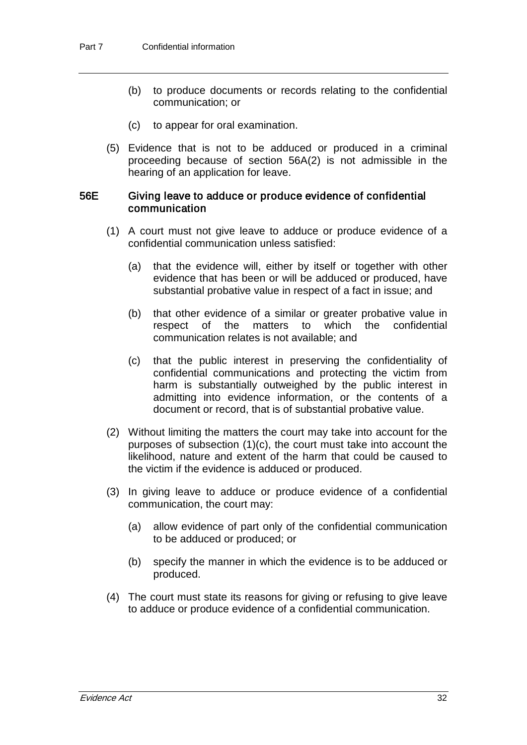(b) to produce documents or records relating to the confidential communication; or

(c) to appear for oral examination.

(5) Evidence that is not to be adduced or produced in a criminal proceeding because of section 56A(2) is not admissible in the hearing of an application for leave.

### 56E Giving leave to adduce or produce evidence of confidential communication

(1) A court must not give leave to adduce or produce evidence of a confidential communication unless satisfied:

(a) that the evidence will, either by itself or together with other evidence that has been or will be adduced or produced, have substantial probative value in respect of a fact in issue; and

(b) that other evidence of a similar or greater probative value in respect of the matters to which the confidential communication relates is not available; and

(c) that the public interest in preserving the confidentiality of confidential communications and protecting the victim from harm is substantially outweighed by the public interest in admitting into evidence information, or the contents of a document or record, that is of substantial probative value.

(2) Without limiting the matters the court may take into account for the purposes of subsection (1)(c), the court must take into account the likelihood, nature and extent of the harm that could be caused to the victim if the evidence is adduced or produced.

(3) In giving leave to adduce or produce evidence of a confidential communication, the court may:

(a) allow evidence of part only of the confidential communication to be adduced or produced; or

(b) specify the manner in which the evidence is to be adduced or produced.

(4) The court must state its reasons for giving or refusing to give leave to adduce or produce evidence of a confidential communication.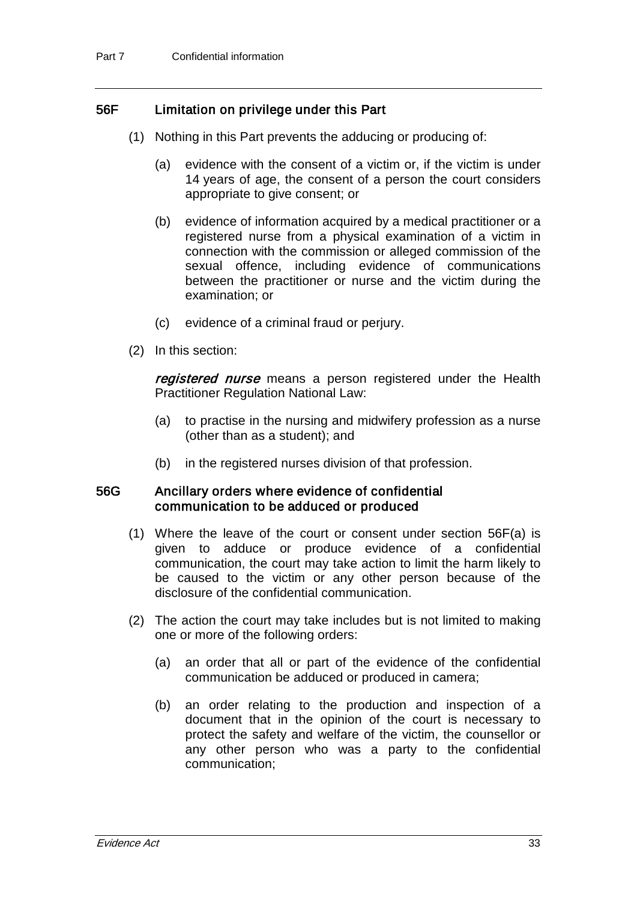### 56F Limitation on privilege under this Part

(1) Nothing in this Part prevents the adducing or producing of:

(a) evidence with the consent of a victim or, if the victim is under 14 years of age, the consent of a person the court considers appropriate to give consent; or

(b) evidence of information acquired by a medical practitioner or a registered nurse from a physical examination of a victim in connection with the commission or alleged commission of the sexual offence, including evidence of communications between the practitioner or nurse and the victim during the examination; or

(c) evidence of a criminal fraud or perjury.

(2) In this section:

***registered nurse*** means a person registered under the Health Practitioner Regulation National Law:

(a) to practise in the nursing and midwifery profession as a nurse (other than as a student); and

(b) in the registered nurses division of that profession.

### 56G Ancillary orders where evidence of confidential communication to be adduced or produced

(1) Where the leave of the court or consent under section 56F(a) is given to adduce or produce evidence of a confidential communication, the court may take action to limit the harm likely to be caused to the victim or any other person because of the disclosure of the confidential communication.

(2) The action the court may take includes but is not limited to making one or more of the following orders:

(a) an order that all or part of the evidence of the confidential communication be adduced or produced in camera;

(b) an order relating to the production and inspection of a document that in the opinion of the court is necessary to protect the safety and welfare of the victim, the counsellor or any other person who was a party to the confidential communication;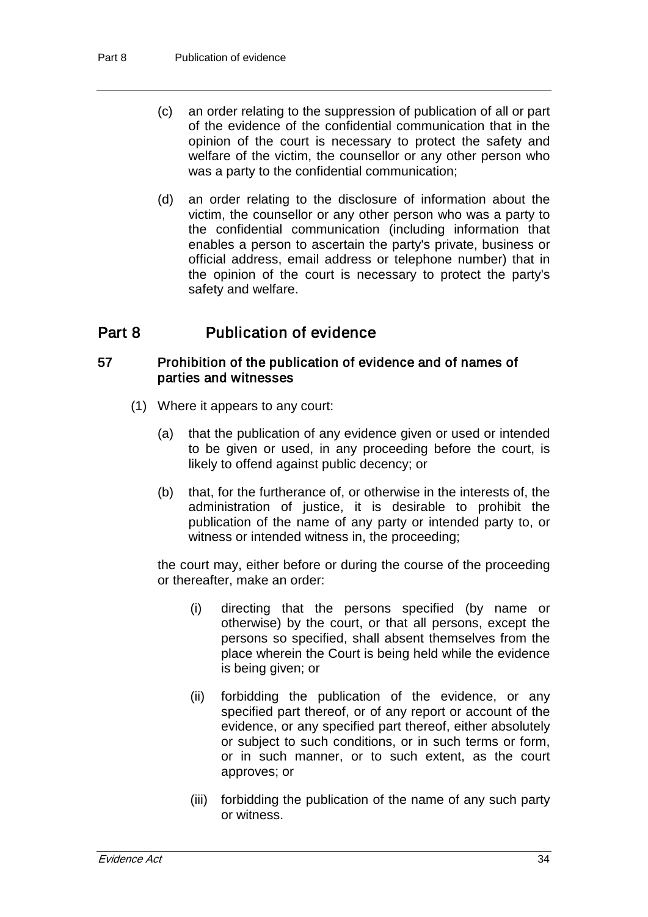(c) an order relating to the suppression of publication of all or part of the evidence of the confidential communication that in the opinion of the court is necessary to protect the safety and welfare of the victim, the counsellor or any other person who was a party to the confidential communication;

(d) an order relating to the disclosure of information about the victim, the counsellor or any other person who was a party to the confidential communication (including information that enables a person to ascertain the party's private, business or official address, email address or telephone number) that in the opinion of the court is necessary to protect the party's safety and welfare.

## Part 8 Publication of evidence

### 57 Prohibition of the publication of evidence and of names of parties and witnesses

(1) Where it appears to any court:

(a) that the publication of any evidence given or used or intended to be given or used, in any proceeding before the court, is likely to offend against public decency; or

(b) that, for the furtherance of, or otherwise in the interests of, the administration of justice, it is desirable to prohibit the publication of the name of any party or intended party to, or witness or intended witness in, the proceeding;

the court may, either before or during the course of the proceeding or thereafter, make an order:

(i) directing that the persons specified (by name or otherwise) by the court, or that all persons, except the persons so specified, shall absent themselves from the place wherein the Court is being held while the evidence is being given; or

(ii) forbidding the publication of the evidence, or any specified part thereof, or of any report or account of the evidence, or any specified part thereof, either absolutely or subject to such conditions, or in such terms or form, or in such manner, or to such extent, as the court approves; or

(iii) forbidding the publication of the name of any such party or witness.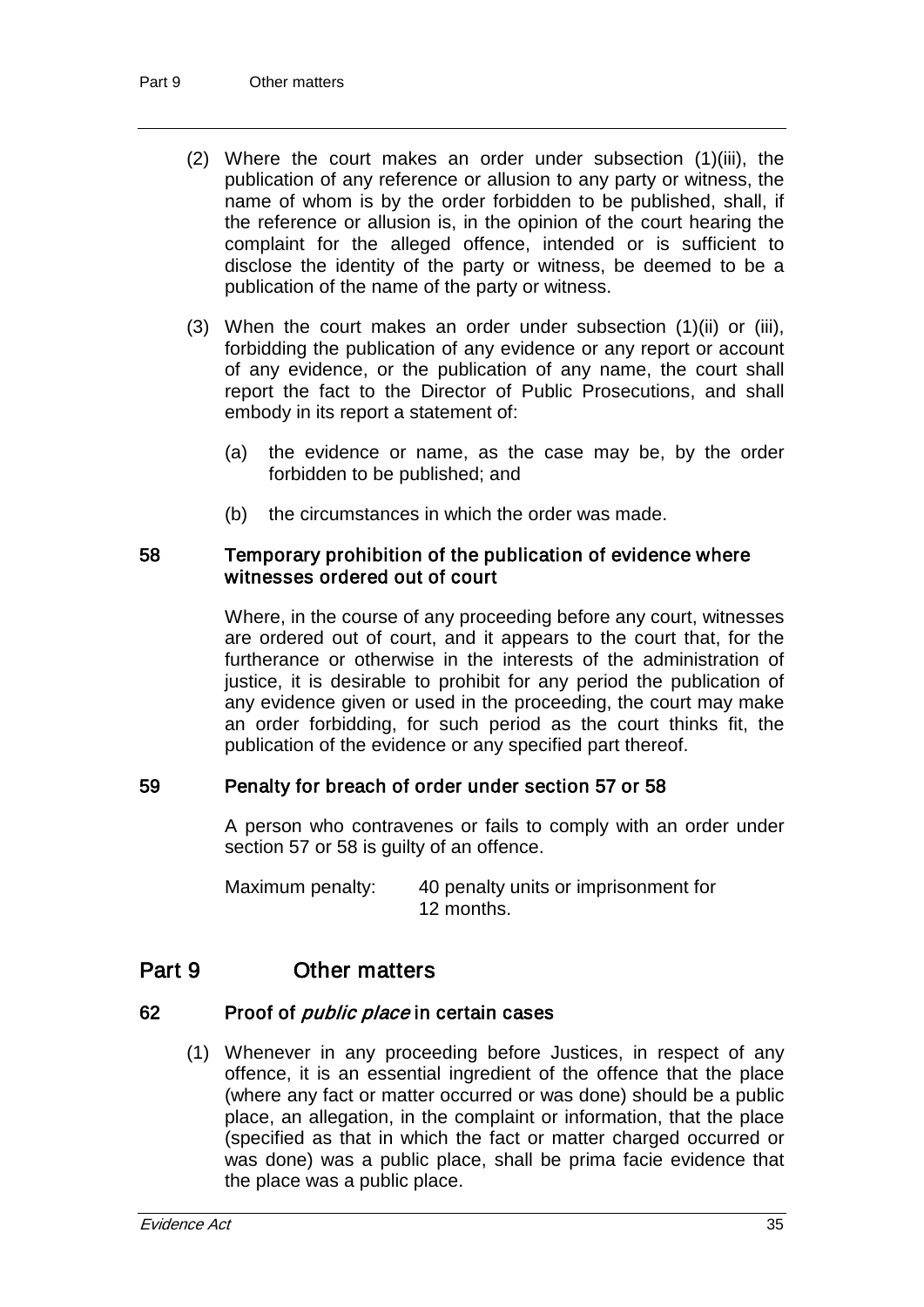(2) Where the court makes an order under subsection (1)(iii), the publication of any reference or allusion to any party or witness, the name of whom is by the order forbidden to be published, shall, if the reference or allusion is, in the opinion of the court hearing the complaint for the alleged offence, intended or is sufficient to disclose the identity of the party or witness, be deemed to be a publication of the name of the party or witness.

(3) When the court makes an order under subsection (1)(ii) or (iii), forbidding the publication of any evidence or any report or account of any evidence, or the publication of any name, the court shall report the fact to the Director of Public Prosecutions, and shall embody in its report a statement of:

(a) the evidence or name, as the case may be, by the order forbidden to be published; and

(b) the circumstances in which the order was made.

### 58 Temporary prohibition of the publication of evidence where witnesses ordered out of court

Where, in the course of any proceeding before any court, witnesses are ordered out of court, and it appears to the court that, for the furtherance or otherwise in the interests of the administration of justice, it is desirable to prohibit for any period the publication of any evidence given or used in the proceeding, the court may make an order forbidding, for such period as the court thinks fit, the publication of the evidence or any specified part thereof.

### 59 Penalty for breach of order under section 57 or 58

A person who contravenes or fails to comply with an order under section 57 or 58 is guilty of an offence.

Maximum penalty: 40 penalty units or imprisonment for 12 months.

## Part 9 Other matters

### 62 Proof of *public place* in certain cases

(1) Whenever in any proceeding before Justices, in respect of any offence, it is an essential ingredient of the offence that the place (where any fact or matter occurred or was done) should be a public place, an allegation, in the complaint or information, that the place (specified as that in which the fact or matter charged occurred or was done) was a public place, shall be prima facie evidence that the place was a public place.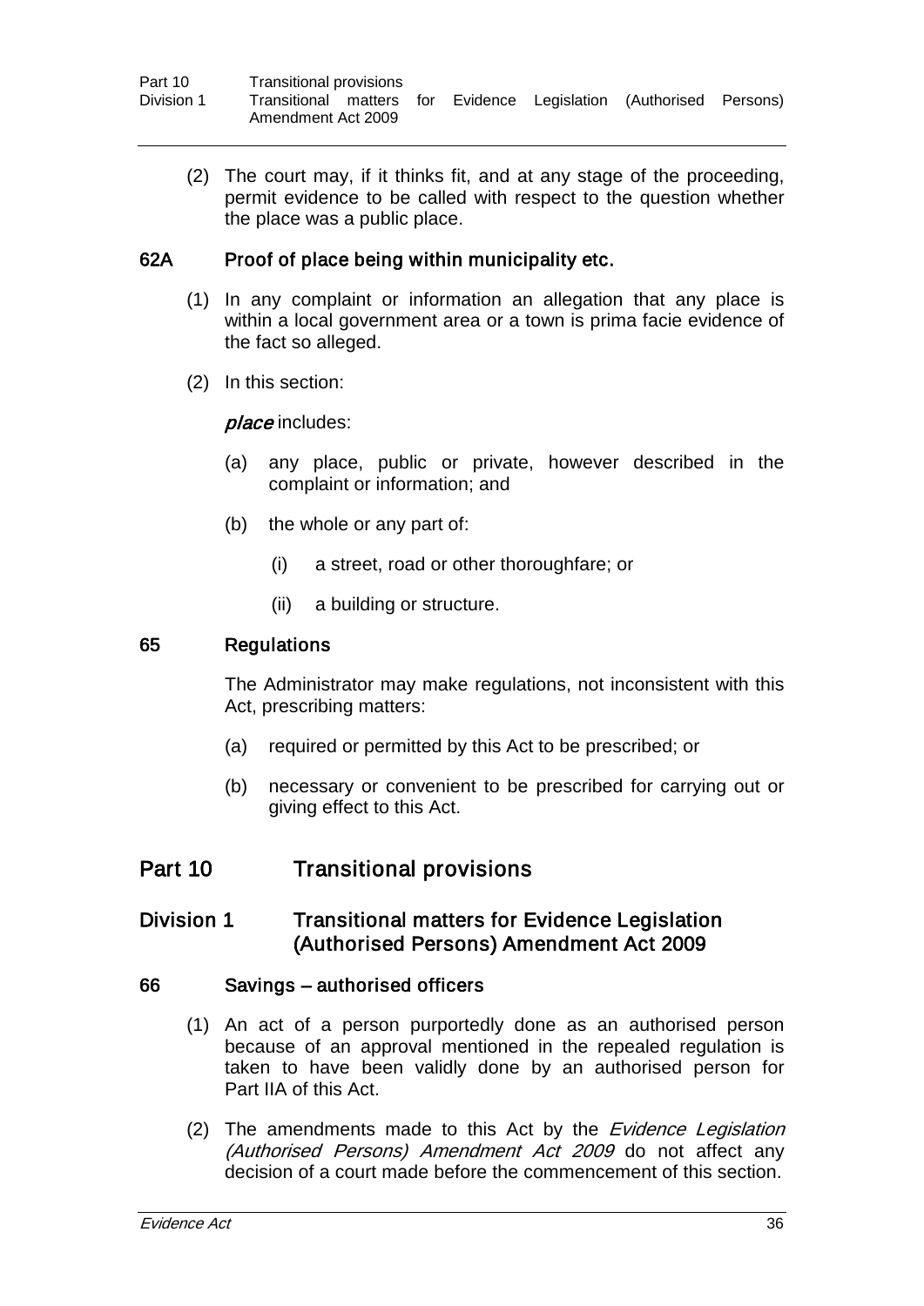(2) The court may, if it thinks fit, and at any stage of the proceeding, permit evidence to be called with respect to the question whether the place was a public place.

### 62A Proof of place being within municipality etc.

(1) In any complaint or information an allegation that any place is within a local government area or a town is prima facie evidence of the fact so alleged.

(2) In this section:

***place*** includes:

(a) any place, public or private, however described in the complaint or information; and

(b) the whole or any part of:

(i) a street, road or other thoroughfare; or

(ii) a building or structure.

### 65 Regulations

The Administrator may make regulations, not inconsistent with this Act, prescribing matters:

(a) required or permitted by this Act to be prescribed; or

(b) necessary or convenient to be prescribed for carrying out or giving effect to this Act.

# Part 10 Transitional provisions

## Division 1 Transitional matters for Evidence Legislation (Authorised Persons) Amendment Act 2009

### 66 Savings – authorised officers

(1) An act of a person purportedly done as an authorised person because of an approval mentioned in the repealed regulation is taken to have been validly done by an authorised person for Part IIA of this Act.

(2) The amendments made to this Act by the *Evidence Legislation (Authorised Persons) Amendment Act 2009* do not affect any decision of a court made before the commencement of this section.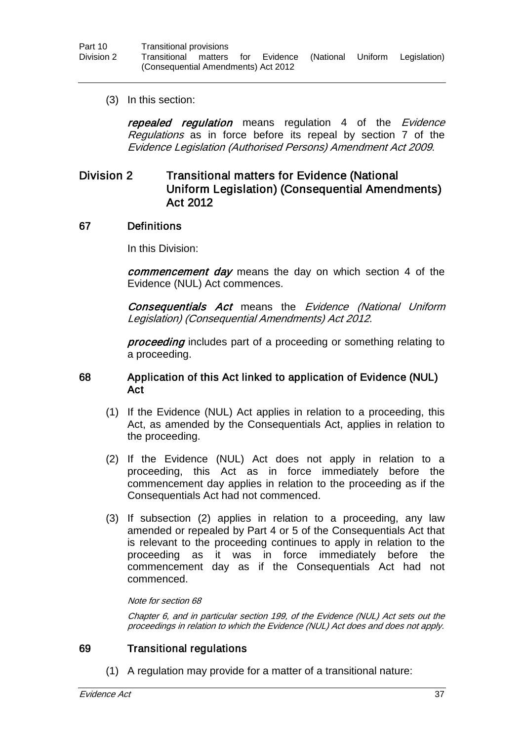(3) In this section:

***repealed regulation*** means regulation 4 of the *Evidence Regulations* as in force before its repeal by section 7 of the *Evidence Legislation (Authorised Persons) Amendment Act 2009*.

## Division 2 Transitional matters for Evidence (National Uniform Legislation) (Consequential Amendments) Act 2012

### 67 Definitions

In this Division:

***commencement day*** means the day on which section 4 of the Evidence (NUL) Act commences.

***Consequentials Act*** means the *Evidence (National Uniform Legislation) (Consequential Amendments) Act 2012*.

***proceeding*** includes part of a proceeding or something relating to a proceeding.

### 68 Application of this Act linked to application of Evidence (NUL) Act

(1) If the Evidence (NUL) Act applies in relation to a proceeding, this Act, as amended by the Consequentials Act, applies in relation to the proceeding.

(2) If the Evidence (NUL) Act does not apply in relation to a proceeding, this Act as in force immediately before the commencement day applies in relation to the proceeding as if the Consequentials Act had not commenced.

(3) If subsection (2) applies in relation to a proceeding, any law amended or repealed by Part 4 or 5 of the Consequentials Act that is relevant to the proceeding continues to apply in relation to the proceeding as it was in force immediately before the commencement day as if the Consequentials Act had not commenced.

*Note for section 68*

*Chapter 6, and in particular section 199, of the Evidence (NUL) Act sets out the proceedings in relation to which the Evidence (NUL) Act does and does not apply.*

### 69 Transitional regulations

(1) A regulation may provide for a matter of a transitional nature: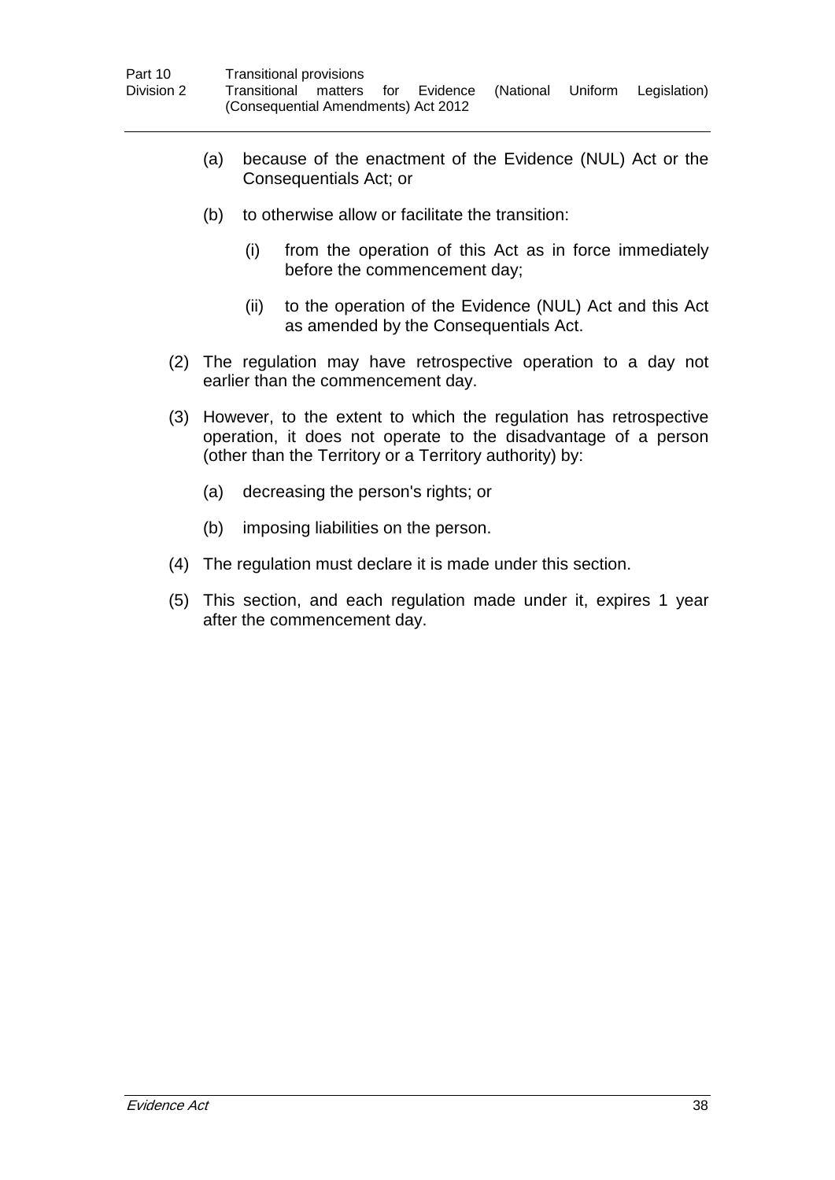(a) because of the enactment of the Evidence (NUL) Act or the Consequentials Act; or

(b) to otherwise allow or facilitate the transition:

  (i) from the operation of this Act as in force immediately before the commencement day;

  (ii) to the operation of the Evidence (NUL) Act and this Act as amended by the Consequentials Act.

(2) The regulation may have retrospective operation to a day not earlier than the commencement day.

(3) However, to the extent to which the regulation has retrospective operation, it does not operate to the disadvantage of a person (other than the Territory or a Territory authority) by:

  (a) decreasing the person's rights; or

  (b) imposing liabilities on the person.

(4) The regulation must declare it is made under this section.

(5) This section, and each regulation made under it, expires 1 year after the commencement day.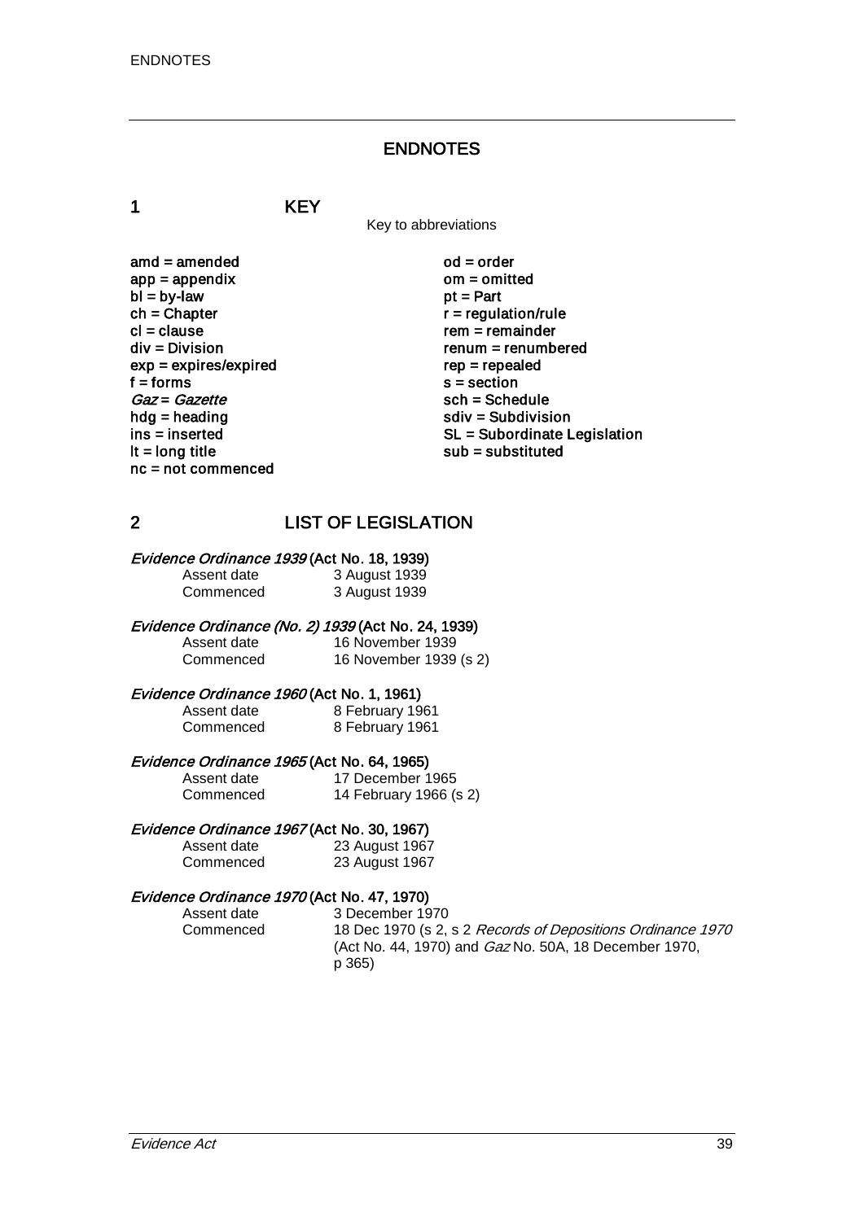# ENDNOTES

## 1 KEY

Key to abbreviations

| | |
|---|---|
| amd = amended | od = order |
| app = appendix | om = omitted |
| bl = by-law | pt = Part |
| ch = Chapter | r = regulation/rule |
| cl = clause | rem = remainder |
| div = Division | renum = renumbered |
| exp = expires/expired | rep = repealed |
| f = forms | s = section |
| *Gaz* = *Gazette* | sch = Schedule |
| hdg = heading | sdiv = Subdivision |
| ins = inserted | SL = Subordinate Legislation |
| lt = long title | sub = substituted |
| nc = not commenced | |

## 2 LIST OF LEGISLATION

***Evidence Ordinance 1939*** **(Act No. 18, 1939)**

Assent date 3 August 1939
Commenced 3 August 1939

***Evidence Ordinance (No. 2) 1939*** **(Act No. 24, 1939)**

Assent date 16 November 1939
Commenced 16 November 1939 (s 2)

***Evidence Ordinance 1960*** **(Act No. 1, 1961)**

Assent date 8 February 1961
Commenced 8 February 1961

***Evidence Ordinance 1965*** **(Act No. 64, 1965)**

Assent date 17 December 1965
Commenced 14 February 1966 (s 2)

***Evidence Ordinance 1967*** **(Act No. 30, 1967)**

Assent date 23 August 1967
Commenced 23 August 1967

***Evidence Ordinance 1970*** **(Act No. 47, 1970)**

Assent date 3 December 1970
Commenced 18 Dec 1970 (s 2, s 2 *Records of Depositions Ordinance 1970* (Act No. 44, 1970) and *Gaz* No. 50A, 18 December 1970, p 365)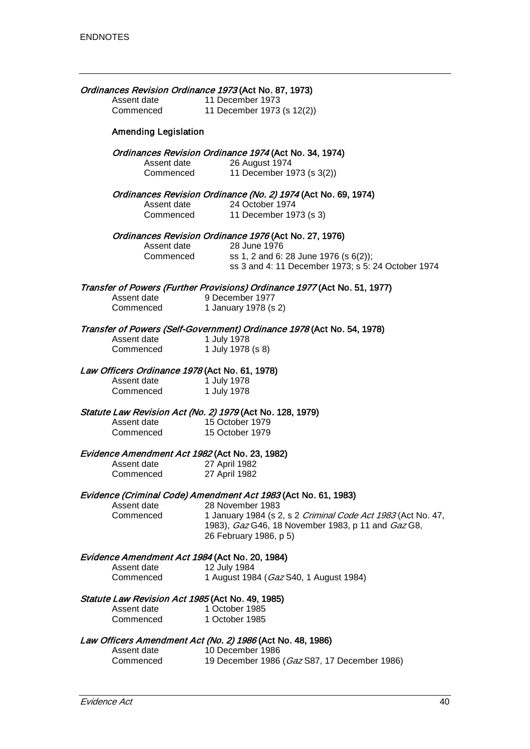***Ordinances Revision Ordinance 1973* (Act No. 87, 1973)**

Assent date 11 December 1973
Commenced 11 December 1973 (s 12(2))

**Amending Legislation**

***Ordinances Revision Ordinance 1974* (Act No. 34, 1974)**

Assent date 26 August 1974
Commenced 11 December 1973 (s 3(2))

***Ordinances Revision Ordinance (No. 2) 1974* (Act No. 69, 1974)**

Assent date 24 October 1974
Commenced 11 December 1973 (s 3)

***Ordinances Revision Ordinance 1976* (Act No. 27, 1976)**

Assent date 28 June 1976
Commenced ss 1, 2 and 6: 28 June 1976 (s 6(2)); ss 3 and 4: 11 December 1973; s 5: 24 October 1974

***Transfer of Powers (Further Provisions) Ordinance 1977* (Act No. 51, 1977)**

Assent date 9 December 1977
Commenced 1 January 1978 (s 2)

***Transfer of Powers (Self-Government) Ordinance 1978* (Act No. 54, 1978)**

Assent date 1 July 1978
Commenced 1 July 1978 (s 8)

***Law Officers Ordinance 1978* (Act No. 61, 1978)**

Assent date 1 July 1978
Commenced 1 July 1978

***Statute Law Revision Act (No. 2) 1979* (Act No. 128, 1979)**

Assent date 15 October 1979
Commenced 15 October 1979

***Evidence Amendment Act 1982* (Act No. 23, 1982)**

Assent date 27 April 1982
Commenced 27 April 1982

***Evidence (Criminal Code) Amendment Act 1983* (Act No. 61, 1983)**

Assent date 28 November 1983
Commenced 1 January 1984 (s 2, s 2 *Criminal Code Act 1983* (Act No. 47, 1983), *Gaz* G46, 18 November 1983, p 11 and *Gaz* G8, 26 February 1986, p 5)

***Evidence Amendment Act 1984* (Act No. 20, 1984)**

Assent date 12 July 1984
Commenced 1 August 1984 (*Gaz* S40, 1 August 1984)

***Statute Law Revision Act 1985* (Act No. 49, 1985)**

Assent date 1 October 1985
Commenced 1 October 1985

***Law Officers Amendment Act (No. 2) 1986* (Act No. 48, 1986)**

Assent date 10 December 1986
Commenced 19 December 1986 (*Gaz* S87, 17 December 1986)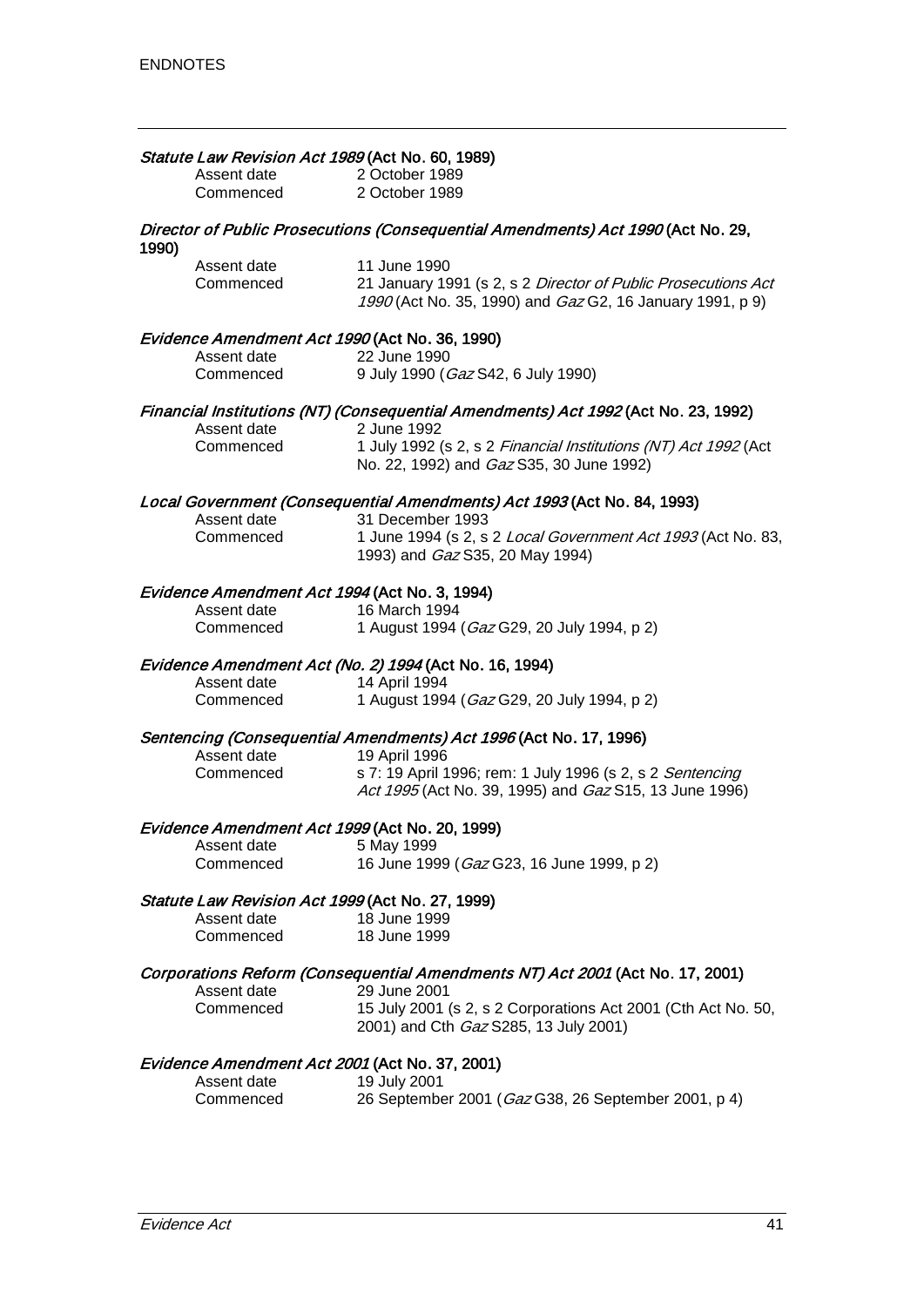*Statute Law Revision Act 1989* **(Act No. 60, 1989)**

Assent date 2 October 1989
Commenced 2 October 1989

*Director of Public Prosecutions (Consequential Amendments) Act 1990* **(Act No. 29, 1990)**

Assent date 11 June 1990
Commenced 21 January 1991 (s 2, s 2 *Director of Public Prosecutions Act 1990* (Act No. 35, 1990) and *Gaz* G2, 16 January 1991, p 9)

*Evidence Amendment Act 1990* **(Act No. 36, 1990)**

Assent date 22 June 1990
Commenced 9 July 1990 (*Gaz* S42, 6 July 1990)

*Financial Institutions (NT) (Consequential Amendments) Act 1992* **(Act No. 23, 1992)**

Assent date 2 June 1992
Commenced 1 July 1992 (s 2, s 2 *Financial Institutions (NT) Act 1992* (Act No. 22, 1992) and *Gaz* S35, 30 June 1992)

*Local Government (Consequential Amendments) Act 1993* **(Act No. 84, 1993)**

Assent date 31 December 1993
Commenced 1 June 1994 (s 2, s 2 *Local Government Act 1993* (Act No. 83, 1993) and *Gaz* S35, 20 May 1994)

*Evidence Amendment Act 1994* **(Act No. 3, 1994)**

Assent date 16 March 1994
Commenced 1 August 1994 (*Gaz* G29, 20 July 1994, p 2)

*Evidence Amendment Act (No. 2) 1994* **(Act No. 16, 1994)**

Assent date 14 April 1994
Commenced 1 August 1994 (*Gaz* G29, 20 July 1994, p 2)

*Sentencing (Consequential Amendments) Act 1996* **(Act No. 17, 1996)**

Assent date 19 April 1996
Commenced s 7: 19 April 1996; rem: 1 July 1996 (s 2, s 2 *Sentencing Act 1995* (Act No. 39, 1995) and *Gaz* S15, 13 June 1996)

*Evidence Amendment Act 1999* **(Act No. 20, 1999)**

Assent date 5 May 1999
Commenced 16 June 1999 (*Gaz* G23, 16 June 1999, p 2)

*Statute Law Revision Act 1999* **(Act No. 27, 1999)**

Assent date 18 June 1999
Commenced 18 June 1999

*Corporations Reform (Consequential Amendments NT) Act 2001* **(Act No. 17, 2001)**

Assent date 29 June 2001
Commenced 15 July 2001 (s 2, s 2 Corporations Act 2001 (Cth Act No. 50, 2001) and Cth *Gaz* S285, 13 July 2001)

*Evidence Amendment Act 2001* **(Act No. 37, 2001)**

Assent date 19 July 2001
Commenced 26 September 2001 (*Gaz* G38, 26 September 2001, p 4)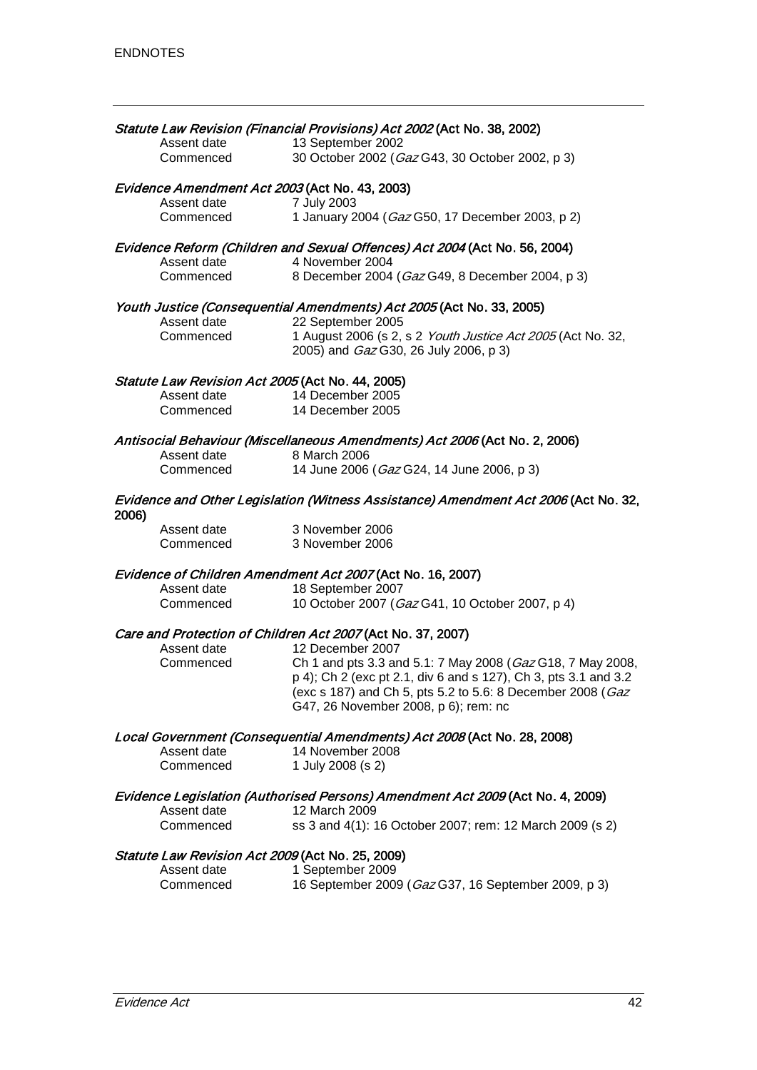*Statute Law Revision (Financial Provisions) Act 2002* **(Act No. 38, 2002)**

| | |
|---|---|
| Assent date | 13 September 2002 |
| Commenced | 30 October 2002 (*Gaz* G43, 30 October 2002, p 3) |

*Evidence Amendment Act 2003* **(Act No. 43, 2003)**

| | |
|---|---|
| Assent date | 7 July 2003 |
| Commenced | 1 January 2004 (*Gaz* G50, 17 December 2003, p 2) |

*Evidence Reform (Children and Sexual Offences) Act 2004* **(Act No. 56, 2004)**

| | |
|---|---|
| Assent date | 4 November 2004 |
| Commenced | 8 December 2004 (*Gaz* G49, 8 December 2004, p 3) |

*Youth Justice (Consequential Amendments) Act 2005* **(Act No. 33, 2005)**

| | |
|---|---|
| Assent date | 22 September 2005 |
| Commenced | 1 August 2006 (s 2, s 2 *Youth Justice Act 2005* (Act No. 32, 2005) and *Gaz* G30, 26 July 2006, p 3) |

*Statute Law Revision Act 2005* **(Act No. 44, 2005)**

| | |
|---|---|
| Assent date | 14 December 2005 |
| Commenced | 14 December 2005 |

*Antisocial Behaviour (Miscellaneous Amendments) Act 2006* **(Act No. 2, 2006)**

| | |
|---|---|
| Assent date | 8 March 2006 |
| Commenced | 14 June 2006 (*Gaz* G24, 14 June 2006, p 3) |

*Evidence and Other Legislation (Witness Assistance) Amendment Act 2006* **(Act No. 32, 2006)**

| | |
|---|---|
| Assent date | 3 November 2006 |
| Commenced | 3 November 2006 |

*Evidence of Children Amendment Act 2007* **(Act No. 16, 2007)**

| | |
|---|---|
| Assent date | 18 September 2007 |
| Commenced | 10 October 2007 (*Gaz* G41, 10 October 2007, p 4) |

*Care and Protection of Children Act 2007* **(Act No. 37, 2007)**

| | |
|---|---|
| Assent date | 12 December 2007 |
| Commenced | Ch 1 and pts 3.3 and 5.1: 7 May 2008 (*Gaz* G18, 7 May 2008, p 4); Ch 2 (exc pt 2.1, div 6 and s 127), Ch 3, pts 3.1 and 3.2 (exc s 187) and Ch 5, pts 5.2 to 5.6: 8 December 2008 (*Gaz* G47, 26 November 2008, p 6); rem: nc |

*Local Government (Consequential Amendments) Act 2008* **(Act No. 28, 2008)**

| | |
|---|---|
| Assent date | 14 November 2008 |
| Commenced | 1 July 2008 (s 2) |

*Evidence Legislation (Authorised Persons) Amendment Act 2009* **(Act No. 4, 2009)**

| | |
|---|---|
| Assent date | 12 March 2009 |
| Commenced | ss 3 and 4(1): 16 October 2007; rem: 12 March 2009 (s 2) |

*Statute Law Revision Act 2009* **(Act No. 25, 2009)**

| | |
|---|---|
| Assent date | 1 September 2009 |
| Commenced | 16 September 2009 (*Gaz* G37, 16 September 2009, p 3) |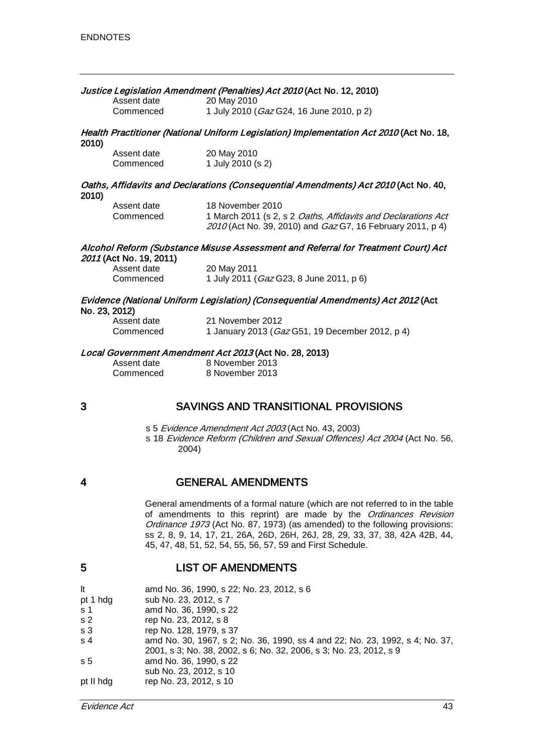*Justice Legislation Amendment (Penalties) Act 2010* **(Act No. 12, 2010)**

Assent date 20 May 2010
Commenced 1 July 2010 (*Gaz* G24, 16 June 2010, p 2)

*Health Practitioner (National Uniform Legislation) Implementation Act 2010* **(Act No. 18, 2010)**

Assent date 20 May 2010
Commenced 1 July 2010 (s 2)

*Oaths, Affidavits and Declarations (Consequential Amendments) Act 2010* **(Act No. 40, 2010)**

Assent date 18 November 2010
Commenced 1 March 2011 (s 2, s 2 *Oaths, Affidavits and Declarations Act 2010* (Act No. 39, 2010) and *Gaz* G7, 16 February 2011, p 4)

*Alcohol Reform (Substance Misuse Assessment and Referral for Treatment Court) Act 2011* **(Act No. 19, 2011)**

Assent date 20 May 2011
Commenced 1 July 2011 (*Gaz* G23, 8 June 2011, p 6)

*Evidence (National Uniform Legislation) (Consequential Amendments) Act 2012* **(Act No. 23, 2012)**

Assent date 21 November 2012
Commenced 1 January 2013 (*Gaz* G51, 19 December 2012, p 4)

*Local Government Amendment Act 2013* **(Act No. 28, 2013)**

Assent date 8 November 2013
Commenced 8 November 2013

## 3 SAVINGS AND TRANSITIONAL PROVISIONS

s 5 *Evidence Amendment Act 2003* (Act No. 43, 2003)
s 18 *Evidence Reform (Children and Sexual Offences) Act 2004* (Act No. 56, 2004)

## 4 GENERAL AMENDMENTS

General amendments of a formal nature (which are not referred to in the table of amendments to this reprint) are made by the *Ordinances Revision Ordinance 1973* (Act No. 87, 1973) (as amended) to the following provisions: ss 2, 8, 9, 14, 17, 21, 26A, 26D, 26H, 26J, 28, 29, 33, 37, 38, 42A 42B, 44, 45, 47, 48, 51, 52, 54, 55, 56, 57, 59 and First Schedule.

## 5 LIST OF AMENDMENTS

| | |
|---|---|
| lt | amd No. 36, 1990, s 22; No. 23, 2012, s 6 |
| pt 1 hdg | sub No. 23, 2012, s 7 |
| s 1 | amd No. 36, 1990, s 22 |
| s 2 | rep No. 23, 2012, s 8 |
| s 3 | rep No. 128, 1979, s 37 |
| s 4 | amd No. 30, 1967, s 2; No. 36, 1990, ss 4 and 22; No. 23, 1992, s 4; No. 37, 2001, s 3; No. 38, 2002, s 6; No. 32, 2006, s 3; No. 23, 2012, s 9 |
| s 5 | amd No. 36, 1990, s 22 |
| | sub No. 23, 2012, s 10 |
| pt II hdg | rep No. 23, 2012, s 10 |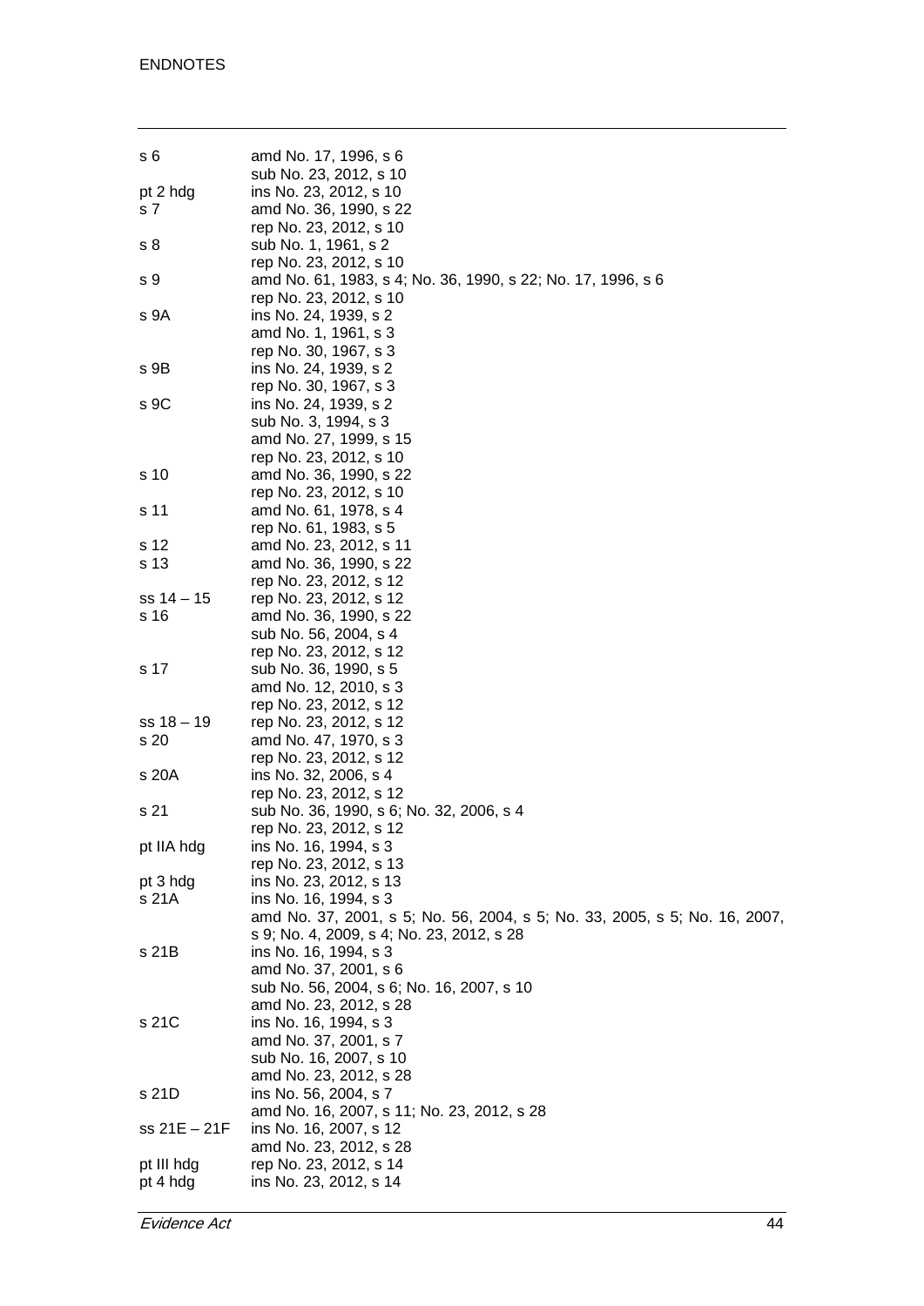| | |
|---|---|
| s 6 | amd No. 17, 1996, s 6 |
| | sub No. 23, 2012, s 10 |
| pt 2 hdg | ins No. 23, 2012, s 10 |
| s 7 | amd No. 36, 1990, s 22 |
| | rep No. 23, 2012, s 10 |
| s 8 | sub No. 1, 1961, s 2 |
| | rep No. 23, 2012, s 10 |
| s 9 | amd No. 61, 1983, s 4; No. 36, 1990, s 22; No. 17, 1996, s 6 |
| | rep No. 23, 2012, s 10 |
| s 9A | ins No. 24, 1939, s 2 |
| | amd No. 1, 1961, s 3 |
| | rep No. 30, 1967, s 3 |
| s 9B | ins No. 24, 1939, s 2 |
| | rep No. 30, 1967, s 3 |
| s 9C | ins No. 24, 1939, s 2 |
| | sub No. 3, 1994, s 3 |
| | amd No. 27, 1999, s 15 |
| | rep No. 23, 2012, s 10 |
| s 10 | amd No. 36, 1990, s 22 |
| | rep No. 23, 2012, s 10 |
| s 11 | amd No. 61, 1978, s 4 |
| | rep No. 61, 1983, s 5 |
| s 12 | amd No. 23, 2012, s 11 |
| s 13 | amd No. 36, 1990, s 22 |
| | rep No. 23, 2012, s 12 |
| ss 14 – 15 | rep No. 23, 2012, s 12 |
| s 16 | amd No. 36, 1990, s 22 |
| | sub No. 56, 2004, s 4 |
| | rep No. 23, 2012, s 12 |
| s 17 | sub No. 36, 1990, s 5 |
| | amd No. 12, 2010, s 3 |
| | rep No. 23, 2012, s 12 |
| ss 18 – 19 | rep No. 23, 2012, s 12 |
| s 20 | amd No. 47, 1970, s 3 |
| | rep No. 23, 2012, s 12 |
| s 20A | ins No. 32, 2006, s 4 |
| | rep No. 23, 2012, s 12 |
| s 21 | sub No. 36, 1990, s 6; No. 32, 2006, s 4 |
| | rep No. 23, 2012, s 12 |
| pt IIA hdg | ins No. 16, 1994, s 3 |
| | rep No. 23, 2012, s 13 |
| pt 3 hdg | ins No. 23, 2012, s 13 |
| s 21A | ins No. 16, 1994, s 3 |
| | amd No. 37, 2001, s 5; No. 56, 2004, s 5; No. 33, 2005, s 5; No. 16, 2007, s 9; No. 4, 2009, s 4; No. 23, 2012, s 28 |
| s 21B | ins No. 16, 1994, s 3 |
| | amd No. 37, 2001, s 6 |
| | sub No. 56, 2004, s 6; No. 16, 2007, s 10 |
| | amd No. 23, 2012, s 28 |
| s 21C | ins No. 16, 1994, s 3 |
| | amd No. 37, 2001, s 7 |
| | sub No. 16, 2007, s 10 |
| | amd No. 23, 2012, s 28 |
| s 21D | ins No. 56, 2004, s 7 |
| | amd No. 16, 2007, s 11; No. 23, 2012, s 28 |
| ss 21E – 21F | ins No. 16, 2007, s 12 |
| | amd No. 23, 2012, s 28 |
| pt III hdg | rep No. 23, 2012, s 14 |
| pt 4 hdg | ins No. 23, 2012, s 14 |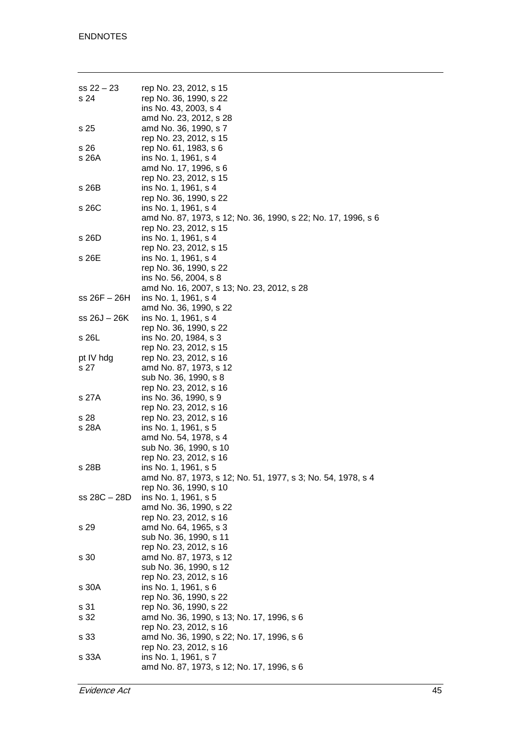| | |
|---|---|
| ss 22 – 23 | rep No. 23, 2012, s 15 |
| s 24 | rep No. 36, 1990, s 22 |
| | ins No. 43, 2003, s 4 |
| | amd No. 23, 2012, s 28 |
| s 25 | amd No. 36, 1990, s 7 |
| | rep No. 23, 2012, s 15 |
| s 26 | rep No. 61, 1983, s 6 |
| s 26A | ins No. 1, 1961, s 4 |
| | amd No. 17, 1996, s 6 |
| | rep No. 23, 2012, s 15 |
| s 26B | ins No. 1, 1961, s 4 |
| | rep No. 36, 1990, s 22 |
| s 26C | ins No. 1, 1961, s 4 |
| | amd No. 87, 1973, s 12; No. 36, 1990, s 22; No. 17, 1996, s 6 |
| | rep No. 23, 2012, s 15 |
| s 26D | ins No. 1, 1961, s 4 |
| | rep No. 23, 2012, s 15 |
| s 26E | ins No. 1, 1961, s 4 |
| | rep No. 36, 1990, s 22 |
| | ins No. 56, 2004, s 8 |
| | amd No. 16, 2007, s 13; No. 23, 2012, s 28 |
| ss 26F – 26H | ins No. 1, 1961, s 4 |
| | amd No. 36, 1990, s 22 |
| ss 26J – 26K | ins No. 1, 1961, s 4 |
| | rep No. 36, 1990, s 22 |
| s 26L | ins No. 20, 1984, s 3 |
| | rep No. 23, 2012, s 15 |
| pt IV hdg | rep No. 23, 2012, s 16 |
| s 27 | amd No. 87, 1973, s 12 |
| | sub No. 36, 1990, s 8 |
| | rep No. 23, 2012, s 16 |
| s 27A | ins No. 36, 1990, s 9 |
| | rep No. 23, 2012, s 16 |
| s 28 | rep No. 23, 2012, s 16 |
| s 28A | ins No. 1, 1961, s 5 |
| | amd No. 54, 1978, s 4 |
| | sub No. 36, 1990, s 10 |
| | rep No. 23, 2012, s 16 |
| s 28B | ins No. 1, 1961, s 5 |
| | amd No. 87, 1973, s 12; No. 51, 1977, s 3; No. 54, 1978, s 4 |
| | rep No. 36, 1990, s 10 |
| ss 28C – 28D | ins No. 1, 1961, s 5 |
| | amd No. 36, 1990, s 22 |
| | rep No. 23, 2012, s 16 |
| s 29 | amd No. 64, 1965, s 3 |
| | sub No. 36, 1990, s 11 |
| | rep No. 23, 2012, s 16 |
| s 30 | amd No. 87, 1973, s 12 |
| | sub No. 36, 1990, s 12 |
| | rep No. 23, 2012, s 16 |
| s 30A | ins No. 1, 1961, s 6 |
| | rep No. 36, 1990, s 22 |
| s 31 | rep No. 36, 1990, s 22 |
| s 32 | amd No. 36, 1990, s 13; No. 17, 1996, s 6 |
| | rep No. 23, 2012, s 16 |
| s 33 | amd No. 36, 1990, s 22; No. 17, 1996, s 6 |
| | rep No. 23, 2012, s 16 |
| s 33A | ins No. 1, 1961, s 7 |
| | amd No. 87, 1973, s 12; No. 17, 1996, s 6 |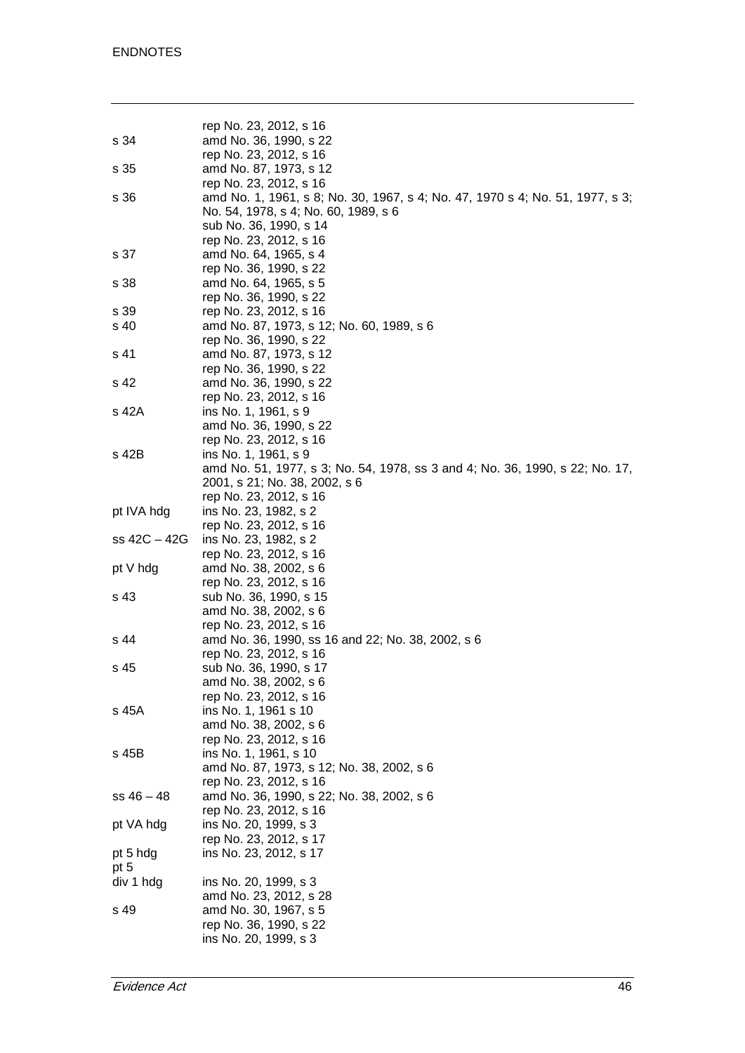| | |
|---|---|
| | rep No. 23, 2012, s 16 |
| s 34 | amd No. 36, 1990, s 22 |
| | rep No. 23, 2012, s 16 |
| s 35 | amd No. 87, 1973, s 12 |
| | rep No. 23, 2012, s 16 |
| s 36 | amd No. 1, 1961, s 8; No. 30, 1967, s 4; No. 47, 1970 s 4; No. 51, 1977, s 3; No. 54, 1978, s 4; No. 60, 1989, s 6 |
| | sub No. 36, 1990, s 14 |
| | rep No. 23, 2012, s 16 |
| s 37 | amd No. 64, 1965, s 4 |
| | rep No. 36, 1990, s 22 |
| s 38 | amd No. 64, 1965, s 5 |
| | rep No. 36, 1990, s 22 |
| s 39 | rep No. 23, 2012, s 16 |
| s 40 | amd No. 87, 1973, s 12; No. 60, 1989, s 6 |
| | rep No. 36, 1990, s 22 |
| s 41 | amd No. 87, 1973, s 12 |
| | rep No. 36, 1990, s 22 |
| s 42 | amd No. 36, 1990, s 22 |
| | rep No. 23, 2012, s 16 |
| s 42A | ins No. 1, 1961, s 9 |
| | amd No. 36, 1990, s 22 |
| | rep No. 23, 2012, s 16 |
| s 42B | ins No. 1, 1961, s 9 |
| | amd No. 51, 1977, s 3; No. 54, 1978, ss 3 and 4; No. 36, 1990, s 22; No. 17, 2001, s 21; No. 38, 2002, s 6 |
| | rep No. 23, 2012, s 16 |
| pt IVA hdg | ins No. 23, 1982, s 2 |
| | rep No. 23, 2012, s 16 |
| ss 42C – 42G | ins No. 23, 1982, s 2 |
| | rep No. 23, 2012, s 16 |
| pt V hdg | amd No. 38, 2002, s 6 |
| | rep No. 23, 2012, s 16 |
| s 43 | sub No. 36, 1990, s 15 |
| | amd No. 38, 2002, s 6 |
| | rep No. 23, 2012, s 16 |
| s 44 | amd No. 36, 1990, ss 16 and 22; No. 38, 2002, s 6 |
| | rep No. 23, 2012, s 16 |
| s 45 | sub No. 36, 1990, s 17 |
| | amd No. 38, 2002, s 6 |
| | rep No. 23, 2012, s 16 |
| s 45A | ins No. 1, 1961 s 10 |
| | amd No. 38, 2002, s 6 |
| | rep No. 23, 2012, s 16 |
| s 45B | ins No. 1, 1961, s 10 |
| | amd No. 87, 1973, s 12; No. 38, 2002, s 6 |
| | rep No. 23, 2012, s 16 |
| ss 46 – 48 | amd No. 36, 1990, s 22; No. 38, 2002, s 6 |
| | rep No. 23, 2012, s 16 |
| pt VA hdg | ins No. 20, 1999, s 3 |
| | rep No. 23, 2012, s 17 |
| pt 5 hdg | ins No. 23, 2012, s 17 |
| pt 5 | |
| div 1 hdg | ins No. 20, 1999, s 3 |
| | amd No. 23, 2012, s 28 |
| s 49 | amd No. 30, 1967, s 5 |
| | rep No. 36, 1990, s 22 |
| | ins No. 20, 1999, s 3 |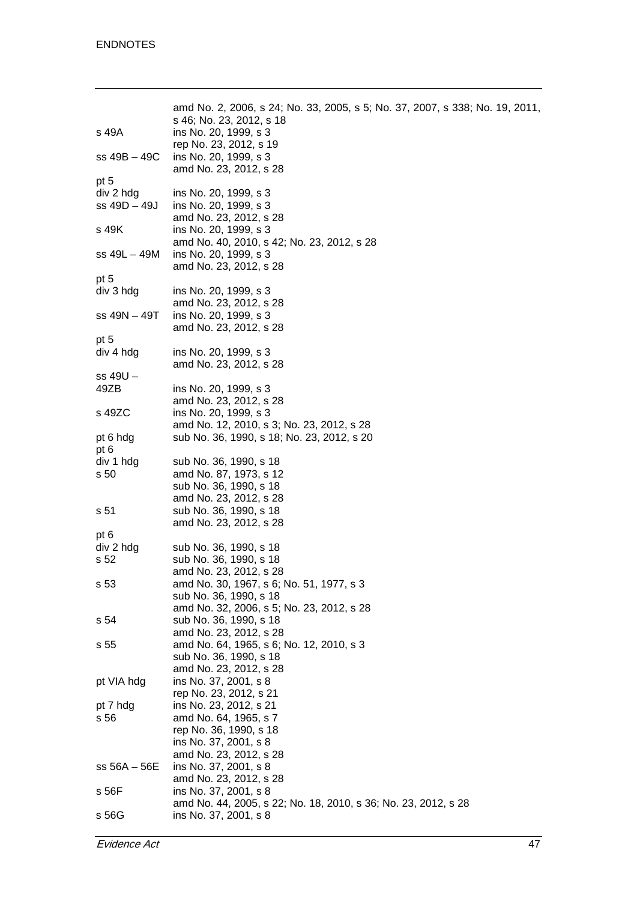| | |
|---|---|
| | amd No. 2, 2006, s 24; No. 33, 2005, s 5; No. 37, 2007, s 338; No. 19, 2011, s 46; No. 23, 2012, s 18 |
| s 49A | ins No. 20, 1999, s 3 |
| | rep No. 23, 2012, s 19 |
| ss 49B – 49C | ins No. 20, 1999, s 3 |
| | amd No. 23, 2012, s 28 |
| pt 5 div 2 hdg | ins No. 20, 1999, s 3 |
| ss 49D – 49J | ins No. 20, 1999, s 3 |
| | amd No. 23, 2012, s 28 |
| s 49K | ins No. 20, 1999, s 3 |
| | amd No. 40, 2010, s 42; No. 23, 2012, s 28 |
| ss 49L – 49M | ins No. 20, 1999, s 3 |
| | amd No. 23, 2012, s 28 |
| pt 5 div 3 hdg | ins No. 20, 1999, s 3 |
| | amd No. 23, 2012, s 28 |
| ss 49N – 49T | ins No. 20, 1999, s 3 |
| | amd No. 23, 2012, s 28 |
| pt 5 div 4 hdg | ins No. 20, 1999, s 3 |
| | amd No. 23, 2012, s 28 |
| ss 49U – 49ZB | ins No. 20, 1999, s 3 |
| | amd No. 23, 2012, s 28 |
| s 49ZC | ins No. 20, 1999, s 3 |
| | amd No. 12, 2010, s 3; No. 23, 2012, s 28 |
| pt 6 hdg | sub No. 36, 1990, s 18; No. 23, 2012, s 20 |
| pt 6 div 1 hdg | sub No. 36, 1990, s 18 |
| s 50 | amd No. 87, 1973, s 12 |
| | sub No. 36, 1990, s 18 |
| | amd No. 23, 2012, s 28 |
| s 51 | sub No. 36, 1990, s 18 |
| | amd No. 23, 2012, s 28 |
| pt 6 div 2 hdg | sub No. 36, 1990, s 18 |
| s 52 | sub No. 36, 1990, s 18 |
| | amd No. 23, 2012, s 28 |
| s 53 | amd No. 30, 1967, s 6; No. 51, 1977, s 3 |
| | sub No. 36, 1990, s 18 |
| | amd No. 32, 2006, s 5; No. 23, 2012, s 28 |
| s 54 | sub No. 36, 1990, s 18 |
| | amd No. 23, 2012, s 28 |
| s 55 | amd No. 64, 1965, s 6; No. 12, 2010, s 3 |
| | sub No. 36, 1990, s 18 |
| | amd No. 23, 2012, s 28 |
| pt VIA hdg | ins No. 37, 2001, s 8 |
| | rep No. 23, 2012, s 21 |
| pt 7 hdg | ins No. 23, 2012, s 21 |
| s 56 | amd No. 64, 1965, s 7 |
| | rep No. 36, 1990, s 18 |
| | ins No. 37, 2001, s 8 |
| | amd No. 23, 2012, s 28 |
| ss 56A – 56E | ins No. 37, 2001, s 8 |
| | amd No. 23, 2012, s 28 |
| s 56F | ins No. 37, 2001, s 8 |
| | amd No. 44, 2005, s 22; No. 18, 2010, s 36; No. 23, 2012, s 28 |
| s 56G | ins No. 37, 2001, s 8 |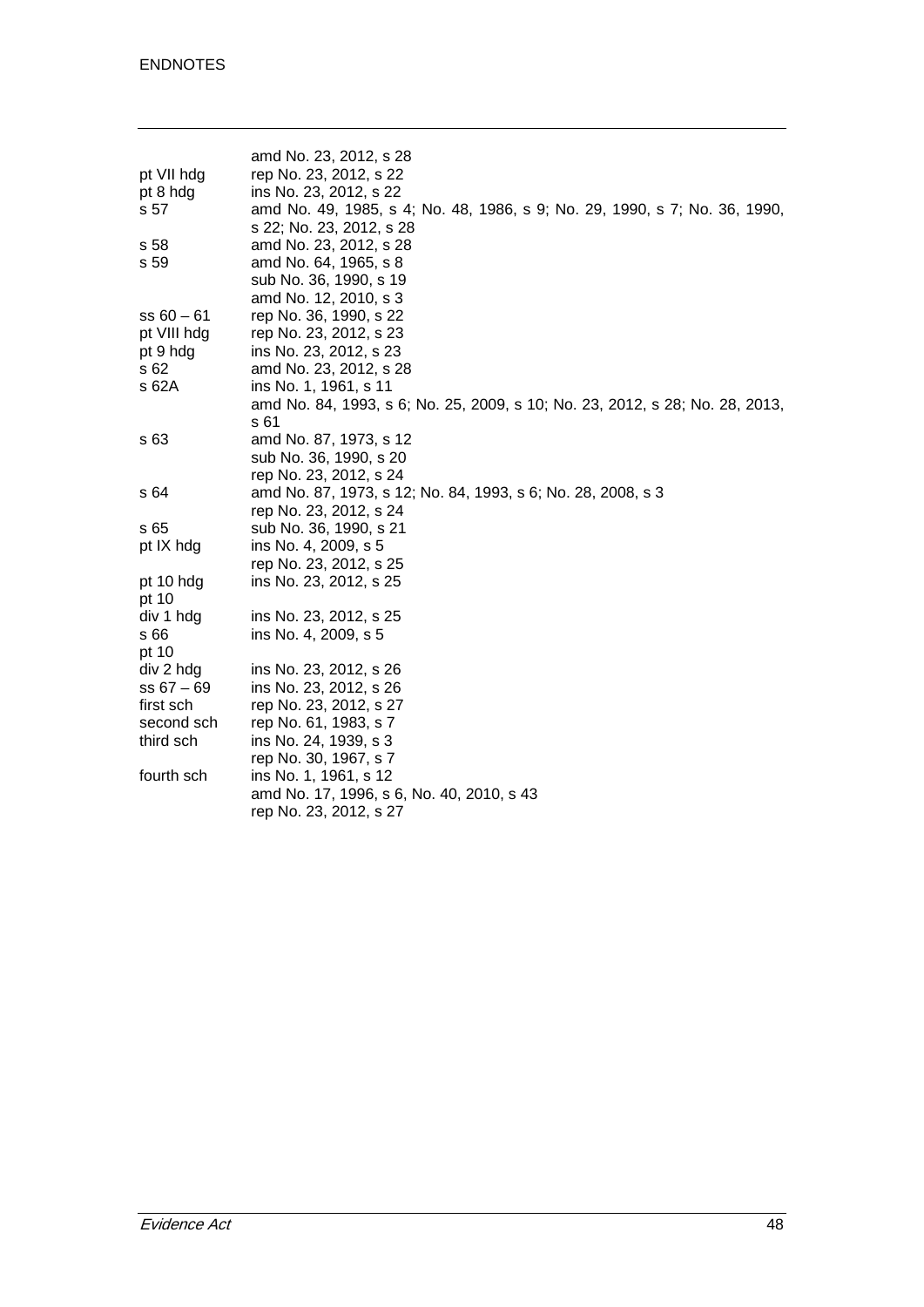| | |
|---|---|
| | amd No. 23, 2012, s 28 |
| pt VII hdg | rep No. 23, 2012, s 22 |
| pt 8 hdg | ins No. 23, 2012, s 22 |
| s 57 | amd No. 49, 1985, s 4; No. 48, 1986, s 9; No. 29, 1990, s 7; No. 36, 1990, s 22; No. 23, 2012, s 28 |
| s 58 | amd No. 23, 2012, s 28 |
| s 59 | amd No. 64, 1965, s 8 |
| | sub No. 36, 1990, s 19 |
| | amd No. 12, 2010, s 3 |
| ss 60 – 61 | rep No. 36, 1990, s 22 |
| pt VIII hdg | rep No. 23, 2012, s 23 |
| pt 9 hdg | ins No. 23, 2012, s 23 |
| s 62 | amd No. 23, 2012, s 28 |
| s 62A | ins No. 1, 1961, s 11 |
| | amd No. 84, 1993, s 6; No. 25, 2009, s 10; No. 23, 2012, s 28; No. 28, 2013, s 61 |
| s 63 | amd No. 87, 1973, s 12 |
| | sub No. 36, 1990, s 20 |
| | rep No. 23, 2012, s 24 |
| s 64 | amd No. 87, 1973, s 12; No. 84, 1993, s 6; No. 28, 2008, s 3 |
| | rep No. 23, 2012, s 24 |
| s 65 | sub No. 36, 1990, s 21 |
| pt IX hdg | ins No. 4, 2009, s 5 |
| | rep No. 23, 2012, s 25 |
| pt 10 hdg | ins No. 23, 2012, s 25 |
| pt 10 div 1 hdg | ins No. 23, 2012, s 25 |
| s 66 | ins No. 4, 2009, s 5 |
| pt 10 div 2 hdg | ins No. 23, 2012, s 26 |
| ss 67 – 69 | ins No. 23, 2012, s 26 |
| first sch | rep No. 23, 2012, s 27 |
| second sch | rep No. 61, 1983, s 7 |
| third sch | ins No. 24, 1939, s 3 |
| | rep No. 30, 1967, s 7 |
| fourth sch | ins No. 1, 1961, s 12 |
| | amd No. 17, 1996, s 6, No. 40, 2010, s 43 |
| | rep No. 23, 2012, s 27 |